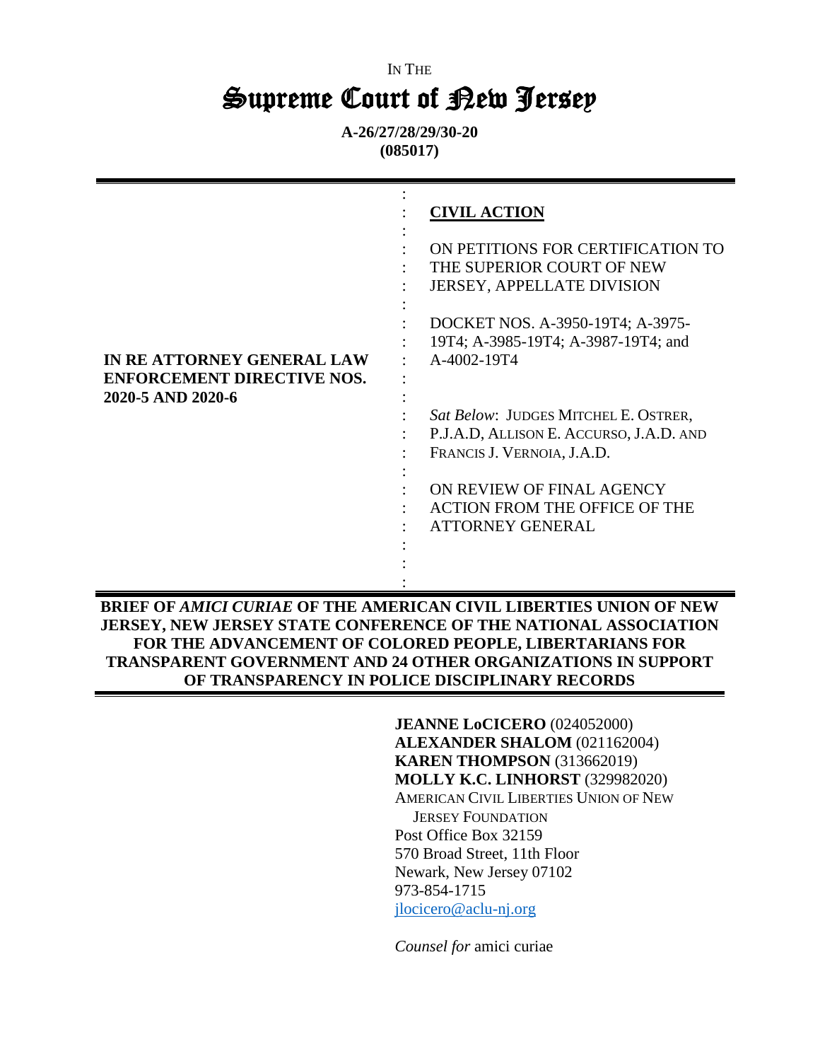IN THE

# Supreme Court of New Jersey

**A-26/27/28/29/30-20**
**(085017)**

---

**IN RE ATTORNEY GENERAL LAW ENFORCEMENT DIRECTIVE NOS. 2020-5 AND 2020-6**

**CIVIL ACTION**

ON PETITIONS FOR CERTIFICATION TO THE SUPERIOR COURT OF NEW JERSEY, APPELLATE DIVISION

DOCKET NOS. A-3950-19T4; A-3975-19T4; A-3985-19T4; A-3987-19T4; and A-4002-19T4

*Sat Below*: JUDGES MITCHEL E. OSTRER, P.J.A.D, ALLISON E. ACCURSO, J.A.D. AND FRANCIS J. VERNOIA, J.A.D.

ON REVIEW OF FINAL AGENCY ACTION FROM THE OFFICE OF THE ATTORNEY GENERAL

---

**BRIEF OF *AMICI CURIAE* OF THE AMERICAN CIVIL LIBERTIES UNION OF NEW JERSEY, NEW JERSEY STATE CONFERENCE OF THE NATIONAL ASSOCIATION FOR THE ADVANCEMENT OF COLORED PEOPLE, LIBERTARIANS FOR TRANSPARENT GOVERNMENT AND 24 OTHER ORGANIZATIONS IN SUPPORT OF TRANSPARENCY IN POLICE DISCIPLINARY RECORDS**

---

**JEANNE LoCICERO** (024052000)
**ALEXANDER SHALOM** (021162004)
**KAREN THOMPSON** (313662019)
**MOLLY K.C. LINHORST** (329982020)
AMERICAN CIVIL LIBERTIES UNION OF NEW JERSEY FOUNDATION
Post Office Box 32159
570 Broad Street, 11th Floor
Newark, New Jersey 07102
973-854-1715
jlocicero@aclu-nj.org

*Counsel for* amici curiae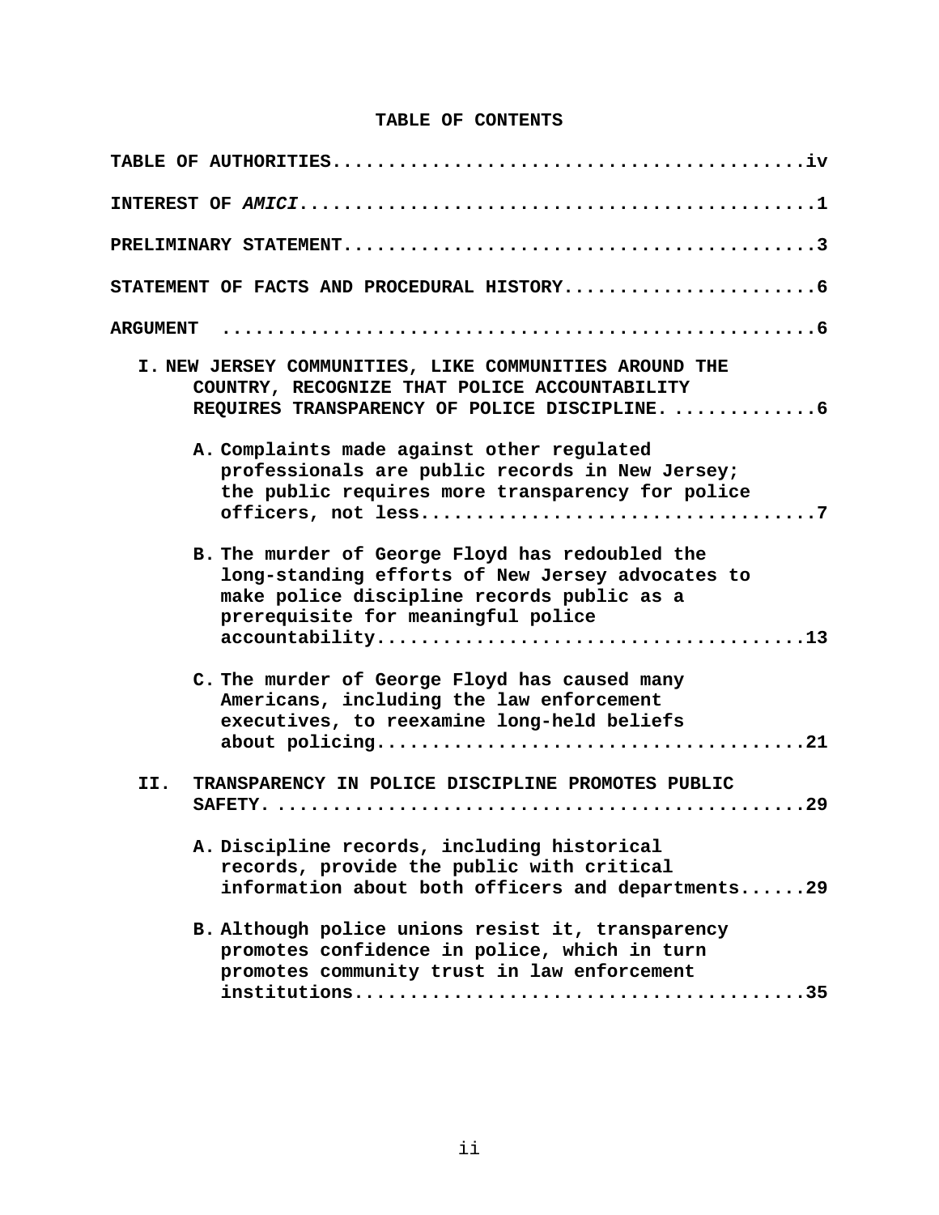# TABLE OF CONTENTS

**TABLE OF AUTHORITIES..........................................iv**

**INTEREST OF *AMICI*...............................................1**

**PRELIMINARY STATEMENT...........................................3**

**STATEMENT OF FACTS AND PROCEDURAL HISTORY.......................6**

**ARGUMENT .....................................................6**

**I. NEW JERSEY COMMUNITIES, LIKE COMMUNITIES AROUND THE COUNTRY, RECOGNIZE THAT POLICE ACCOUNTABILITY REQUIRES TRANSPARENCY OF POLICE DISCIPLINE. .............6**

**A. Complaints made against other regulated professionals are public records in New Jersey; the public requires more transparency for police officers, not less...................................7**

**B. The murder of George Floyd has redoubled the long-standing efforts of New Jersey advocates to make police discipline records public as a prerequisite for meaningful police accountability.....................................13**

**C. The murder of George Floyd has caused many Americans, including the law enforcement executives, to reexamine long-held beliefs about policing......................................21**

**II. TRANSPARENCY IN POLICE DISCIPLINE PROMOTES PUBLIC SAFETY. ...............................................29**

**A. Discipline records, including historical records, provide the public with critical information about both officers and departments......29**

**B. Although police unions resist it, transparency promotes confidence in police, which in turn promotes community trust in law enforcement institutions........................................35**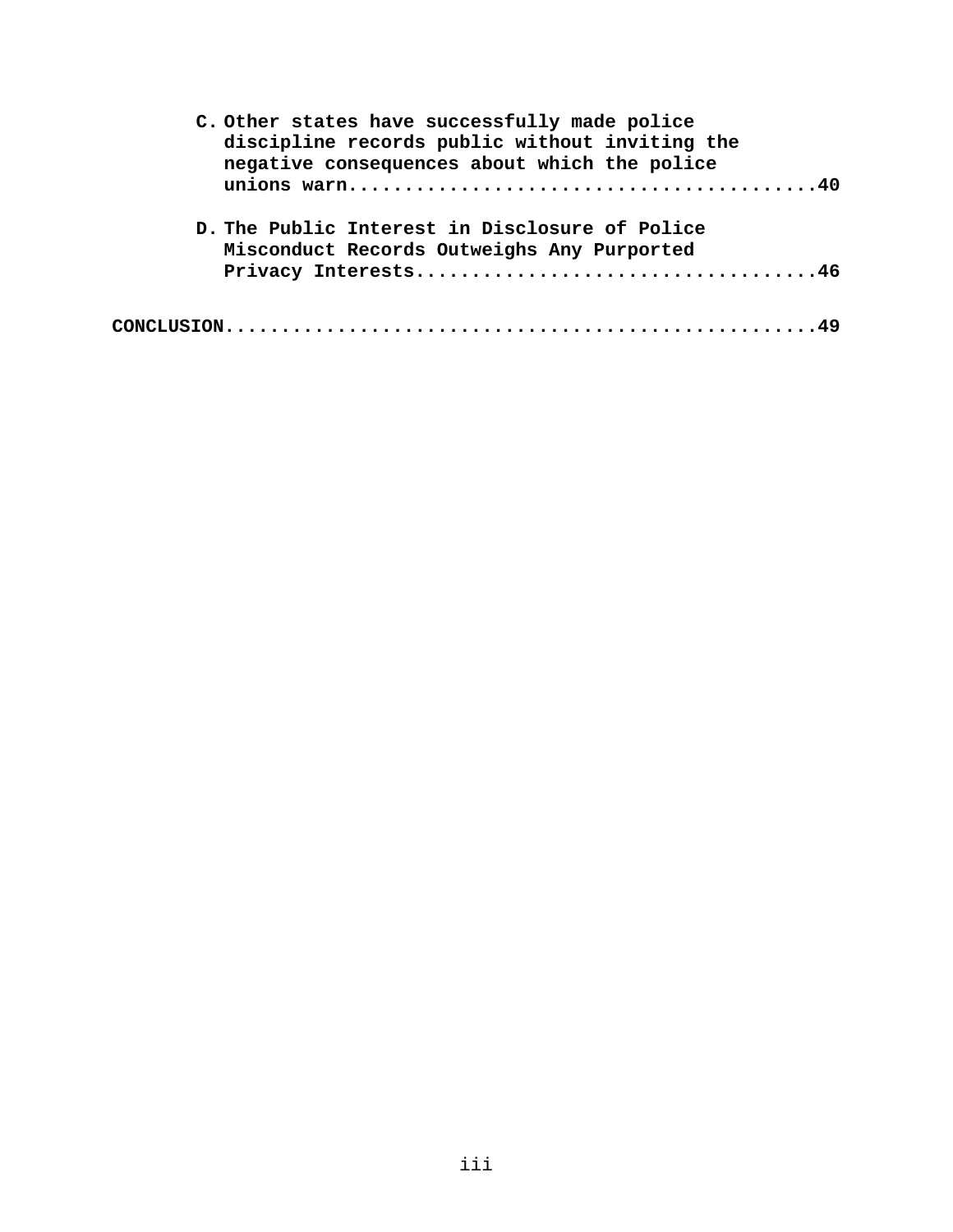**C. Other states have successfully made police discipline records public without inviting the negative consequences about which the police unions warn..........................................40**

**D. The Public Interest in Disclosure of Police Misconduct Records Outweighs Any Purported Privacy Interests...................................46**

**CONCLUSION....................................................49**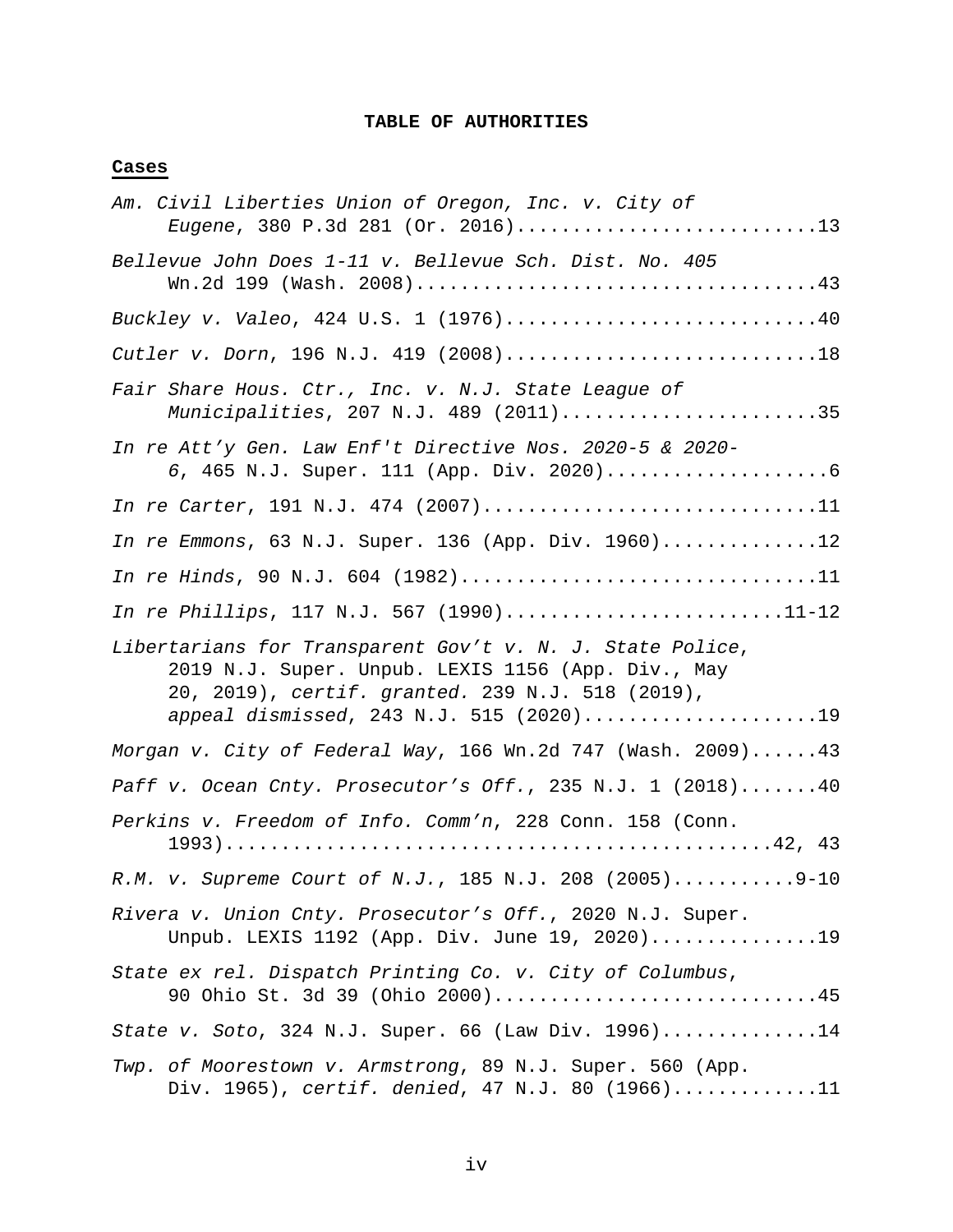**TABLE OF AUTHORITIES**

**Cases**

*Am. Civil Liberties Union of Oregon, Inc. v. City of Eugene*, 380 P.3d 281 (Or. 2016)..........................13

*Bellevue John Does 1-11 v. Bellevue Sch. Dist. No. 405* Wn.2d 199 (Wash. 2008)....................................43

*Buckley v. Valeo*, 424 U.S. 1 (1976)............................40

*Cutler v. Dorn*, 196 N.J. 419 (2008)............................18

*Fair Share Hous. Ctr., Inc. v. N.J. State League of Municipalities*, 207 N.J. 489 (2011).......................35

*In re Att'y Gen. Law Enf't Directive Nos. 2020-5 & 2020-6*, 465 N.J. Super. 111 (App. Div. 2020)....................6

*In re Carter*, 191 N.J. 474 (2007)..............................11

*In re Emmons*, 63 N.J. Super. 136 (App. Div. 1960)..............12

*In re Hinds*, 90 N.J. 604 (1982)................................11

*In re Phillips*, 117 N.J. 567 (1990)........................11-12

*Libertarians for Transparent Gov't v. N. J. State Police*, 2019 N.J. Super. Unpub. LEXIS 1156 (App. Div., May 20, 2019), *certif. granted.* 239 N.J. 518 (2019), *appeal dismissed*, 243 N.J. 515 (2020).....................19

*Morgan v. City of Federal Way*, 166 Wn.2d 747 (Wash. 2009)......43

*Paff v. Ocean Cnty. Prosecutor's Off.*, 235 N.J. 1 (2018).......40

*Perkins v. Freedom of Info. Comm'n*, 228 Conn. 158 (Conn. 1993)...............................................42, 43

*R.M. v. Supreme Court of N.J.*, 185 N.J. 208 (2005)...........9-10

*Rivera v. Union Cnty. Prosecutor's Off.*, 2020 N.J. Super. Unpub. LEXIS 1192 (App. Div. June 19, 2020)...............19

*State ex rel. Dispatch Printing Co. v. City of Columbus*, 90 Ohio St. 3d 39 (Ohio 2000)............................45

*State v. Soto*, 324 N.J. Super. 66 (Law Div. 1996)..............14

*Twp. of Moorestown v. Armstrong*, 89 N.J. Super. 560 (App. Div. 1965), *certif. denied*, 47 N.J. 80 (1966).............11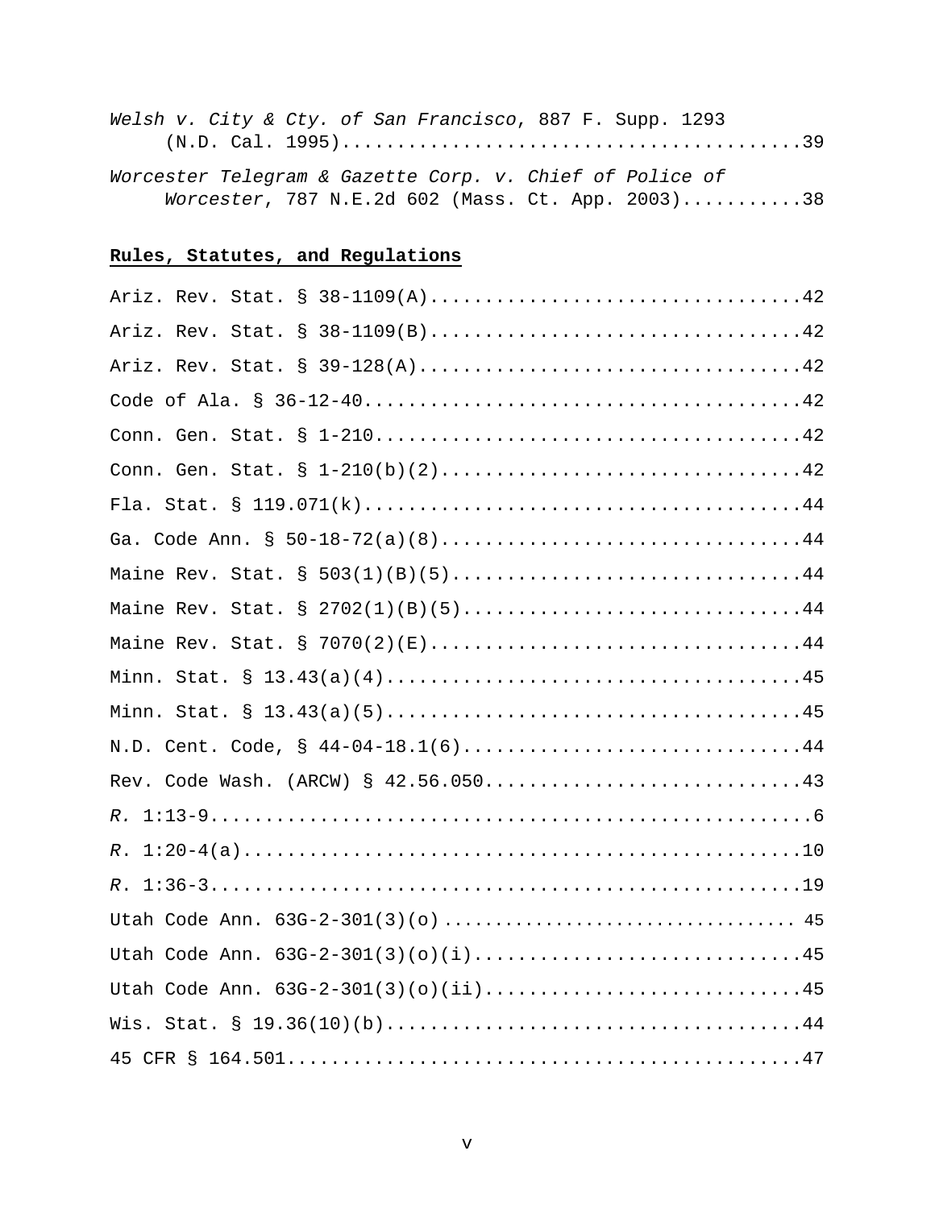*Welsh v. City & Cty. of San Francisco*, 887 F. Supp. 1293 (N.D. Cal. 1995)..........................................39

*Worcester Telegram & Gazette Corp. v. Chief of Police of Worcester*, 787 N.E.2d 602 (Mass. Ct. App. 2003)...........38

**Rules, Statutes, and Regulations**

Ariz. Rev. Stat. § 38-1109(A).................................42

Ariz. Rev. Stat. § 38-1109(B).................................42

Ariz. Rev. Stat. § 39-128(A)..................................42

Code of Ala. § 36-12-40.......................................42

Conn. Gen. Stat. § 1-210......................................42

Conn. Gen. Stat. § 1-210(b)(2)................................42

Fla. Stat. § 119.071(k).......................................44

Ga. Code Ann. § 50-18-72(a)(8)................................44

Maine Rev. Stat. § 503(1)(B)(5)...............................44

Maine Rev. Stat. § 2702(1)(B)(5)..............................44

Maine Rev. Stat. § 7070(2)(E).................................44

Minn. Stat. § 13.43(a)(4).....................................45

Minn. Stat. § 13.43(a)(5).....................................45

N.D. Cent. Code, § 44-04-18.1(6)..............................44

Rev. Code Wash. (ARCW) § 42.56.050............................43

*R.* 1:13-9.....................................................6

*R*. 1:20-4(a).................................................10

*R*. 1:36-3....................................................19

Utah Code Ann. 63G-2-301(3)(o) ................................ 45

Utah Code Ann. 63G-2-301(3)(o)(i).............................45

Utah Code Ann. 63G-2-301(3)(o)(ii)............................45

Wis. Stat. § 19.36(10)(b).....................................44

45 CFR § 164.501..............................................47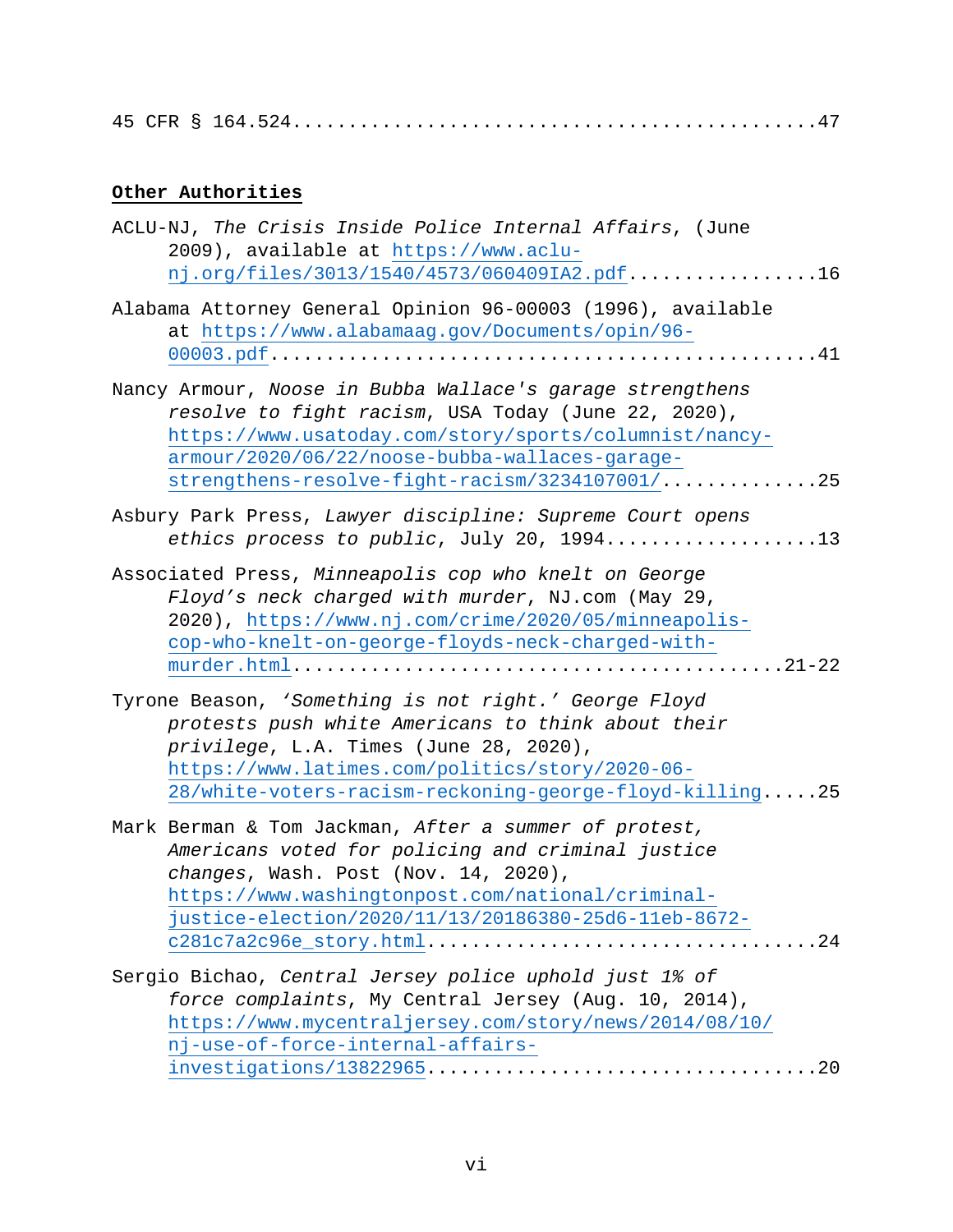45 CFR § 164.524..............................................47

**Other Authorities**

ACLU-NJ, *The Crisis Inside Police Internal Affairs*, (June 2009), available at https://www.aclu-nj.org/files/3013/1540/4573/060409IA2.pdf.................16

Alabama Attorney General Opinion 96-00003 (1996), available at https://www.alabamaag.gov/Documents/opin/96-00003.pdf..............................................41

Nancy Armour, *Noose in Bubba Wallace's garage strengthens resolve to fight racism*, USA Today (June 22, 2020), https://www.usatoday.com/story/sports/columnist/nancy-armour/2020/06/22/noose-bubba-wallaces-garage-strengthens-resolve-fight-racism/3234107001/.............25

Asbury Park Press, *Lawyer discipline: Supreme Court opens ethics process to public*, July 20, 1994...................13

Associated Press, *Minneapolis cop who knelt on George Floyd's neck charged with murder*, NJ.com (May 29, 2020), https://www.nj.com/crime/2020/05/minneapolis-cop-who-knelt-on-george-floyds-neck-charged-with-murder.html..........................................21-22

Tyrone Beason, *'Something is not right.' George Floyd protests push white Americans to think about their privilege*, L.A. Times (June 28, 2020), https://www.latimes.com/politics/story/2020-06-28/white-voters-racism-reckoning-george-floyd-killing.....25

Mark Berman & Tom Jackman, *After a summer of protest, Americans voted for policing and criminal justice changes*, Wash. Post (Nov. 14, 2020), https://www.washingtonpost.com/national/criminal-justice-election/2020/11/13/20186380-25d6-11eb-8672-c281c7a2c96e_story.html.................................24

Sergio Bichao, *Central Jersey police uphold just 1% of force complaints*, My Central Jersey (Aug. 10, 2014), https://www.mycentraljersey.com/story/news/2014/08/10/nj-use-of-force-internal-affairs-investigations/13822965.................................20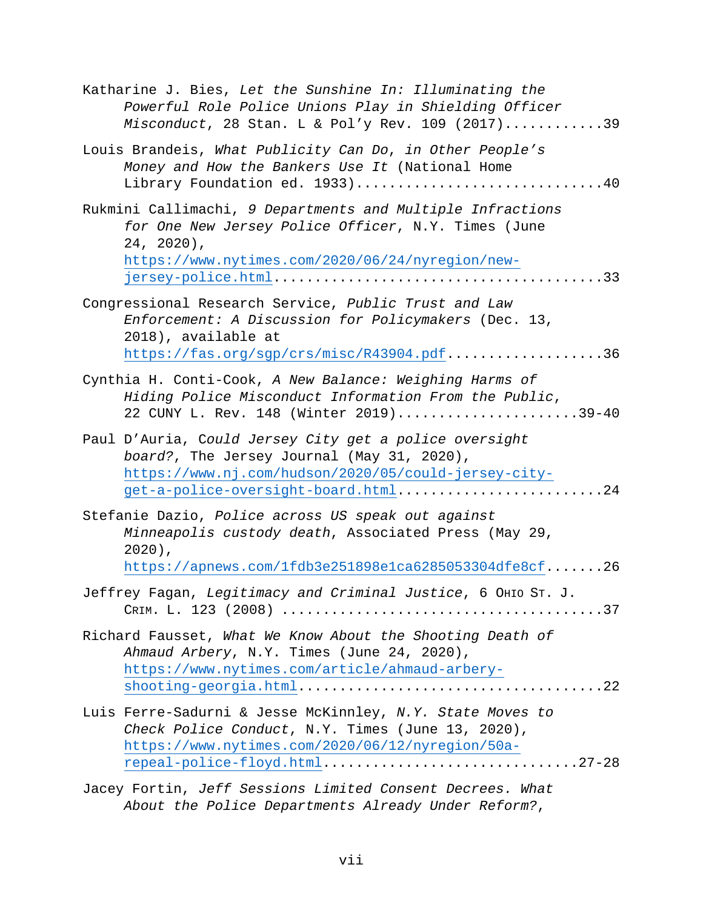Katharine J. Bies, *Let the Sunshine In: Illuminating the Powerful Role Police Unions Play in Shielding Officer Misconduct*, 28 Stan. L & Pol'y Rev. 109 (2017)............39

Louis Brandeis, *What Publicity Can Do, in Other People's Money and How the Bankers Use It* (National Home Library Foundation ed. 1933)..............................40

Rukmini Callimachi, *9 Departments and Multiple Infractions for One New Jersey Police Officer*, N.Y. Times (June 24, 2020), https://www.nytimes.com/2020/06/24/nyregion/new-jersey-police.html.......................................33

Congressional Research Service, *Public Trust and Law Enforcement: A Discussion for Policymakers* (Dec. 13, 2018), available at https://fas.org/sgp/crs/misc/R43904.pdf...................36

Cynthia H. Conti-Cook, *A New Balance: Weighing Harms of Hiding Police Misconduct Information From the Public*, 22 CUNY L. Rev. 148 (Winter 2019)......................39-40

Paul D'Auria, *Could Jersey City get a police oversight board?*, The Jersey Journal (May 31, 2020), https://www.nj.com/hudson/2020/05/could-jersey-city-get-a-police-oversight-board.html........................24

Stefanie Dazio, *Police across US speak out against Minneapolis custody death*, Associated Press (May 29, 2020), https://apnews.com/1fdb3e251898e1ca6285053304dfe8cf.......26

Jeffrey Fagan, *Legitimacy and Criminal Justice*, 6 Ohio St. J. Crim. L. 123 (2008) ......................................37

Richard Fausset, *What We Know About the Shooting Death of Ahmaud Arbery*, N.Y. Times (June 24, 2020), https://www.nytimes.com/article/ahmaud-arbery-shooting-georgia.html..................................22

Luis Ferre-Sadurni & Jesse McKinnley, *N.Y. State Moves to Check Police Conduct*, N.Y. Times (June 13, 2020), https://www.nytimes.com/2020/06/12/nyregion/50a-repeal-police-floyd.html..............................27-28

Jacey Fortin, *Jeff Sessions Limited Consent Decrees. What About the Police Departments Already Under Reform?*,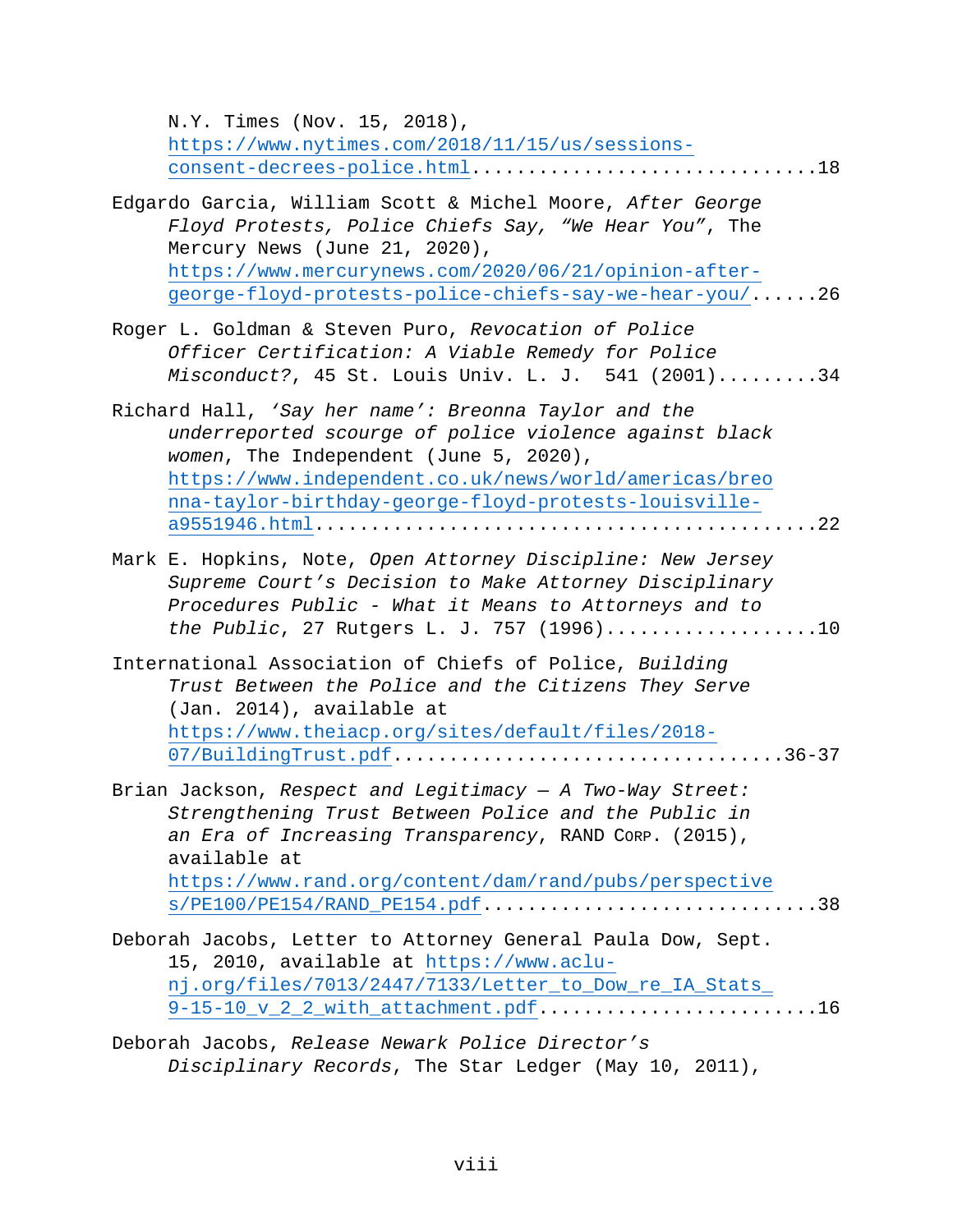N.Y. Times (Nov. 15, 2018), https://www.nytimes.com/2018/11/15/us/sessions-consent-decrees-police.html..............................18

Edgardo Garcia, William Scott & Michel Moore, *After George Floyd Protests, Police Chiefs Say, "We Hear You"*, The Mercury News (June 21, 2020), https://www.mercurynews.com/2020/06/21/opinion-after-george-floyd-protests-police-chiefs-say-we-hear-you/......26

Roger L. Goldman & Steven Puro, *Revocation of Police Officer Certification: A Viable Remedy for Police Misconduct?*, 45 St. Louis Univ. L. J. 541 (2001).........34

Richard Hall, *'Say her name': Breonna Taylor and the underreported scourge of police violence against black women*, The Independent (June 5, 2020), https://www.independent.co.uk/news/world/americas/breonna-taylor-birthday-george-floyd-protests-louisville-a9551946.html..........................................22

Mark E. Hopkins, Note, *Open Attorney Discipline: New Jersey Supreme Court's Decision to Make Attorney Disciplinary Procedures Public - What it Means to Attorneys and to the Public*, 27 Rutgers L. J. 757 (1996)...................10

International Association of Chiefs of Police, *Building Trust Between the Police and the Citizens They Serve* (Jan. 2014), available at https://www.theiacp.org/sites/default/files/2018-07/BuildingTrust.pdf.................................36-37

Brian Jackson, *Respect and Legitimacy — A Two-Way Street: Strengthening Trust Between Police and the Public in an Era of Increasing Transparency*, RAND CORP. (2015), available at https://www.rand.org/content/dam/rand/pubs/perspectives/PE100/PE154/RAND_PE154.pdf.............................38

Deborah Jacobs, Letter to Attorney General Paula Dow, Sept. 15, 2010, available at https://www.aclu-nj.org/files/7013/2447/7133/Letter_to_Dow_re_IA_Stats_9-15-10_v_2_2_with_attachment.pdf........................16

Deborah Jacobs, *Release Newark Police Director's Disciplinary Records*, The Star Ledger (May 10, 2011),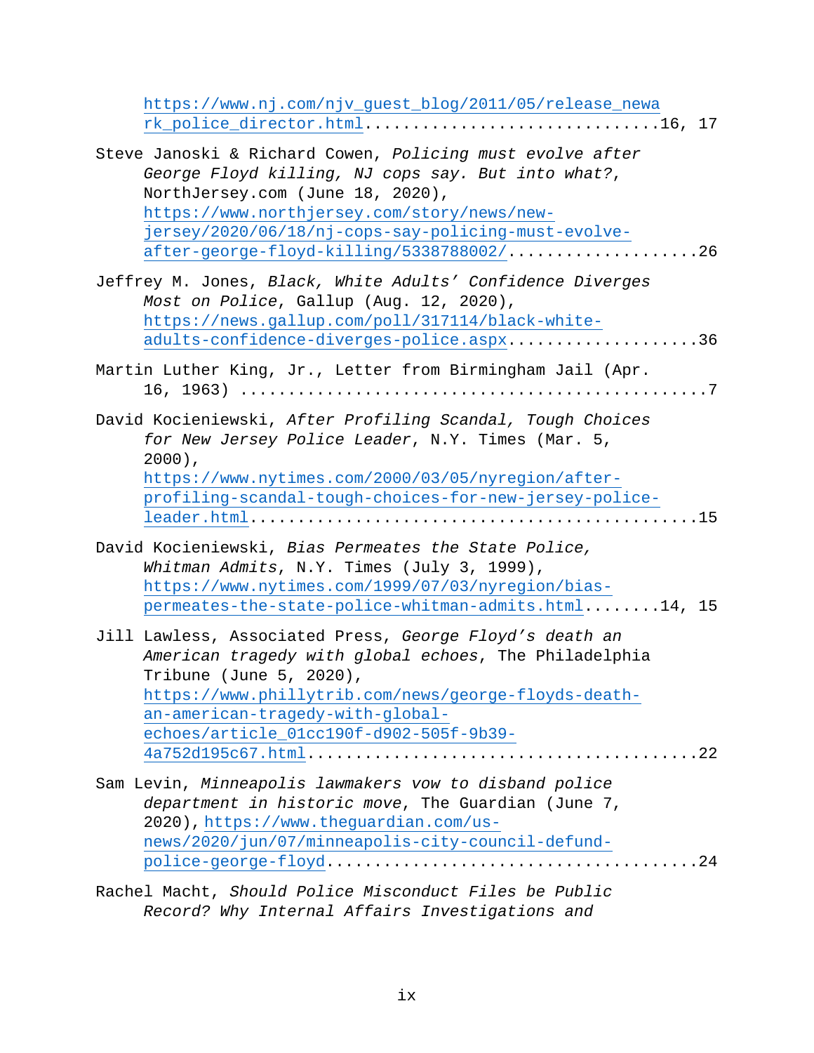https://www.nj.com/njv_guest_blog/2011/05/release_newark_police_director.html..............................16, 17

Steve Janoski & Richard Cowen, *Policing must evolve after George Floyd killing, NJ cops say. But into what?*, NorthJersey.com (June 18, 2020), https://www.northjersey.com/story/news/new-jersey/2020/06/18/nj-cops-say-policing-must-evolve-after-george-floyd-killing/5338788002/....................26

Jeffrey M. Jones, *Black, White Adults' Confidence Diverges Most on Police*, Gallup (Aug. 12, 2020), https://news.gallup.com/poll/317114/black-white-adults-confidence-diverges-police.aspx....................36

Martin Luther King, Jr., Letter from Birmingham Jail (Apr. 16, 1963) ................................................7

David Kocieniewski, *After Profiling Scandal, Tough Choices for New Jersey Police Leader*, N.Y. Times (Mar. 5, 2000), https://www.nytimes.com/2000/03/05/nyregion/after-profiling-scandal-tough-choices-for-new-jersey-police-leader.html.............................................15

David Kocieniewski, *Bias Permeates the State Police, Whitman Admits*, N.Y. Times (July 3, 1999), https://www.nytimes.com/1999/07/03/nyregion/bias-permeates-the-state-police-whitman-admits.html........14, 15

Jill Lawless, Associated Press, *George Floyd's death an American tragedy with global echoes*, The Philadelphia Tribune (June 5, 2020), https://www.phillytrib.com/news/george-floyds-death-an-american-tragedy-with-global-echoes/article_01cc190f-d902-505f-9b39-4a752d195c67.html.......................................22

Sam Levin, *Minneapolis lawmakers vow to disband police department in historic move*, The Guardian (June 7, 2020), https://www.theguardian.com/us-news/2020/jun/07/minneapolis-city-council-defund-police-george-floyd....................................24

Rachel Macht, *Should Police Misconduct Files be Public Record? Why Internal Affairs Investigations and*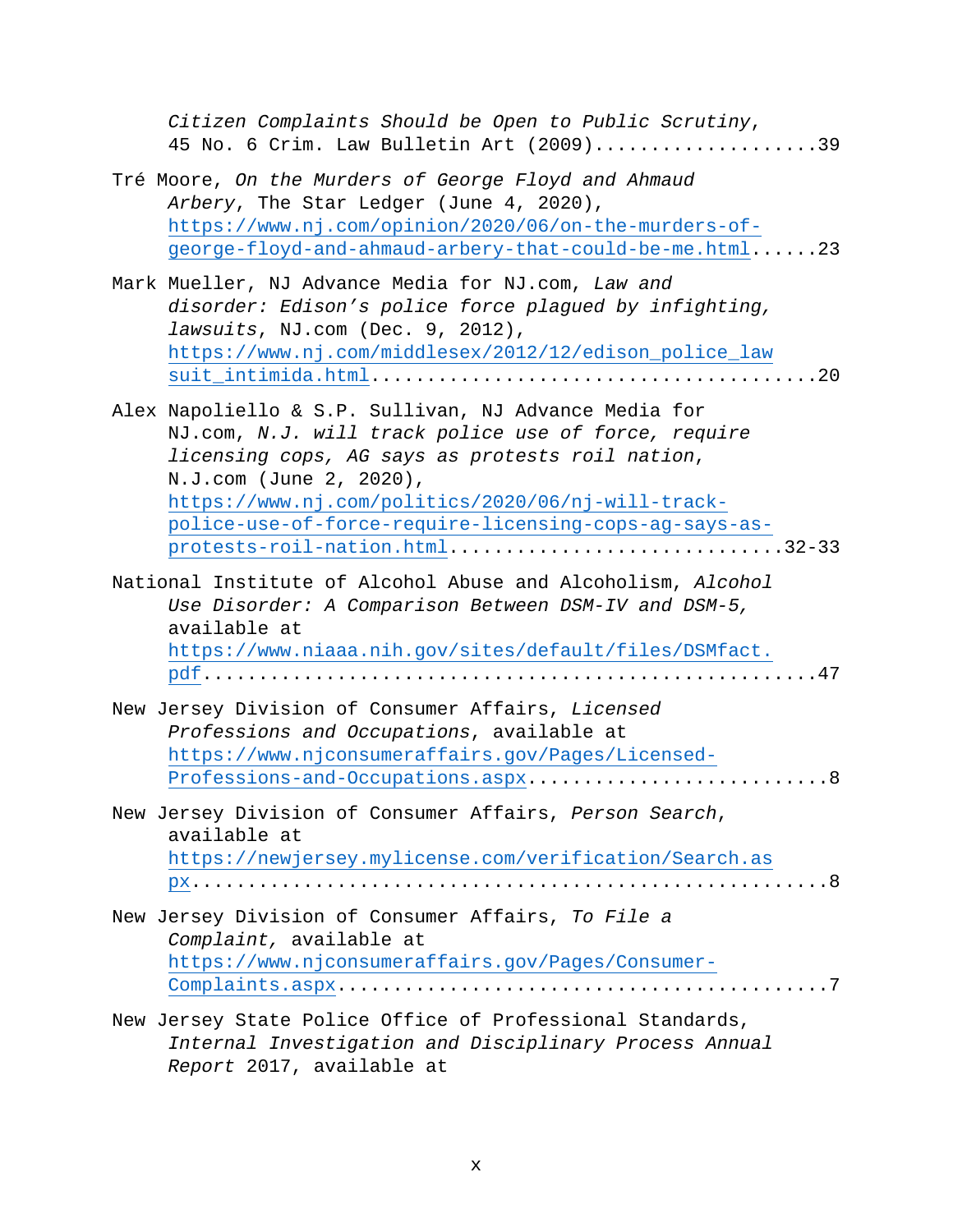*Citizen Complaints Should be Open to Public Scrutiny*, 45 No. 6 Crim. Law Bulletin Art (2009)....................39

Tré Moore, *On the Murders of George Floyd and Ahmaud Arbery*, The Star Ledger (June 4, 2020), https://www.nj.com/opinion/2020/06/on-the-murders-of-george-floyd-and-ahmaud-arbery-that-could-be-me.html......23

Mark Mueller, NJ Advance Media for NJ.com, *Law and disorder: Edison's police force plagued by infighting, lawsuits*, NJ.com (Dec. 9, 2012), https://www.nj.com/middlesex/2012/12/edison_police_lawsuit_intimida.html......................................20

Alex Napoliello & S.P. Sullivan, NJ Advance Media for NJ.com, *N.J. will track police use of force, require licensing cops, AG says as protests roil nation*, N.J.com (June 2, 2020), https://www.nj.com/politics/2020/06/nj-will-track-police-use-of-force-require-licensing-cops-ag-says-as-protests-roil-nation.html............................32-33

National Institute of Alcohol Abuse and Alcoholism, *Alcohol Use Disorder: A Comparison Between DSM-IV and DSM-5,* available at https://www.niaaa.nih.gov/sites/default/files/DSMfact.pdf..................................................47

New Jersey Division of Consumer Affairs, *Licensed Professions and Occupations*, available at https://www.njconsumeraffairs.gov/Pages/Licensed-Professions-and-Occupations.aspx..........................8

New Jersey Division of Consumer Affairs, *Person Search*, available at https://newjersey.mylicense.com/verification/Search.aspx....................................................8

New Jersey Division of Consumer Affairs, *To File a Complaint,* available at https://www.njconsumeraffairs.gov/Pages/Consumer-Complaints.aspx.........................................7

New Jersey State Police Office of Professional Standards, *Internal Investigation and Disciplinary Process Annual Report* 2017, available at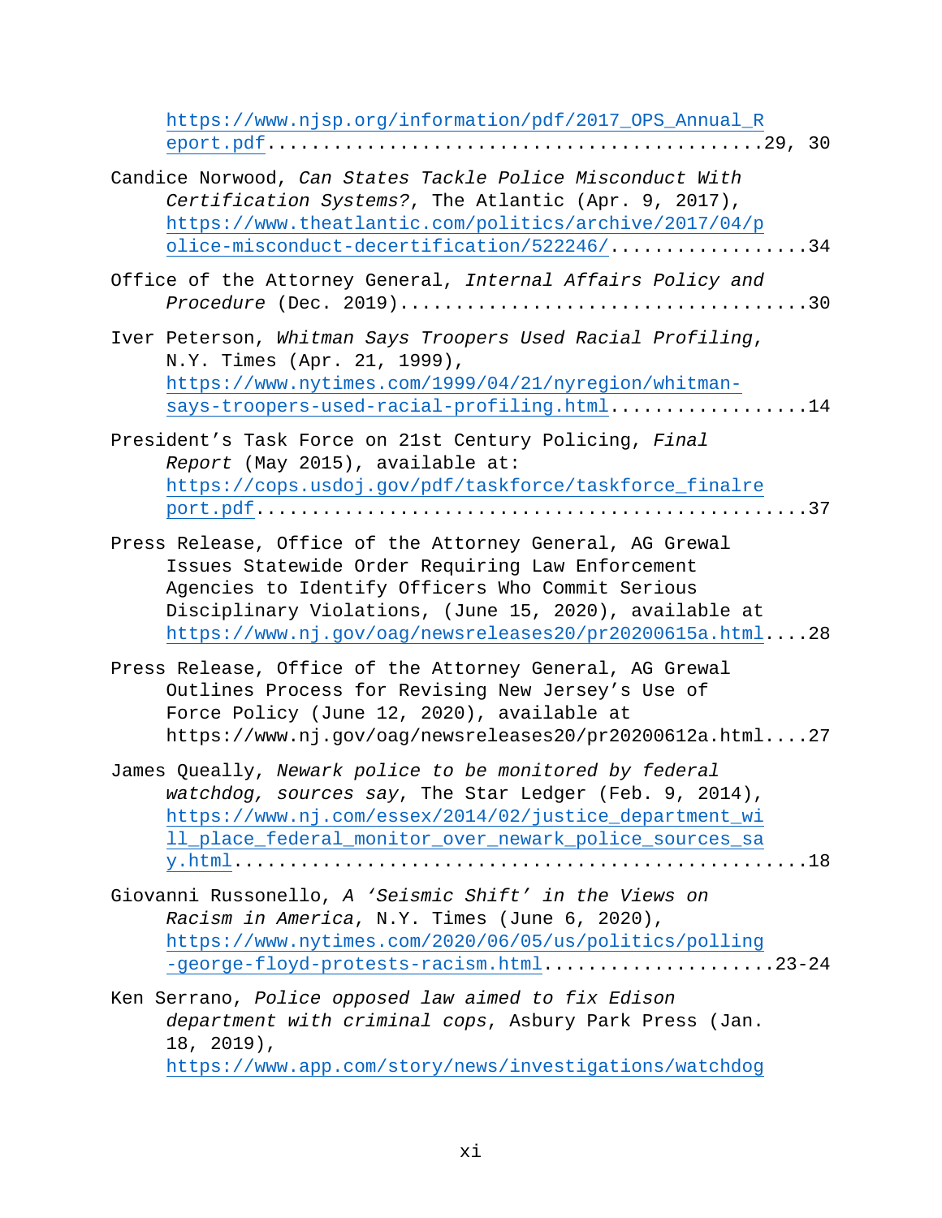https://www.njsp.org/information/pdf/2017_OPS_Annual_Report.pdf........................................29, 30

Candice Norwood, *Can States Tackle Police Misconduct With Certification Systems?*, The Atlantic (Apr. 9, 2017), https://www.theatlantic.com/politics/archive/2017/04/police-misconduct-decertification/522246/..................34

Office of the Attorney General, *Internal Affairs Policy and Procedure* (Dec. 2019)....................................30

Iver Peterson, *Whitman Says Troopers Used Racial Profiling*, N.Y. Times (Apr. 21, 1999), https://www.nytimes.com/1999/04/21/nyregion/whitman-says-troopers-used-racial-profiling.html..................14

President's Task Force on 21st Century Policing, *Final Report* (May 2015), available at: https://cops.usdoj.gov/pdf/taskforce/taskforce_finalreport.pdf..............................................37

Press Release, Office of the Attorney General, AG Grewal Issues Statewide Order Requiring Law Enforcement Agencies to Identify Officers Who Commit Serious Disciplinary Violations, (June 15, 2020), available at https://www.nj.gov/oag/newsreleases20/pr20200615a.html....28

Press Release, Office of the Attorney General, AG Grewal Outlines Process for Revising New Jersey's Use of Force Policy (June 12, 2020), available at https://www.nj.gov/oag/newsreleases20/pr20200612a.html....27

James Queally, *Newark police to be monitored by federal watchdog, sources say*, The Star Ledger (Feb. 9, 2014), https://www.nj.com/essex/2014/02/justice_department_will_place_federal_monitor_over_newark_police_sources_say.html................................................18

Giovanni Russonello, *A 'Seismic Shift' in the Views on Racism in America*, N.Y. Times (June 6, 2020), https://www.nytimes.com/2020/06/05/us/politics/polling-george-floyd-protests-racism.html....................23-24

Ken Serrano, *Police opposed law aimed to fix Edison department with criminal cops*, Asbury Park Press (Jan. 18, 2019), https://www.app.com/story/news/investigations/watchdog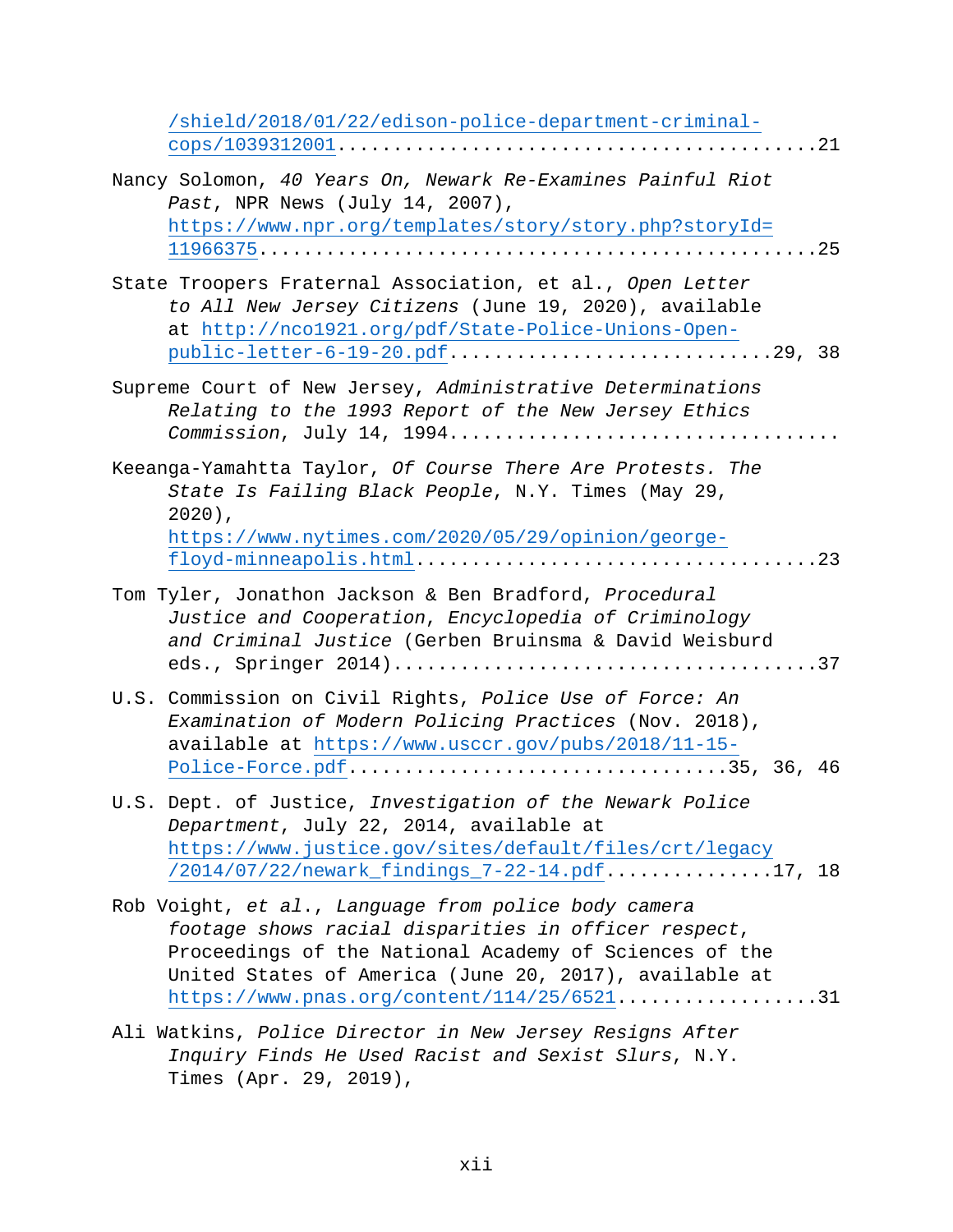/shield/2018/01/22/edison-police-department-criminal-cops/1039312001 ........................................21

Nancy Solomon, *40 Years On, Newark Re-Examines Painful Riot Past*, NPR News (July 14, 2007), https://www.npr.org/templates/story/story.php?storyId=11966375 ..............................................25

State Troopers Fraternal Association, et al., *Open Letter to All New Jersey Citizens* (June 19, 2020), available at http://nco1921.org/pdf/State-Police-Unions-Open-public-letter-6-19-20.pdf ............................29, 38

Supreme Court of New Jersey, *Administrative Determinations Relating to the 1993 Report of the New Jersey Ethics Commission*, July 14, 1994.................................

Keeanga-Yamahtta Taylor, *Of Course There Are Protests. The State Is Failing Black People*, N.Y. Times (May 29, 2020), https://www.nytimes.com/2020/05/29/opinion/george-floyd-minneapolis.html ..................................23

Tom Tyler, Jonathon Jackson & Ben Bradford, *Procedural Justice and Cooperation*, *Encyclopedia of Criminology and Criminal Justice* (Gerben Bruinsma & David Weisburd eds., Springer 2014)....................................37

U.S. Commission on Civil Rights, *Police Use of Force: An Examination of Modern Policing Practices* (Nov. 2018), available at https://www.usccr.gov/pubs/2018/11-15-Police-Force.pdf ................................35, 36, 46

U.S. Dept. of Justice, *Investigation of the Newark Police Department*, July 22, 2014, available at https://www.justice.gov/sites/default/files/crt/legacy/2014/07/22/newark_findings_7-22-14.pdf ...............17, 18

Rob Voight, *et al.*, *Language from police body camera footage shows racial disparities in officer respect*, Proceedings of the National Academy of Sciences of the United States of America (June 20, 2017), available at https://www.pnas.org/content/114/25/6521 ..................31

Ali Watkins, *Police Director in New Jersey Resigns After Inquiry Finds He Used Racist and Sexist Slurs*, N.Y. Times (Apr. 29, 2019),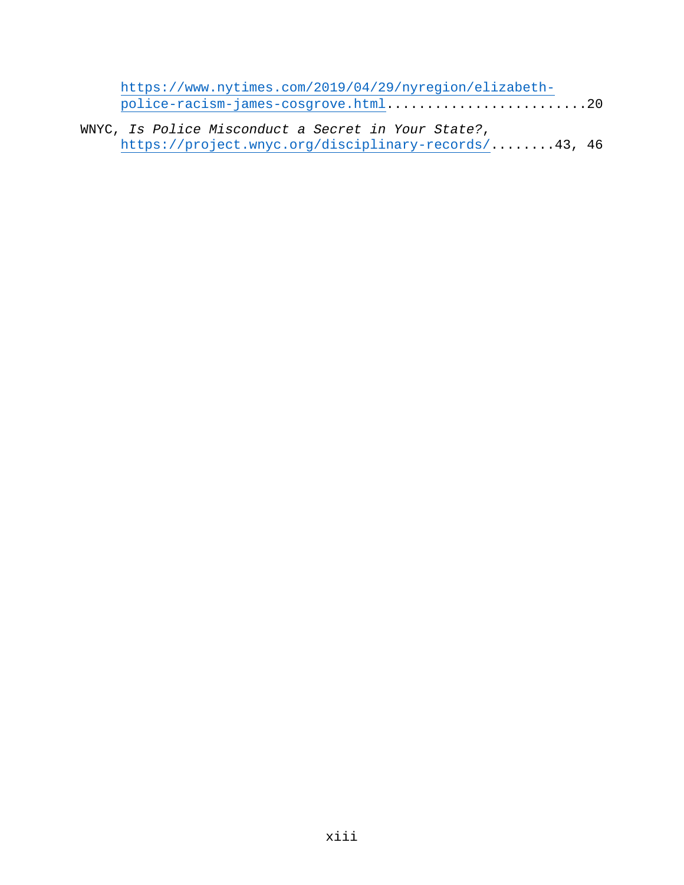https://www.nytimes.com/2019/04/29/nyregion/elizabeth-police-racism-james-cosgrove.html........................20

WNYC, *Is Police Misconduct a Secret in Your State?*, https://project.wnyc.org/disciplinary-records/........43, 46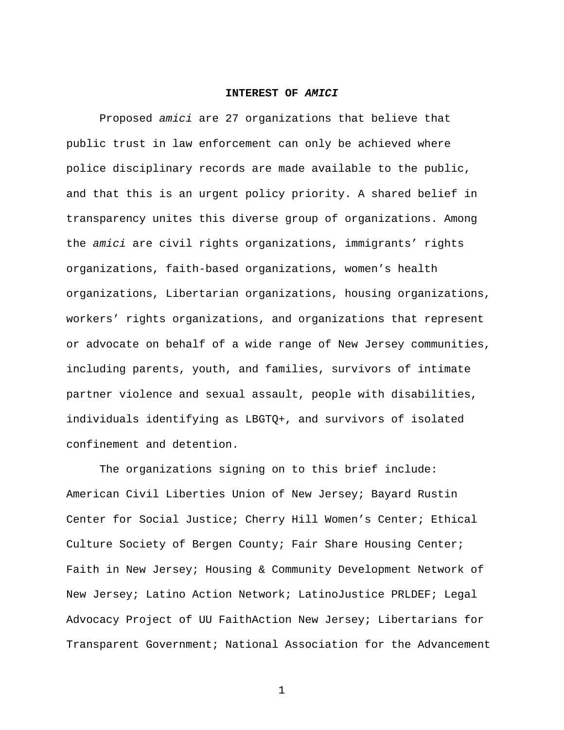## INTEREST OF *AMICI*

Proposed *amici* are 27 organizations that believe that public trust in law enforcement can only be achieved where police disciplinary records are made available to the public, and that this is an urgent policy priority. A shared belief in transparency unites this diverse group of organizations. Among the *amici* are civil rights organizations, immigrants' rights organizations, faith-based organizations, women's health organizations, Libertarian organizations, housing organizations, workers' rights organizations, and organizations that represent or advocate on behalf of a wide range of New Jersey communities, including parents, youth, and families, survivors of intimate partner violence and sexual assault, people with disabilities, individuals identifying as LBGTQ+, and survivors of isolated confinement and detention.

The organizations signing on to this brief include: American Civil Liberties Union of New Jersey; Bayard Rustin Center for Social Justice; Cherry Hill Women's Center; Ethical Culture Society of Bergen County; Fair Share Housing Center; Faith in New Jersey; Housing & Community Development Network of New Jersey; Latino Action Network; LatinoJustice PRLDEF; Legal Advocacy Project of UU FaithAction New Jersey; Libertarians for Transparent Government; National Association for the Advancement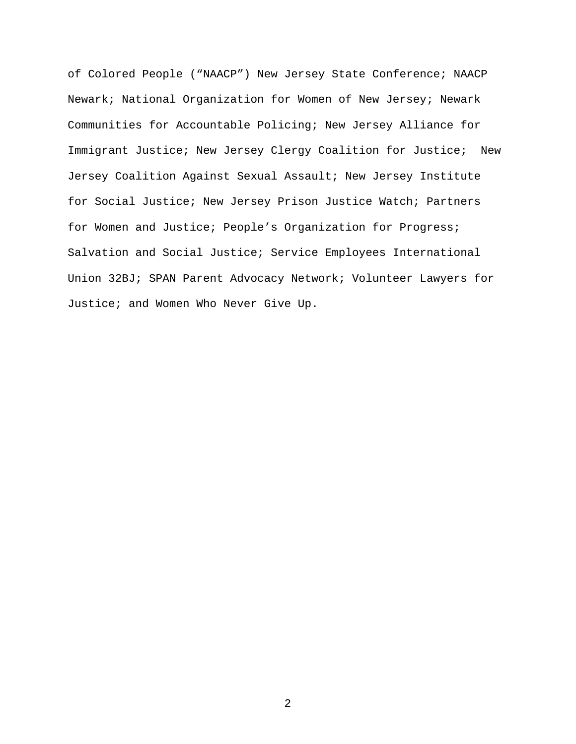of Colored People ("NAACP") New Jersey State Conference; NAACP Newark; National Organization for Women of New Jersey; Newark Communities for Accountable Policing; New Jersey Alliance for Immigrant Justice; New Jersey Clergy Coalition for Justice; New Jersey Coalition Against Sexual Assault; New Jersey Institute for Social Justice; New Jersey Prison Justice Watch; Partners for Women and Justice; People's Organization for Progress; Salvation and Social Justice; Service Employees International Union 32BJ; SPAN Parent Advocacy Network; Volunteer Lawyers for Justice; and Women Who Never Give Up.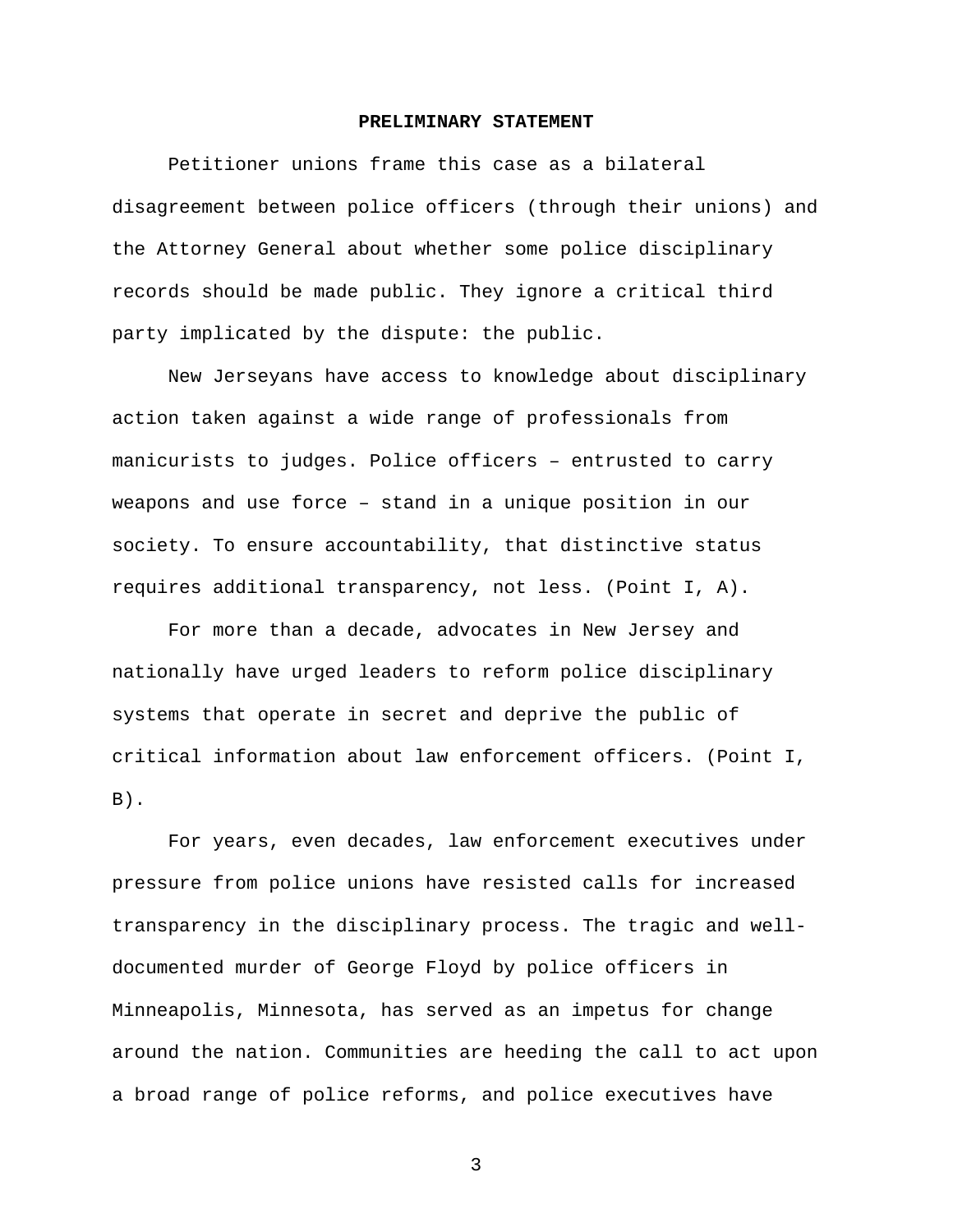## PRELIMINARY STATEMENT

Petitioner unions frame this case as a bilateral disagreement between police officers (through their unions) and the Attorney General about whether some police disciplinary records should be made public. They ignore a critical third party implicated by the dispute: the public.

New Jerseyans have access to knowledge about disciplinary action taken against a wide range of professionals from manicurists to judges. Police officers – entrusted to carry weapons and use force – stand in a unique position in our society. To ensure accountability, that distinctive status requires additional transparency, not less. (Point I, A).

For more than a decade, advocates in New Jersey and nationally have urged leaders to reform police disciplinary systems that operate in secret and deprive the public of critical information about law enforcement officers. (Point I, B).

For years, even decades, law enforcement executives under pressure from police unions have resisted calls for increased transparency in the disciplinary process. The tragic and well-documented murder of George Floyd by police officers in Minneapolis, Minnesota, has served as an impetus for change around the nation. Communities are heeding the call to act upon a broad range of police reforms, and police executives have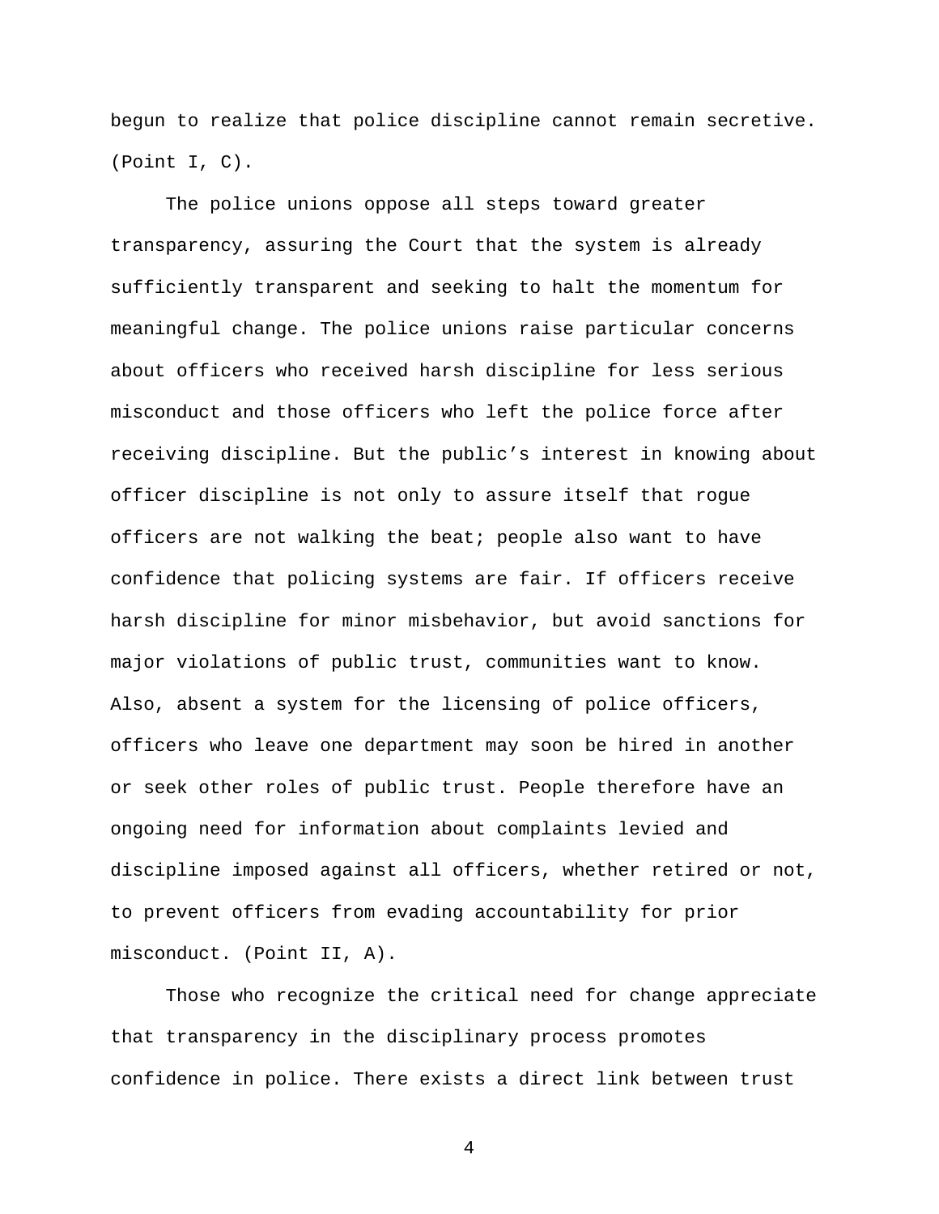begun to realize that police discipline cannot remain secretive. (Point I, C).

The police unions oppose all steps toward greater transparency, assuring the Court that the system is already sufficiently transparent and seeking to halt the momentum for meaningful change. The police unions raise particular concerns about officers who received harsh discipline for less serious misconduct and those officers who left the police force after receiving discipline. But the public's interest in knowing about officer discipline is not only to assure itself that rogue officers are not walking the beat; people also want to have confidence that policing systems are fair. If officers receive harsh discipline for minor misbehavior, but avoid sanctions for major violations of public trust, communities want to know. Also, absent a system for the licensing of police officers, officers who leave one department may soon be hired in another or seek other roles of public trust. People therefore have an ongoing need for information about complaints levied and discipline imposed against all officers, whether retired or not, to prevent officers from evading accountability for prior misconduct. (Point II, A).

Those who recognize the critical need for change appreciate that transparency in the disciplinary process promotes confidence in police. There exists a direct link between trust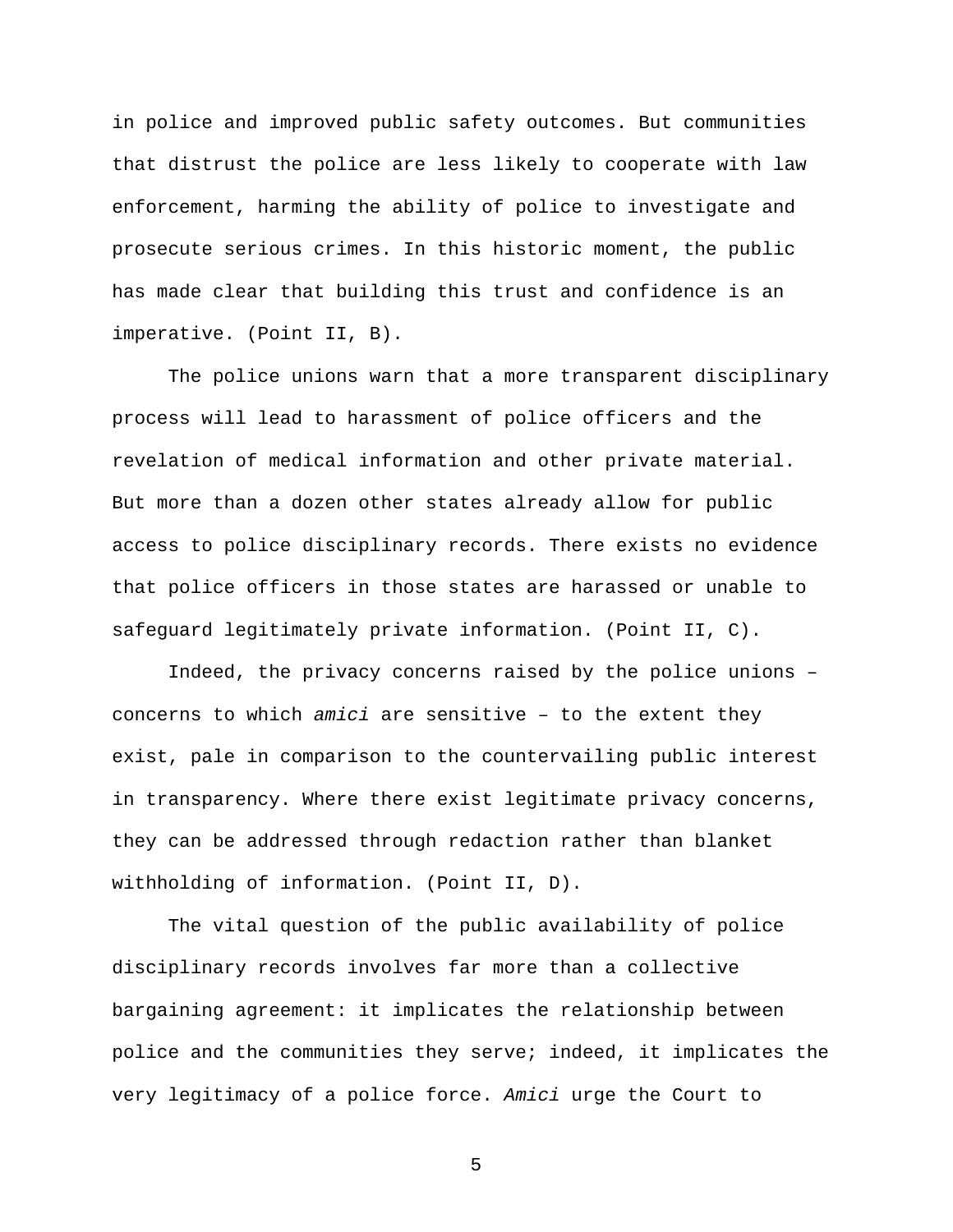in police and improved public safety outcomes. But communities that distrust the police are less likely to cooperate with law enforcement, harming the ability of police to investigate and prosecute serious crimes. In this historic moment, the public has made clear that building this trust and confidence is an imperative. (Point II, B).

The police unions warn that a more transparent disciplinary process will lead to harassment of police officers and the revelation of medical information and other private material. But more than a dozen other states already allow for public access to police disciplinary records. There exists no evidence that police officers in those states are harassed or unable to safeguard legitimately private information. (Point II, C).

Indeed, the privacy concerns raised by the police unions – concerns to which *amici* are sensitive – to the extent they exist, pale in comparison to the countervailing public interest in transparency. Where there exist legitimate privacy concerns, they can be addressed through redaction rather than blanket withholding of information. (Point II, D).

The vital question of the public availability of police disciplinary records involves far more than a collective bargaining agreement: it implicates the relationship between police and the communities they serve; indeed, it implicates the very legitimacy of a police force. *Amici* urge the Court to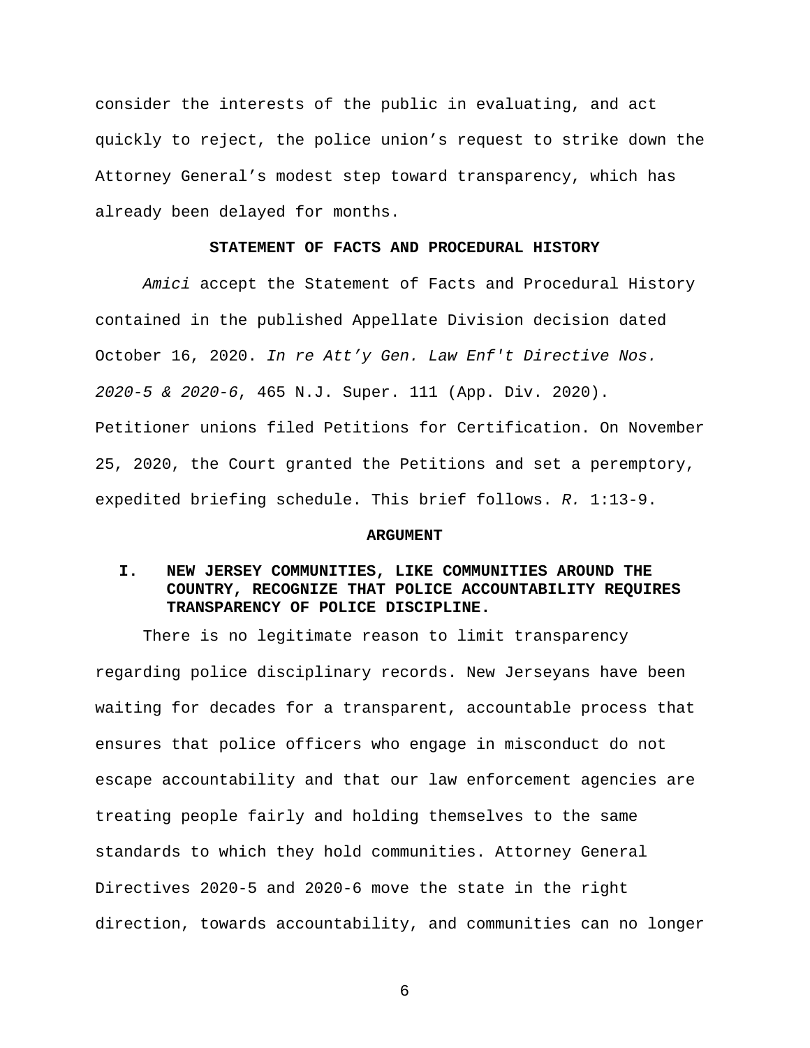consider the interests of the public in evaluating, and act quickly to reject, the police union's request to strike down the Attorney General's modest step toward transparency, which has already been delayed for months.

## STATEMENT OF FACTS AND PROCEDURAL HISTORY

*Amici* accept the Statement of Facts and Procedural History contained in the published Appellate Division decision dated October 16, 2020. *In re Att'y Gen. Law Enf't Directive Nos. 2020-5 & 2020-6*, 465 N.J. Super. 111 (App. Div. 2020). Petitioner unions filed Petitions for Certification. On November 25, 2020, the Court granted the Petitions and set a peremptory, expedited briefing schedule. This brief follows. *R.* 1:13-9.

## ARGUMENT

### I. NEW JERSEY COMMUNITIES, LIKE COMMUNITIES AROUND THE COUNTRY, RECOGNIZE THAT POLICE ACCOUNTABILITY REQUIRES TRANSPARENCY OF POLICE DISCIPLINE.

There is no legitimate reason to limit transparency regarding police disciplinary records. New Jerseyans have been waiting for decades for a transparent, accountable process that ensures that police officers who engage in misconduct do not escape accountability and that our law enforcement agencies are treating people fairly and holding themselves to the same standards to which they hold communities. Attorney General Directives 2020-5 and 2020-6 move the state in the right direction, towards accountability, and communities can no longer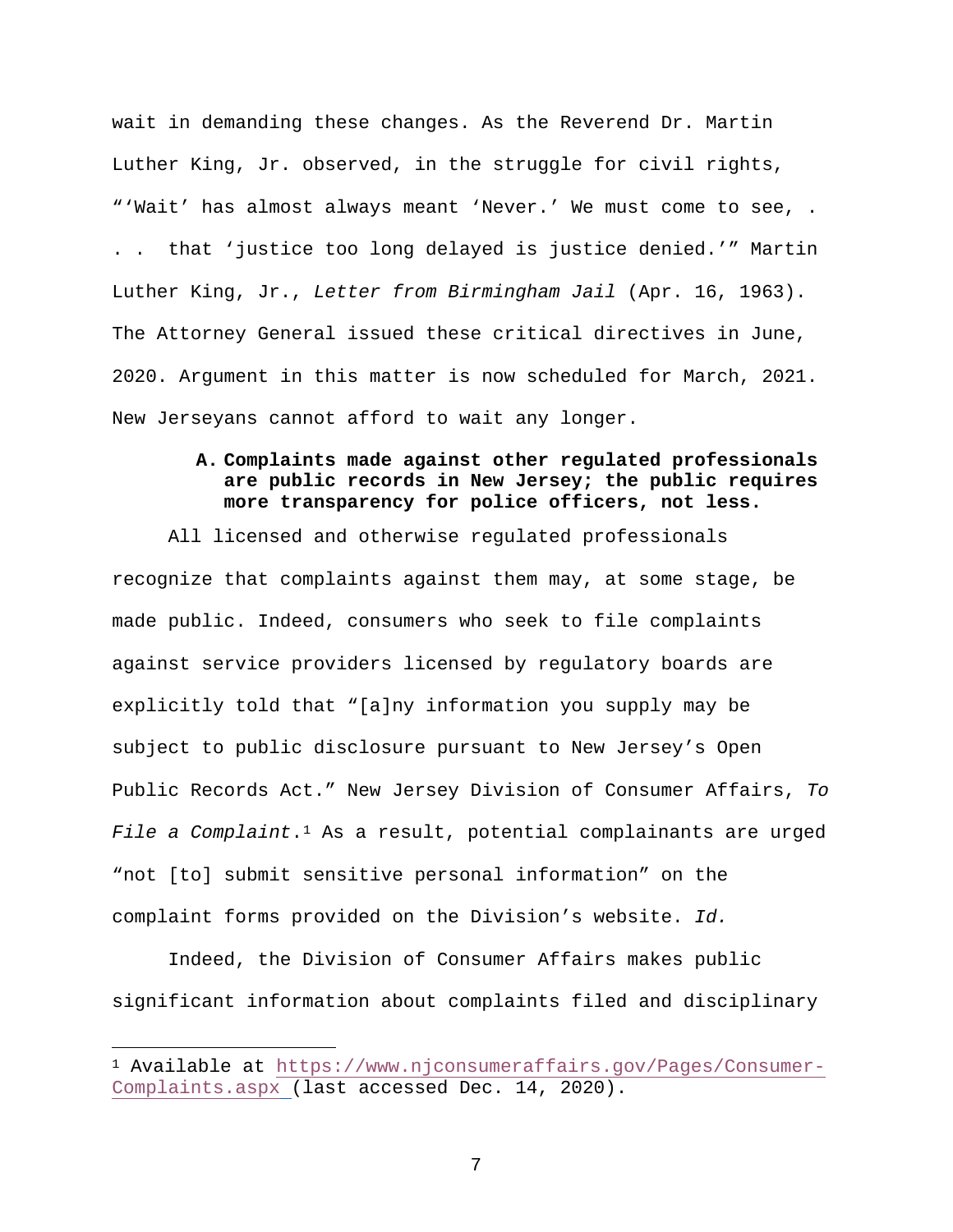wait in demanding these changes. As the Reverend Dr. Martin Luther King, Jr. observed, in the struggle for civil rights, "'Wait' has almost always meant 'Never.' We must come to see, . . . that 'justice too long delayed is justice denied.'" Martin Luther King, Jr., *Letter from Birmingham Jail* (Apr. 16, 1963). The Attorney General issued these critical directives in June, 2020. Argument in this matter is now scheduled for March, 2021. New Jerseyans cannot afford to wait any longer.

**A. Complaints made against other regulated professionals are public records in New Jersey; the public requires more transparency for police officers, not less.**

All licensed and otherwise regulated professionals recognize that complaints against them may, at some stage, be made public. Indeed, consumers who seek to file complaints against service providers licensed by regulatory boards are explicitly told that "[a]ny information you supply may be subject to public disclosure pursuant to New Jersey's Open Public Records Act." New Jersey Division of Consumer Affairs, *To File a Complaint*.[1] As a result, potential complainants are urged "not [to] submit sensitive personal information" on the complaint forms provided on the Division's website. *Id.*

Indeed, the Division of Consumer Affairs makes public significant information about complaints filed and disciplinary

[1] Available at https://www.njconsumeraffairs.gov/Pages/Consumer-Complaints.aspx (last accessed Dec. 14, 2020).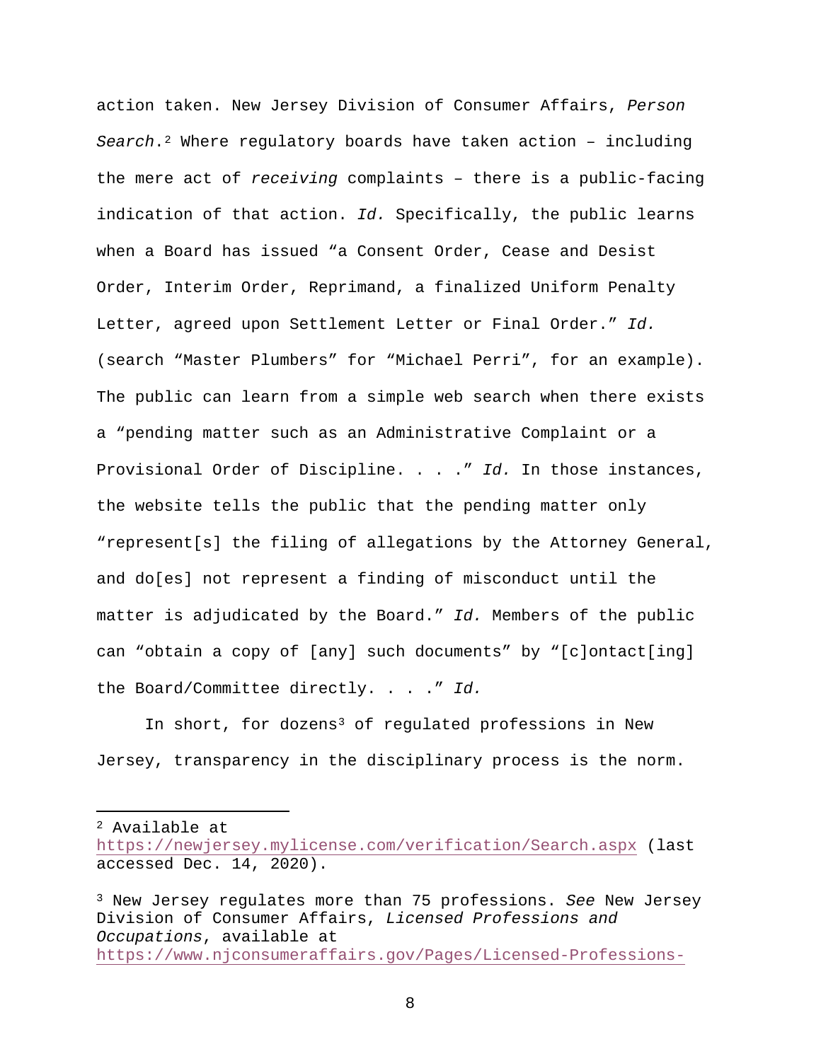action taken. New Jersey Division of Consumer Affairs, *Person Search*.[2] Where regulatory boards have taken action – including the mere act of *receiving* complaints – there is a public-facing indication of that action. *Id.* Specifically, the public learns when a Board has issued "a Consent Order, Cease and Desist Order, Interim Order, Reprimand, a finalized Uniform Penalty Letter, agreed upon Settlement Letter or Final Order." *Id.* (search "Master Plumbers" for "Michael Perri", for an example). The public can learn from a simple web search when there exists a "pending matter such as an Administrative Complaint or a Provisional Order of Discipline. . . ." *Id.* In those instances, the website tells the public that the pending matter only "represent[s] the filing of allegations by the Attorney General, and do[es] not represent a finding of misconduct until the matter is adjudicated by the Board." *Id.* Members of the public can "obtain a copy of [any] such documents" by "[c]ontact[ing] the Board/Committee directly. . . ." *Id.*

In short, for dozens[3] of regulated professions in New Jersey, transparency in the disciplinary process is the norm.

---

[2] Available at https://newjersey.mylicense.com/verification/Search.aspx (last accessed Dec. 14, 2020).

[3] New Jersey regulates more than 75 professions. *See* New Jersey Division of Consumer Affairs, *Licensed Professions and Occupations*, available at https://www.njconsumeraffairs.gov/Pages/Licensed-Professions-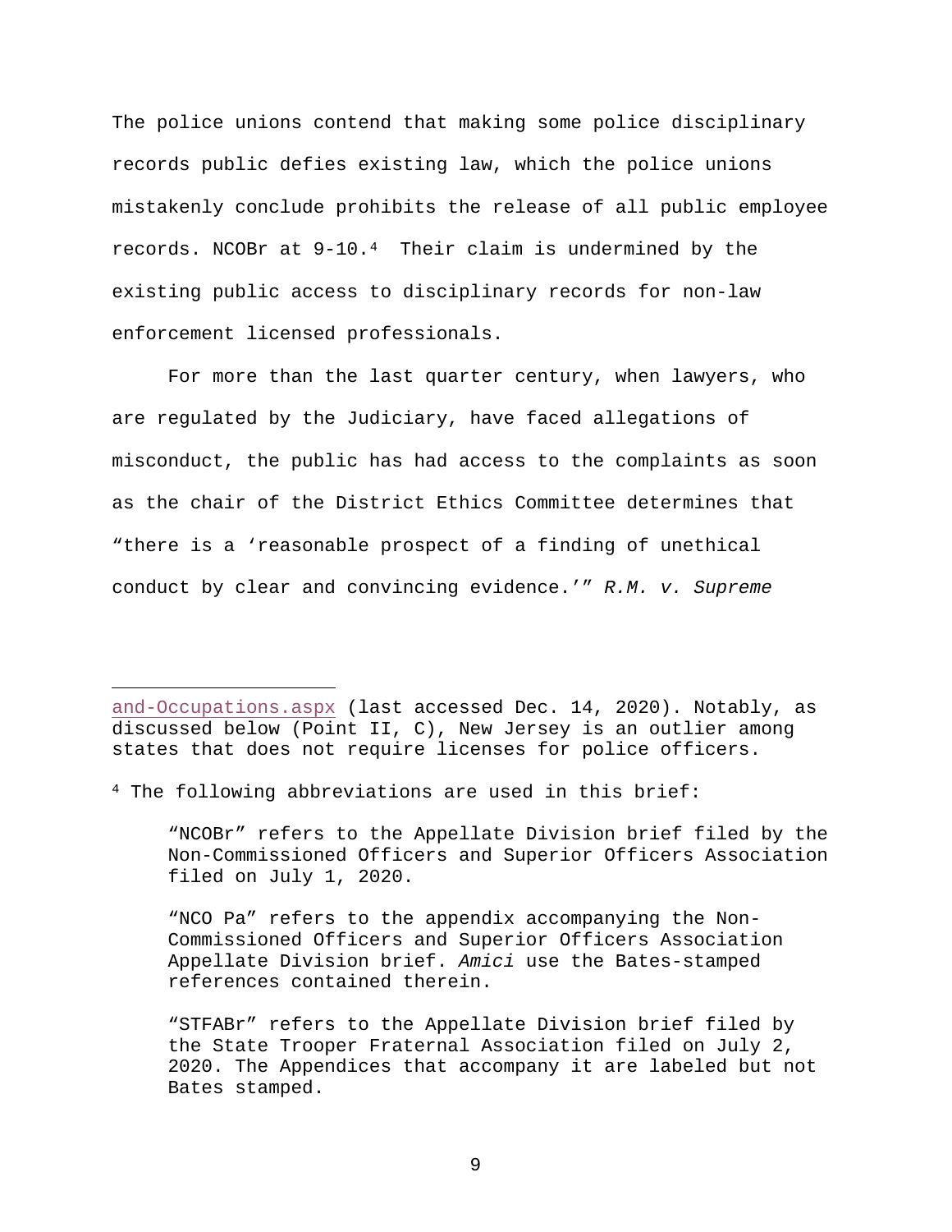The police unions contend that making some police disciplinary records public defies existing law, which the police unions mistakenly conclude prohibits the release of all public employee records. NCOBr at 9-10.[4] Their claim is undermined by the existing public access to disciplinary records for non-law enforcement licensed professionals.

For more than the last quarter century, when lawyers, who are regulated by the Judiciary, have faced allegations of misconduct, the public has had access to the complaints as soon as the chair of the District Ethics Committee determines that "there is a 'reasonable prospect of a finding of unethical conduct by clear and convincing evidence.'" *R.M. v. Supreme*

---

and-Occupations.aspx (last accessed Dec. 14, 2020). Notably, as discussed below (Point II, C), New Jersey is an outlier among states that does not require licenses for police officers.

[4] The following abbreviations are used in this brief:

> "NCOBr" refers to the Appellate Division brief filed by the Non-Commissioned Officers and Superior Officers Association filed on July 1, 2020.
>
> "NCO Pa" refers to the appendix accompanying the Non-Commissioned Officers and Superior Officers Association Appellate Division brief. *Amici* use the Bates-stamped references contained therein.
>
> "STFABr" refers to the Appellate Division brief filed by the State Trooper Fraternal Association filed on July 2, 2020. The Appendices that accompany it are labeled but not Bates stamped.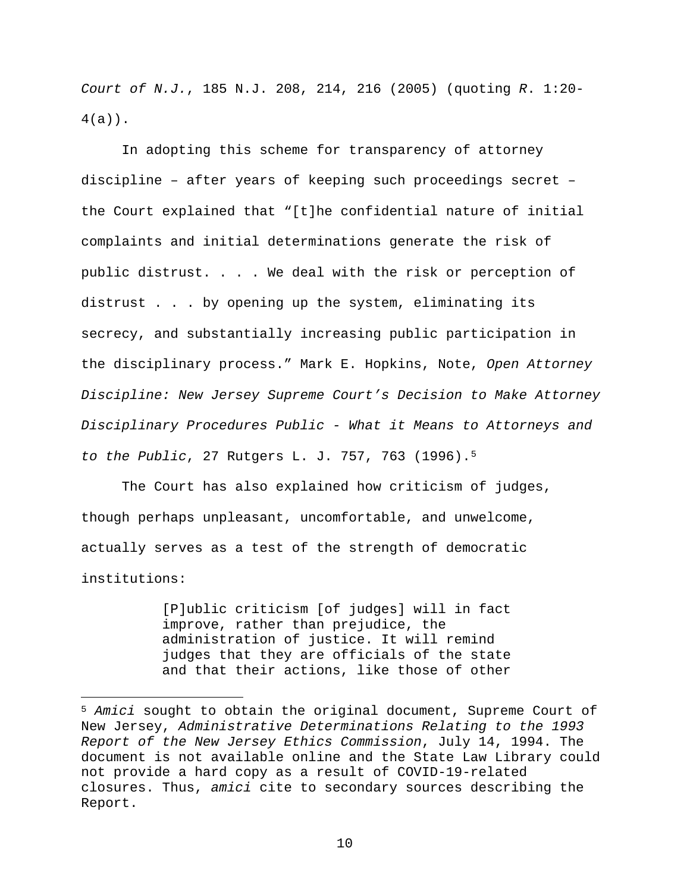*Court of N.J.*, 185 N.J. 208, 214, 216 (2005) (quoting *R*. 1:20-4(a)).

In adopting this scheme for transparency of attorney discipline – after years of keeping such proceedings secret – the Court explained that "[t]he confidential nature of initial complaints and initial determinations generate the risk of public distrust. . . . We deal with the risk or perception of distrust . . . by opening up the system, eliminating its secrecy, and substantially increasing public participation in the disciplinary process." Mark E. Hopkins, Note, *Open Attorney Discipline: New Jersey Supreme Court's Decision to Make Attorney Disciplinary Procedures Public - What it Means to Attorneys and to the Public*, 27 Rutgers L. J. 757, 763 (1996).[5]

The Court has also explained how criticism of judges, though perhaps unpleasant, uncomfortable, and unwelcome, actually serves as a test of the strength of democratic institutions:

> [P]ublic criticism [of judges] will in fact improve, rather than prejudice, the administration of justice. It will remind judges that they are officials of the state and that their actions, like those of other

---

[5] *Amici* sought to obtain the original document, Supreme Court of New Jersey, *Administrative Determinations Relating to the 1993 Report of the New Jersey Ethics Commission*, July 14, 1994. The document is not available online and the State Law Library could not provide a hard copy as a result of COVID-19-related closures. Thus, *amici* cite to secondary sources describing the Report.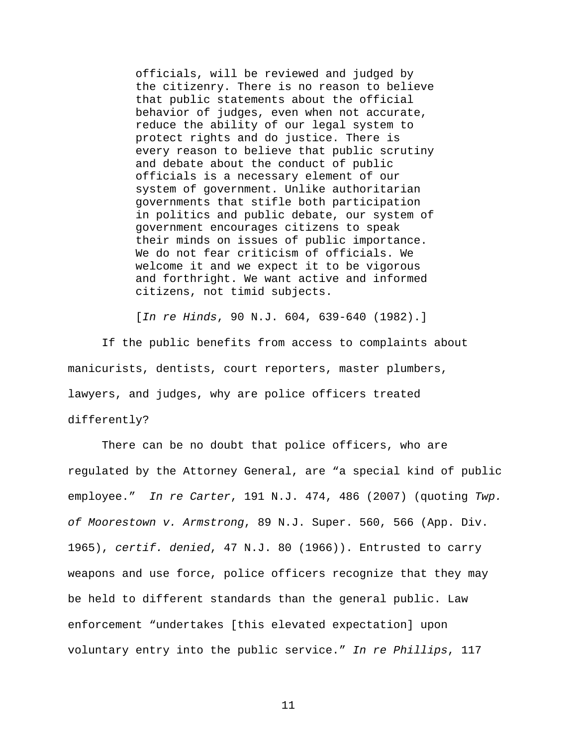> officials, will be reviewed and judged by the citizenry. There is no reason to believe that public statements about the official behavior of judges, even when not accurate, reduce the ability of our legal system to protect rights and do justice. There is every reason to believe that public scrutiny and debate about the conduct of public officials is a necessary element of our system of government. Unlike authoritarian governments that stifle both participation in politics and public debate, our system of government encourages citizens to speak their minds on issues of public importance. We do not fear criticism of officials. We welcome it and we expect it to be vigorous and forthright. We want active and informed citizens, not timid subjects.
>
> [*In re Hinds*, 90 N.J. 604, 639-640 (1982).]

If the public benefits from access to complaints about manicurists, dentists, court reporters, master plumbers, lawyers, and judges, why are police officers treated differently?

There can be no doubt that police officers, who are regulated by the Attorney General, are "a special kind of public employee." *In re Carter*, 191 N.J. 474, 486 (2007) (quoting *Twp. of Moorestown v. Armstrong*, 89 N.J. Super. 560, 566 (App. Div. 1965), *certif. denied*, 47 N.J. 80 (1966)). Entrusted to carry weapons and use force, police officers recognize that they may be held to different standards than the general public. Law enforcement "undertakes [this elevated expectation] upon voluntary entry into the public service." *In re Phillips*, 117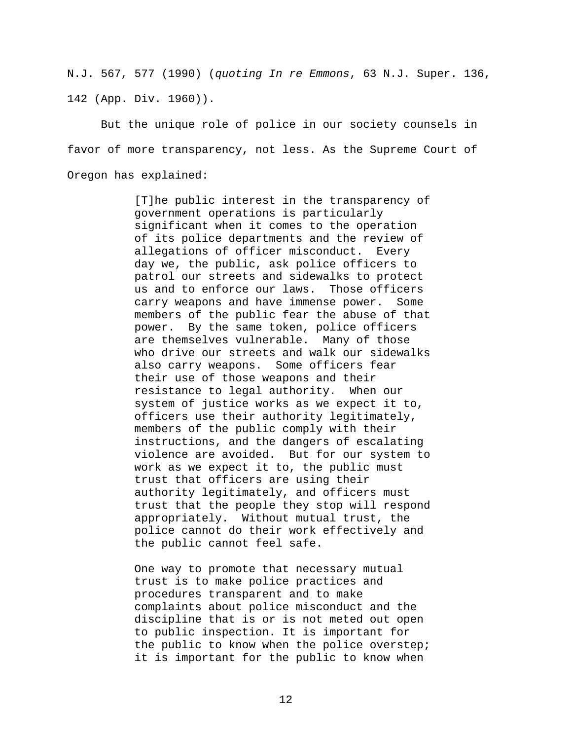N.J. 567, 577 (1990) (*quoting In re Emmons*, 63 N.J. Super. 136, 142 (App. Div. 1960)).

But the unique role of police in our society counsels in favor of more transparency, not less. As the Supreme Court of Oregon has explained:

> [T]he public interest in the transparency of government operations is particularly significant when it comes to the operation of its police departments and the review of allegations of officer misconduct. Every day we, the public, ask police officers to patrol our streets and sidewalks to protect us and to enforce our laws. Those officers carry weapons and have immense power. Some members of the public fear the abuse of that power. By the same token, police officers are themselves vulnerable. Many of those who drive our streets and walk our sidewalks also carry weapons. Some officers fear their use of those weapons and their resistance to legal authority. When our system of justice works as we expect it to, officers use their authority legitimately, members of the public comply with their instructions, and the dangers of escalating violence are avoided. But for our system to work as we expect it to, the public must trust that officers are using their authority legitimately, and officers must trust that the people they stop will respond appropriately. Without mutual trust, the police cannot do their work effectively and the public cannot feel safe.
>
> One way to promote that necessary mutual trust is to make police practices and procedures transparent and to make complaints about police misconduct and the discipline that is or is not meted out open to public inspection. It is important for the public to know when the police overstep; it is important for the public to know when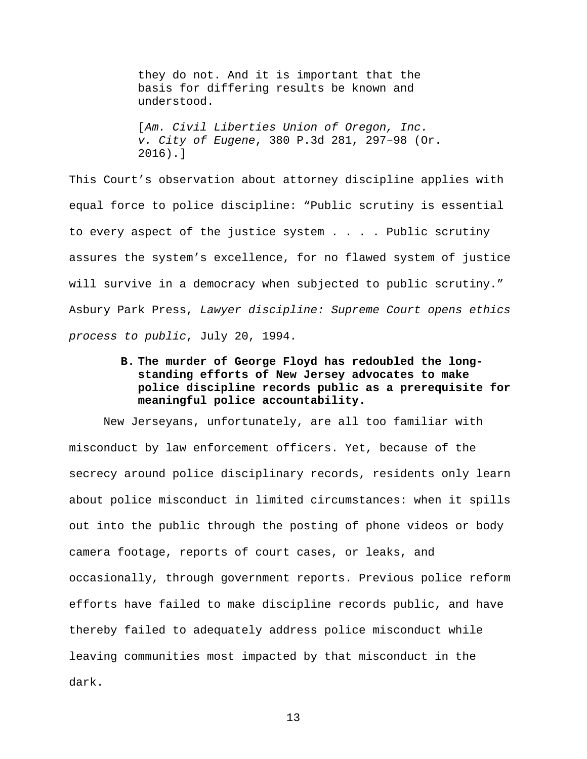> they do not. And it is important that the basis for differing results be known and understood.
>
> [*Am. Civil Liberties Union of Oregon, Inc. v. City of Eugene*, 380 P.3d 281, 297–98 (Or. 2016).]

This Court's observation about attorney discipline applies with equal force to police discipline: "Public scrutiny is essential to every aspect of the justice system . . . . Public scrutiny assures the system's excellence, for no flawed system of justice will survive in a democracy when subjected to public scrutiny." Asbury Park Press, *Lawyer discipline: Supreme Court opens ethics process to public*, July 20, 1994.

**B. The murder of George Floyd has redoubled the long-standing efforts of New Jersey advocates to make police discipline records public as a prerequisite for meaningful police accountability.**

New Jerseyans, unfortunately, are all too familiar with misconduct by law enforcement officers. Yet, because of the secrecy around police disciplinary records, residents only learn about police misconduct in limited circumstances: when it spills out into the public through the posting of phone videos or body camera footage, reports of court cases, or leaks, and occasionally, through government reports. Previous police reform efforts have failed to make discipline records public, and have thereby failed to adequately address police misconduct while leaving communities most impacted by that misconduct in the dark.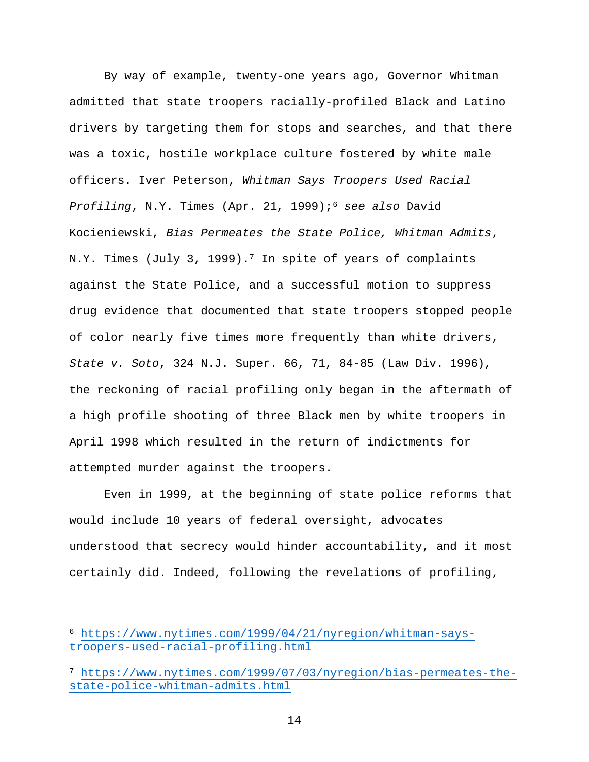By way of example, twenty-one years ago, Governor Whitman admitted that state troopers racially-profiled Black and Latino drivers by targeting them for stops and searches, and that there was a toxic, hostile workplace culture fostered by white male officers. Iver Peterson, *Whitman Says Troopers Used Racial Profiling*, N.Y. Times (Apr. 21, 1999);[6] *see also* David Kocieniewski, *Bias Permeates the State Police, Whitman Admits*, N.Y. Times (July 3, 1999).[7] In spite of years of complaints against the State Police, and a successful motion to suppress drug evidence that documented that state troopers stopped people of color nearly five times more frequently than white drivers, *State v. Soto*, 324 N.J. Super. 66, 71, 84-85 (Law Div. 1996), the reckoning of racial profiling only began in the aftermath of a high profile shooting of three Black men by white troopers in April 1998 which resulted in the return of indictments for attempted murder against the troopers.

Even in 1999, at the beginning of state police reforms that would include 10 years of federal oversight, advocates understood that secrecy would hinder accountability, and it most certainly did. Indeed, following the revelations of profiling,

---

[6] https://www.nytimes.com/1999/04/21/nyregion/whitman-says-troopers-used-racial-profiling.html

[7] https://www.nytimes.com/1999/07/03/nyregion/bias-permeates-the-state-police-whitman-admits.html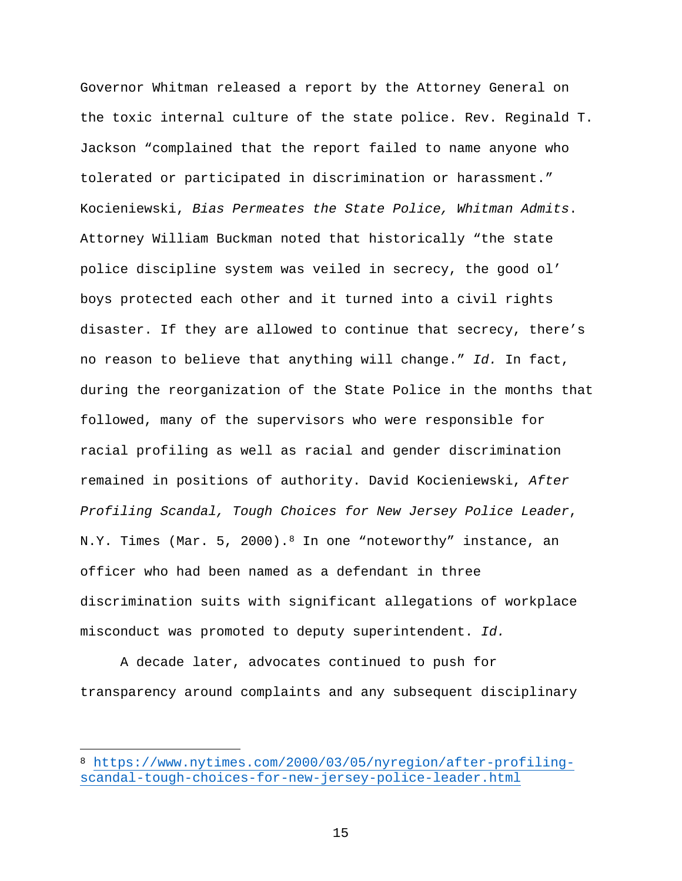Governor Whitman released a report by the Attorney General on the toxic internal culture of the state police. Rev. Reginald T. Jackson "complained that the report failed to name anyone who tolerated or participated in discrimination or harassment." Kocieniewski, *Bias Permeates the State Police, Whitman Admits*. Attorney William Buckman noted that historically "the state police discipline system was veiled in secrecy, the good ol' boys protected each other and it turned into a civil rights disaster. If they are allowed to continue that secrecy, there's no reason to believe that anything will change." *Id.* In fact, during the reorganization of the State Police in the months that followed, many of the supervisors who were responsible for racial profiling as well as racial and gender discrimination remained in positions of authority. David Kocieniewski, *After Profiling Scandal, Tough Choices for New Jersey Police Leader*, N.Y. Times (Mar. 5, 2000).[8] In one "noteworthy" instance, an officer who had been named as a defendant in three discrimination suits with significant allegations of workplace misconduct was promoted to deputy superintendent. *Id.*

A decade later, advocates continued to push for transparency around complaints and any subsequent disciplinary

---

[8] https://www.nytimes.com/2000/03/05/nyregion/after-profiling-scandal-tough-choices-for-new-jersey-police-leader.html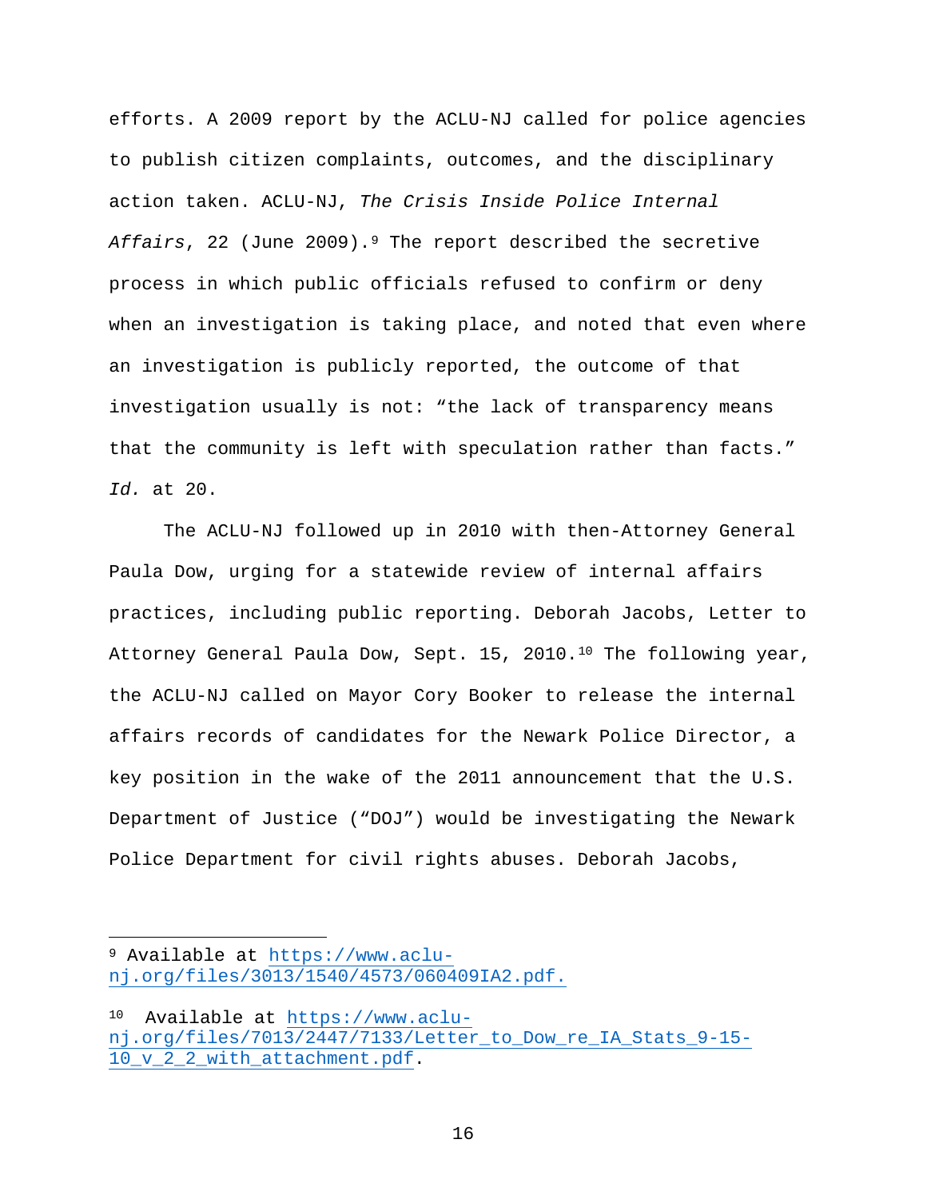efforts. A 2009 report by the ACLU-NJ called for police agencies to publish citizen complaints, outcomes, and the disciplinary action taken. ACLU-NJ, *The Crisis Inside Police Internal Affairs*, 22 (June 2009).[9] The report described the secretive process in which public officials refused to confirm or deny when an investigation is taking place, and noted that even where an investigation is publicly reported, the outcome of that investigation usually is not: "the lack of transparency means that the community is left with speculation rather than facts." *Id.* at 20.

The ACLU-NJ followed up in 2010 with then-Attorney General Paula Dow, urging for a statewide review of internal affairs practices, including public reporting. Deborah Jacobs, Letter to Attorney General Paula Dow, Sept. 15, 2010.[10] The following year, the ACLU-NJ called on Mayor Cory Booker to release the internal affairs records of candidates for the Newark Police Director, a key position in the wake of the 2011 announcement that the U.S. Department of Justice ("DOJ") would be investigating the Newark Police Department for civil rights abuses. Deborah Jacobs,

---

[9] Available at https://www.aclu-nj.org/files/3013/1540/4573/060409IA2.pdf.

[10] Available at https://www.aclu-nj.org/files/7013/2447/7133/Letter_to_Dow_re_IA_Stats_9-15-10_v_2_2_with_attachment.pdf.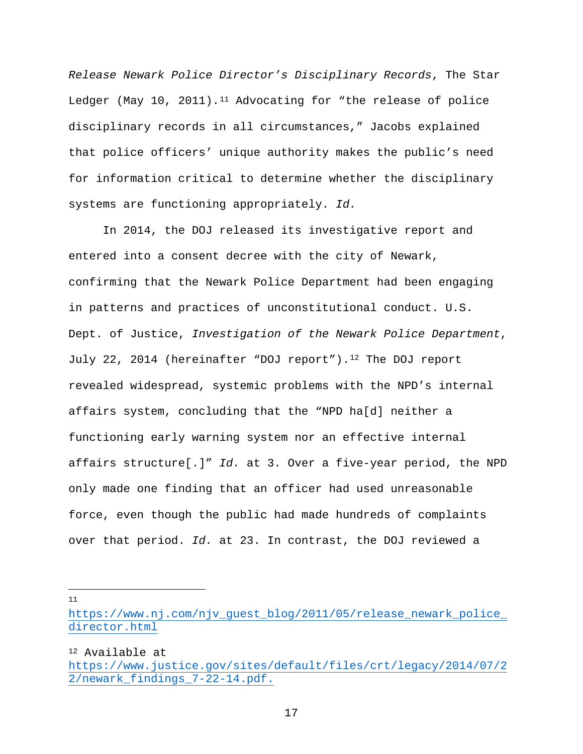*Release Newark Police Director's Disciplinary Records*, The Star Ledger (May 10, 2011).[11] Advocating for "the release of police disciplinary records in all circumstances," Jacobs explained that police officers' unique authority makes the public's need for information critical to determine whether the disciplinary systems are functioning appropriately. *Id.*

In 2014, the DOJ released its investigative report and entered into a consent decree with the city of Newark, confirming that the Newark Police Department had been engaging in patterns and practices of unconstitutional conduct. U.S. Dept. of Justice, *Investigation of the Newark Police Department*, July 22, 2014 (hereinafter "DOJ report").[12] The DOJ report revealed widespread, systemic problems with the NPD's internal affairs system, concluding that the "NPD ha[d] neither a functioning early warning system nor an effective internal affairs structure[.]" *Id.* at 3. Over a five-year period, the NPD only made one finding that an officer had used unreasonable force, even though the public had made hundreds of complaints over that period. *Id.* at 23. In contrast, the DOJ reviewed a

---

[11] https://www.nj.com/njv_guest_blog/2011/05/release_newark_police_director.html

[12] Available at https://www.justice.gov/sites/default/files/crt/legacy/2014/07/22/newark_findings_7-22-14.pdf.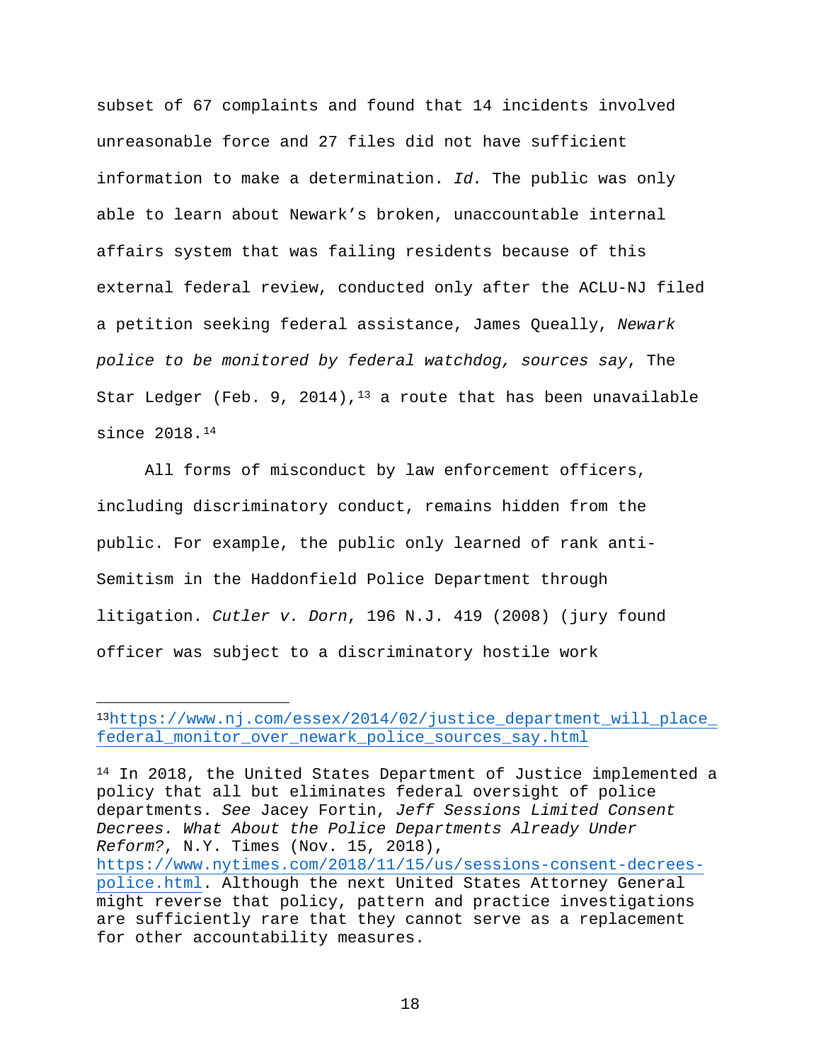subset of 67 complaints and found that 14 incidents involved unreasonable force and 27 files did not have sufficient information to make a determination. *Id.* The public was only able to learn about Newark's broken, unaccountable internal affairs system that was failing residents because of this external federal review, conducted only after the ACLU-NJ filed a petition seeking federal assistance, James Queally, *Newark police to be monitored by federal watchdog, sources say*, The Star Ledger (Feb. 9, 2014),[13] a route that has been unavailable since 2018.[14]

All forms of misconduct by law enforcement officers, including discriminatory conduct, remains hidden from the public. For example, the public only learned of rank anti-Semitism in the Haddonfield Police Department through litigation. *Cutler v. Dorn*, 196 N.J. 419 (2008) (jury found officer was subject to a discriminatory hostile work

---

[13] https://www.nj.com/essex/2014/02/justice_department_will_place_federal_monitor_over_newark_police_sources_say.html

[14] In 2018, the United States Department of Justice implemented a policy that all but eliminates federal oversight of police departments. *See* Jacey Fortin, *Jeff Sessions Limited Consent Decrees. What About the Police Departments Already Under Reform?*, N.Y. Times (Nov. 15, 2018), https://www.nytimes.com/2018/11/15/us/sessions-consent-decrees-police.html. Although the next United States Attorney General might reverse that policy, pattern and practice investigations are sufficiently rare that they cannot serve as a replacement for other accountability measures.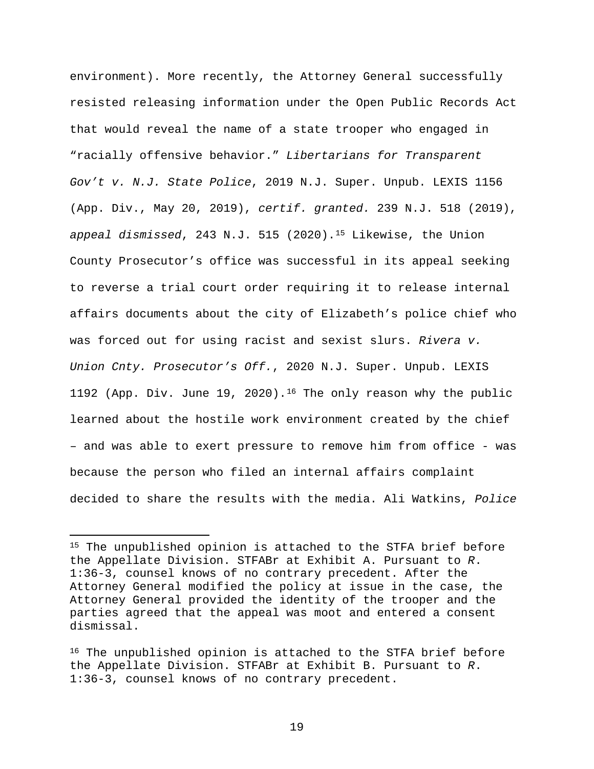environment). More recently, the Attorney General successfully resisted releasing information under the Open Public Records Act that would reveal the name of a state trooper who engaged in "racially offensive behavior." *Libertarians for Transparent Gov't v. N.J. State Police*, 2019 N.J. Super. Unpub. LEXIS 1156 (App. Div., May 20, 2019), *certif. granted.* 239 N.J. 518 (2019), *appeal dismissed*, 243 N.J. 515 (2020).[15] Likewise, the Union County Prosecutor's office was successful in its appeal seeking to reverse a trial court order requiring it to release internal affairs documents about the city of Elizabeth's police chief who was forced out for using racist and sexist slurs. *Rivera v. Union Cnty. Prosecutor's Off.*, 2020 N.J. Super. Unpub. LEXIS 1192 (App. Div. June 19, 2020).[16] The only reason why the public learned about the hostile work environment created by the chief – and was able to exert pressure to remove him from office - was because the person who filed an internal affairs complaint decided to share the results with the media. Ali Watkins, *Police*

---

[15] The unpublished opinion is attached to the STFA brief before the Appellate Division. STFABr at Exhibit A. Pursuant to *R*. 1:36-3, counsel knows of no contrary precedent. After the Attorney General modified the policy at issue in the case, the Attorney General provided the identity of the trooper and the parties agreed that the appeal was moot and entered a consent dismissal.

[16] The unpublished opinion is attached to the STFA brief before the Appellate Division. STFABr at Exhibit B. Pursuant to *R*. 1:36-3, counsel knows of no contrary precedent.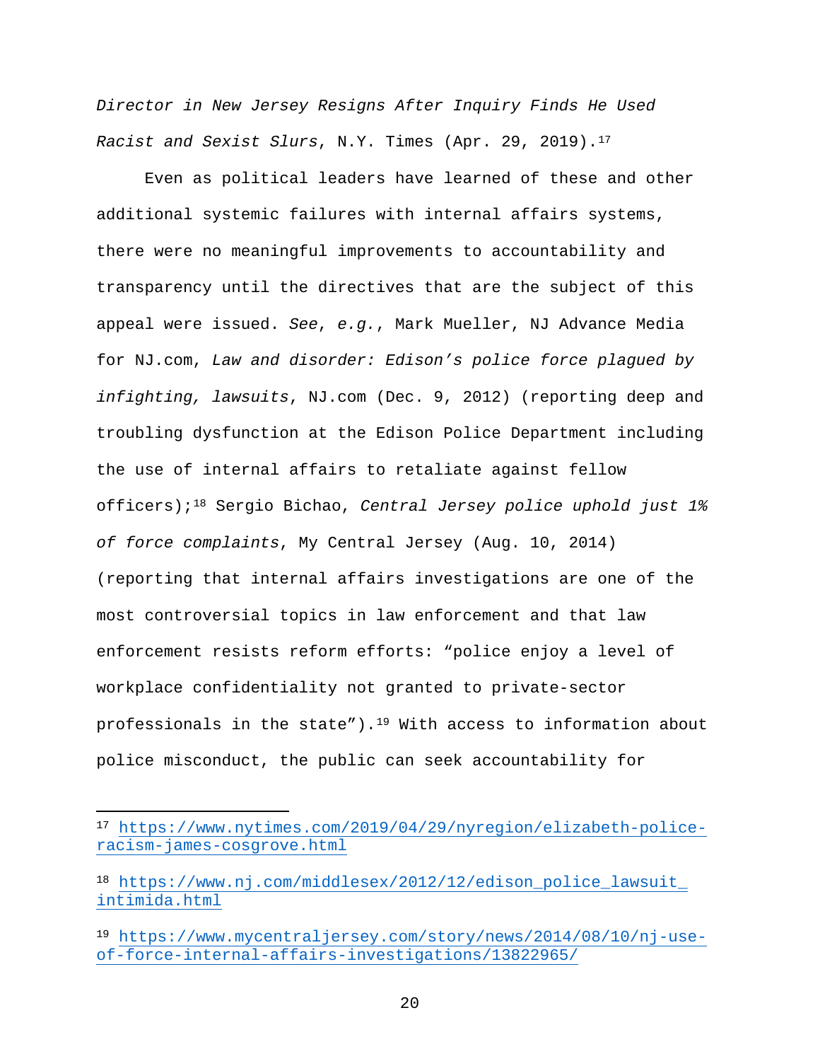*Director in New Jersey Resigns After Inquiry Finds He Used Racist and Sexist Slurs*, N.Y. Times (Apr. 29, 2019).[17]

Even as political leaders have learned of these and other additional systemic failures with internal affairs systems, there were no meaningful improvements to accountability and transparency until the directives that are the subject of this appeal were issued. *See*, *e.g.*, Mark Mueller, NJ Advance Media for NJ.com, *Law and disorder: Edison's police force plagued by infighting, lawsuits*, NJ.com (Dec. 9, 2012) (reporting deep and troubling dysfunction at the Edison Police Department including the use of internal affairs to retaliate against fellow officers);[18] Sergio Bichao, *Central Jersey police uphold just 1% of force complaints*, My Central Jersey (Aug. 10, 2014) (reporting that internal affairs investigations are one of the most controversial topics in law enforcement and that law enforcement resists reform efforts: "police enjoy a level of workplace confidentiality not granted to private-sector professionals in the state").[19] With access to information about police misconduct, the public can seek accountability for

---

[17] https://www.nytimes.com/2019/04/29/nyregion/elizabeth-police-racism-james-cosgrove.html

[18] https://www.nj.com/middlesex/2012/12/edison_police_lawsuit_intimida.html

[19] https://www.mycentraljersey.com/story/news/2014/08/10/nj-use-of-force-internal-affairs-investigations/13822965/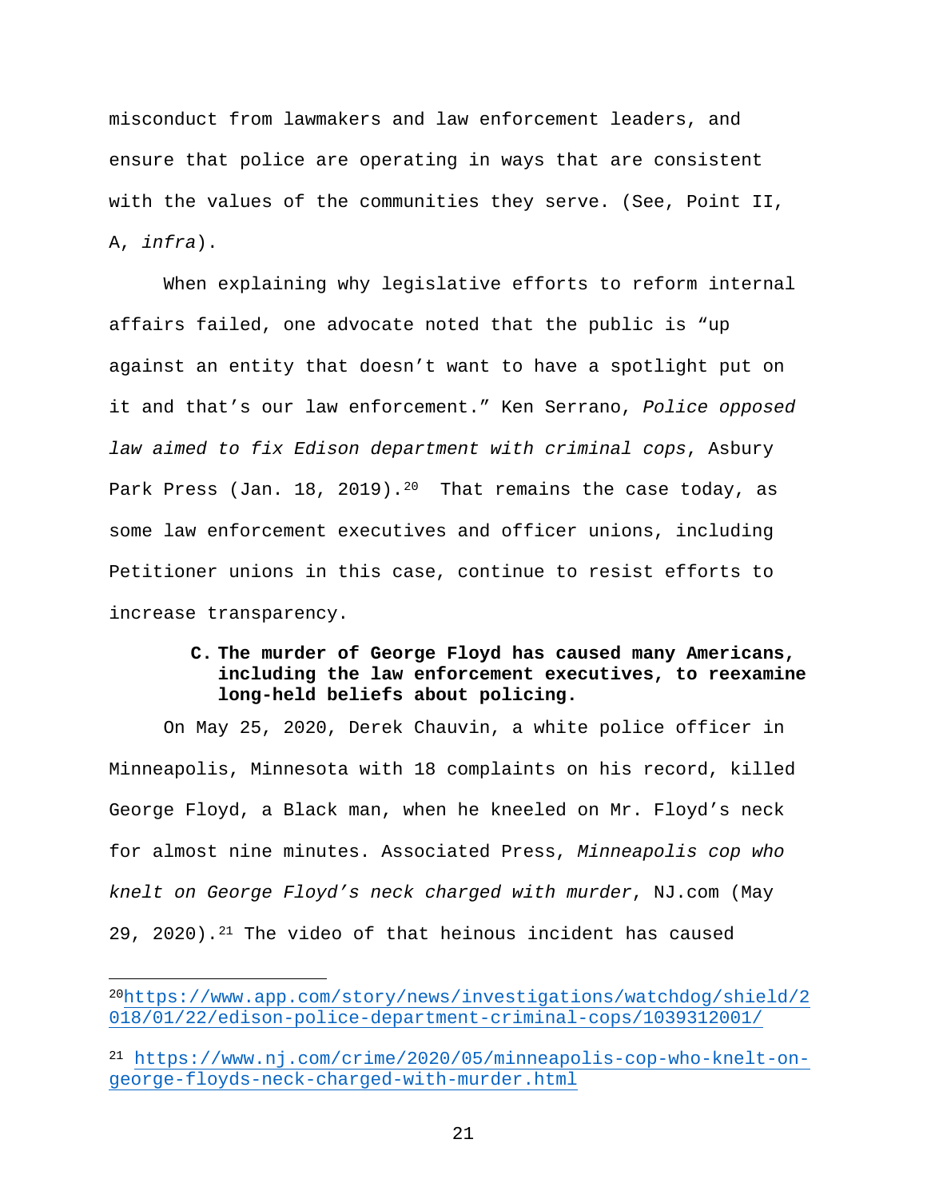misconduct from lawmakers and law enforcement leaders, and ensure that police are operating in ways that are consistent with the values of the communities they serve. (See, Point II, A, *infra*).

When explaining why legislative efforts to reform internal affairs failed, one advocate noted that the public is "up against an entity that doesn't want to have a spotlight put on it and that's our law enforcement." Ken Serrano, *Police opposed law aimed to fix Edison department with criminal cops*, Asbury Park Press (Jan. 18, 2019).[20] That remains the case today, as some law enforcement executives and officer unions, including Petitioner unions in this case, continue to resist efforts to increase transparency.

### C. The murder of George Floyd has caused many Americans, including the law enforcement executives, to reexamine long-held beliefs about policing.

On May 25, 2020, Derek Chauvin, a white police officer in Minneapolis, Minnesota with 18 complaints on his record, killed George Floyd, a Black man, when he kneeled on Mr. Floyd's neck for almost nine minutes. Associated Press, *Minneapolis cop who knelt on George Floyd's neck charged with murder*, NJ.com (May 29, 2020).[21] The video of that heinous incident has caused

---

[20] https://www.app.com/story/news/investigations/watchdog/shield/2018/01/22/edison-police-department-criminal-cops/1039312001/

[21] https://www.nj.com/crime/2020/05/minneapolis-cop-who-knelt-on-george-floyds-neck-charged-with-murder.html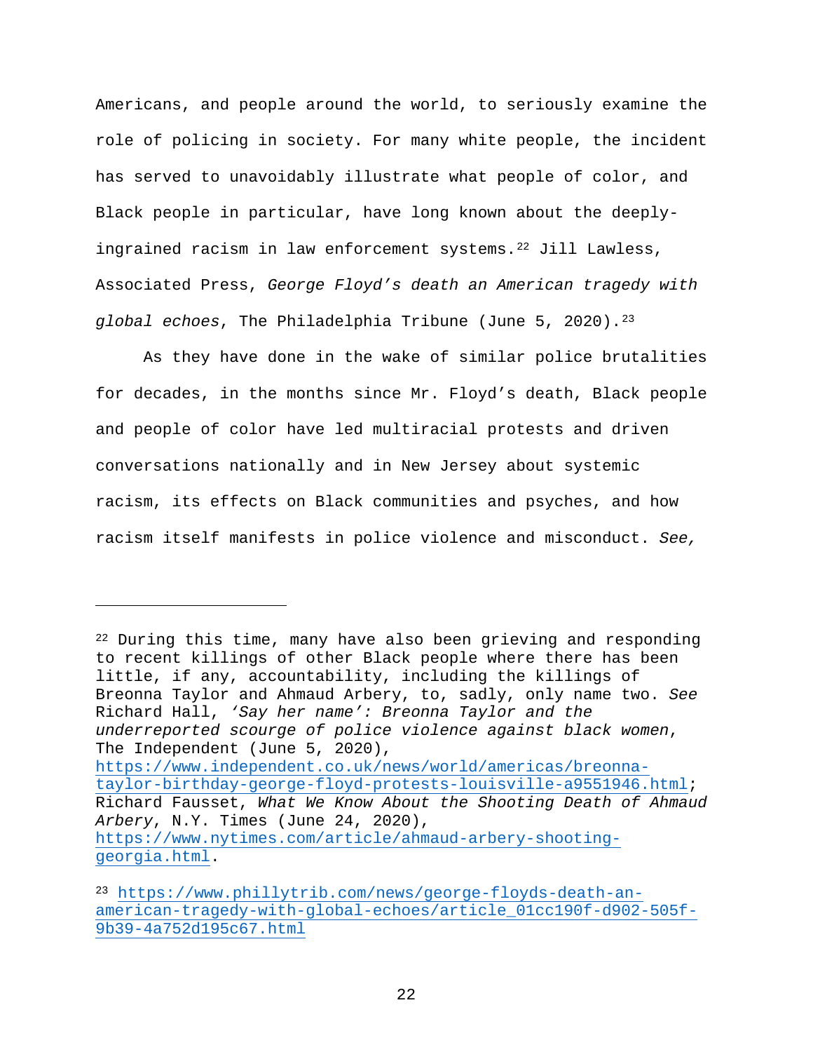Americans, and people around the world, to seriously examine the role of policing in society. For many white people, the incident has served to unavoidably illustrate what people of color, and Black people in particular, have long known about the deeply-ingrained racism in law enforcement systems.[22] Jill Lawless, Associated Press, *George Floyd's death an American tragedy with global echoes*, The Philadelphia Tribune (June 5, 2020).[23]

As they have done in the wake of similar police brutalities for decades, in the months since Mr. Floyd's death, Black people and people of color have led multiracial protests and driven conversations nationally and in New Jersey about systemic racism, its effects on Black communities and psyches, and how racism itself manifests in police violence and misconduct. *See,*

---

[22] During this time, many have also been grieving and responding to recent killings of other Black people where there has been little, if any, accountability, including the killings of Breonna Taylor and Ahmaud Arbery, to, sadly, only name two. *See* Richard Hall, *'Say her name': Breonna Taylor and the underreported scourge of police violence against black women*, The Independent (June 5, 2020), https://www.independent.co.uk/news/world/americas/breonna-taylor-birthday-george-floyd-protests-louisville-a9551946.html; Richard Fausset, *What We Know About the Shooting Death of Ahmaud Arbery*, N.Y. Times (June 24, 2020), https://www.nytimes.com/article/ahmaud-arbery-shooting-georgia.html.

[23] https://www.phillytrib.com/news/george-floyds-death-an-american-tragedy-with-global-echoes/article_01cc190f-d902-505f-9b39-4a752d195c67.html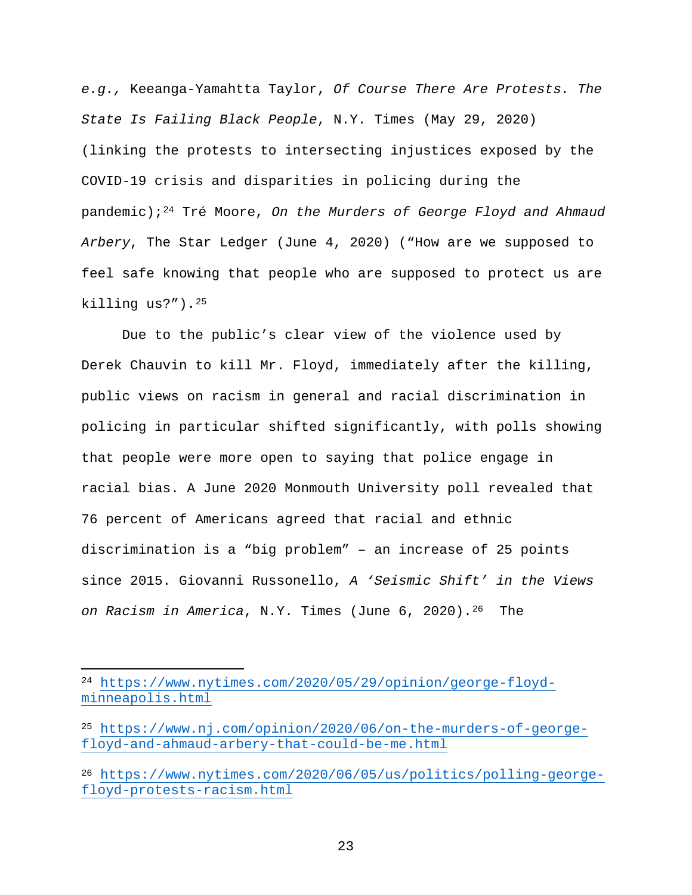*e.g.,* Keeanga-Yamahtta Taylor, *Of Course There Are Protests. The State Is Failing Black People*, N.Y. Times (May 29, 2020) (linking the protests to intersecting injustices exposed by the COVID-19 crisis and disparities in policing during the pandemic);[24] Tré Moore, *On the Murders of George Floyd and Ahmaud Arbery*, The Star Ledger (June 4, 2020) ("How are we supposed to feel safe knowing that people who are supposed to protect us are killing us?").[25]

Due to the public's clear view of the violence used by Derek Chauvin to kill Mr. Floyd, immediately after the killing, public views on racism in general and racial discrimination in policing in particular shifted significantly, with polls showing that people were more open to saying that police engage in racial bias. A June 2020 Monmouth University poll revealed that 76 percent of Americans agreed that racial and ethnic discrimination is a "big problem" – an increase of 25 points since 2015. Giovanni Russonello, *A 'Seismic Shift' in the Views on Racism in America*, N.Y. Times (June 6, 2020).[26] The

---

[24] https://www.nytimes.com/2020/05/29/opinion/george-floyd-minneapolis.html

[25] https://www.nj.com/opinion/2020/06/on-the-murders-of-george-floyd-and-ahmaud-arbery-that-could-be-me.html

[26] https://www.nytimes.com/2020/06/05/us/politics/polling-george-floyd-protests-racism.html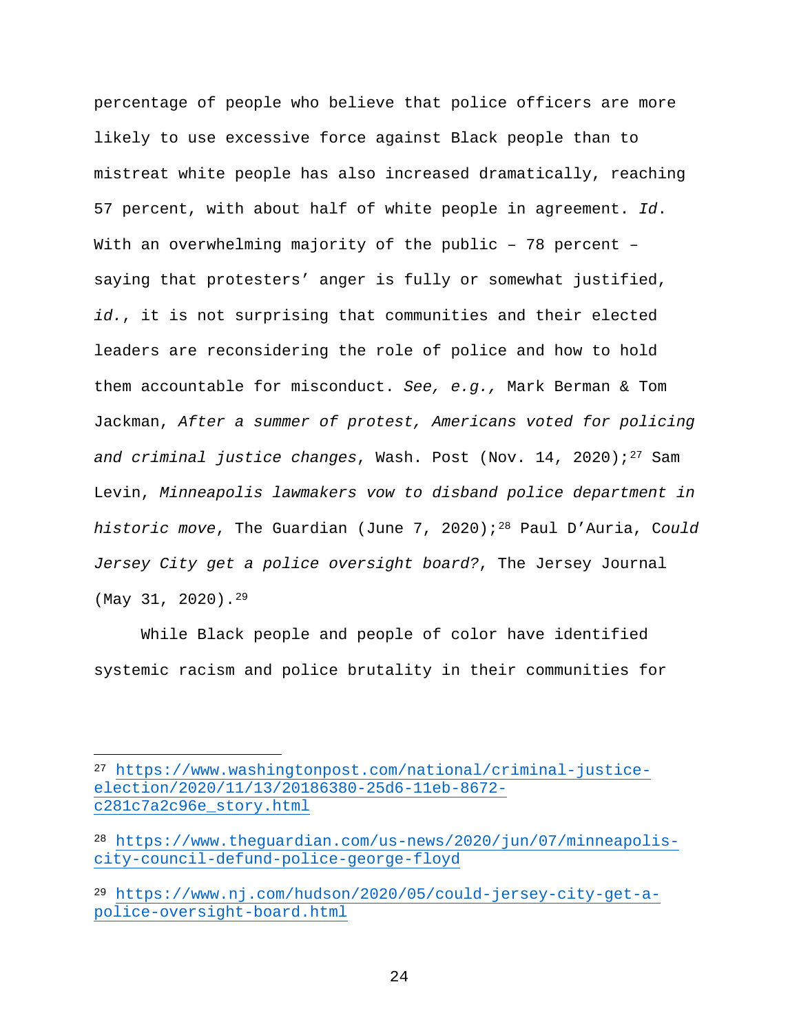percentage of people who believe that police officers are more likely to use excessive force against Black people than to mistreat white people has also increased dramatically, reaching 57 percent, with about half of white people in agreement. *Id*. With an overwhelming majority of the public – 78 percent – saying that protesters' anger is fully or somewhat justified, *id.*, it is not surprising that communities and their elected leaders are reconsidering the role of police and how to hold them accountable for misconduct. *See, e.g.,* Mark Berman & Tom Jackman, *After a summer of protest, Americans voted for policing and criminal justice changes*, Wash. Post (Nov. 14, 2020);[27] Sam Levin, *Minneapolis lawmakers vow to disband police department in historic move*, The Guardian (June 7, 2020);[28] Paul D'Auria, *Could Jersey City get a police oversight board?*, The Jersey Journal (May 31, 2020).[29]

While Black people and people of color have identified systemic racism and police brutality in their communities for

---

[27] https://www.washingtonpost.com/national/criminal-justice-election/2020/11/13/20186380-25d6-11eb-8672-c281c7a2c96e_story.html

[28] https://www.theguardian.com/us-news/2020/jun/07/minneapolis-city-council-defund-police-george-floyd

[29] https://www.nj.com/hudson/2020/05/could-jersey-city-get-a-police-oversight-board.html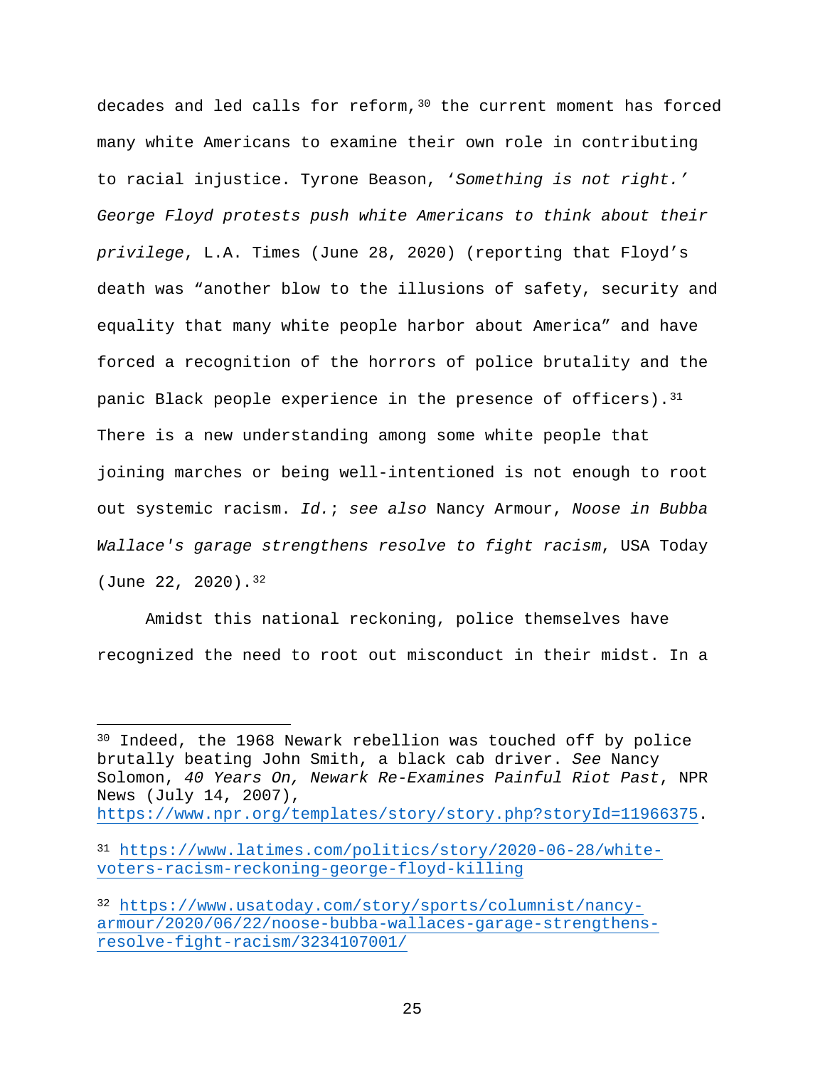decades and led calls for reform,[30] the current moment has forced many white Americans to examine their own role in contributing to racial injustice. Tyrone Beason, *'Something is not right.' George Floyd protests push white Americans to think about their privilege*, L.A. Times (June 28, 2020) (reporting that Floyd's death was "another blow to the illusions of safety, security and equality that many white people harbor about America" and have forced a recognition of the horrors of police brutality and the panic Black people experience in the presence of officers).[31] There is a new understanding among some white people that joining marches or being well-intentioned is not enough to root out systemic racism. *Id.*; *see also* Nancy Armour, *Noose in Bubba Wallace's garage strengthens resolve to fight racism*, USA Today (June 22, 2020).[32]

Amidst this national reckoning, police themselves have recognized the need to root out misconduct in their midst. In a

---

[30] Indeed, the 1968 Newark rebellion was touched off by police brutally beating John Smith, a black cab driver. *See* Nancy Solomon, *40 Years On, Newark Re-Examines Painful Riot Past*, NPR News (July 14, 2007), https://www.npr.org/templates/story/story.php?storyId=11966375.

[31] https://www.latimes.com/politics/story/2020-06-28/white-voters-racism-reckoning-george-floyd-killing

[32] https://www.usatoday.com/story/sports/columnist/nancy-armour/2020/06/22/noose-bubba-wallaces-garage-strengthens-resolve-fight-racism/3234107001/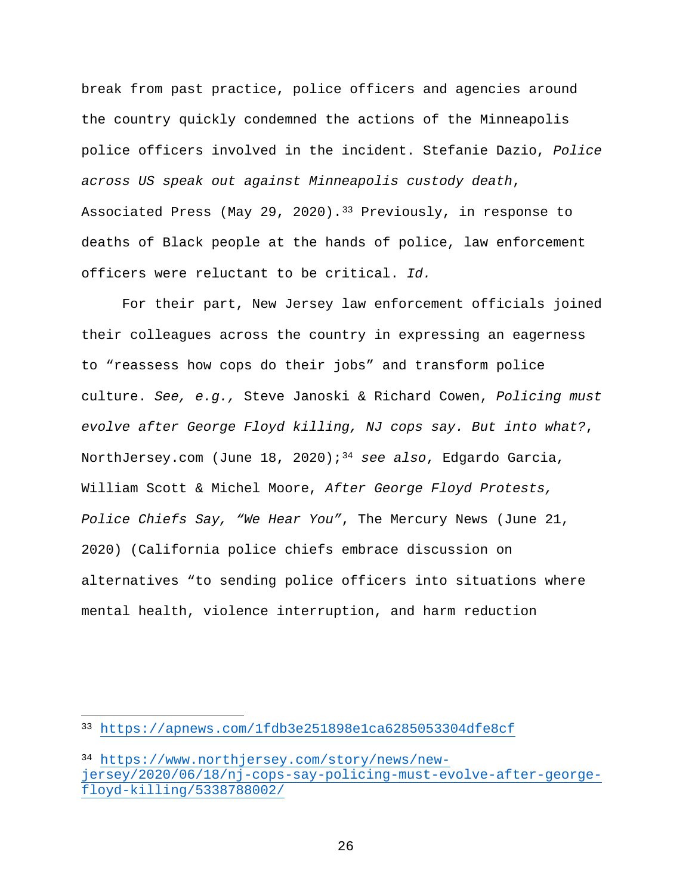break from past practice, police officers and agencies around the country quickly condemned the actions of the Minneapolis police officers involved in the incident. Stefanie Dazio, *Police across US speak out against Minneapolis custody death*, Associated Press (May 29, 2020).[33] Previously, in response to deaths of Black people at the hands of police, law enforcement officers were reluctant to be critical. *Id.*

For their part, New Jersey law enforcement officials joined their colleagues across the country in expressing an eagerness to "reassess how cops do their jobs" and transform police culture. *See, e.g.,* Steve Janoski & Richard Cowen, *Policing must evolve after George Floyd killing, NJ cops say. But into what?*, NorthJersey.com (June 18, 2020);[34] *see also*, Edgardo Garcia, William Scott & Michel Moore, *After George Floyd Protests, Police Chiefs Say, "We Hear You"*, The Mercury News (June 21, 2020) (California police chiefs embrace discussion on alternatives "to sending police officers into situations where mental health, violence interruption, and harm reduction

---

[33] https://apnews.com/1fdb3e251898e1ca6285053304dfe8cf

[34] https://www.northjersey.com/story/news/new-jersey/2020/06/18/nj-cops-say-policing-must-evolve-after-george-floyd-killing/5338788002/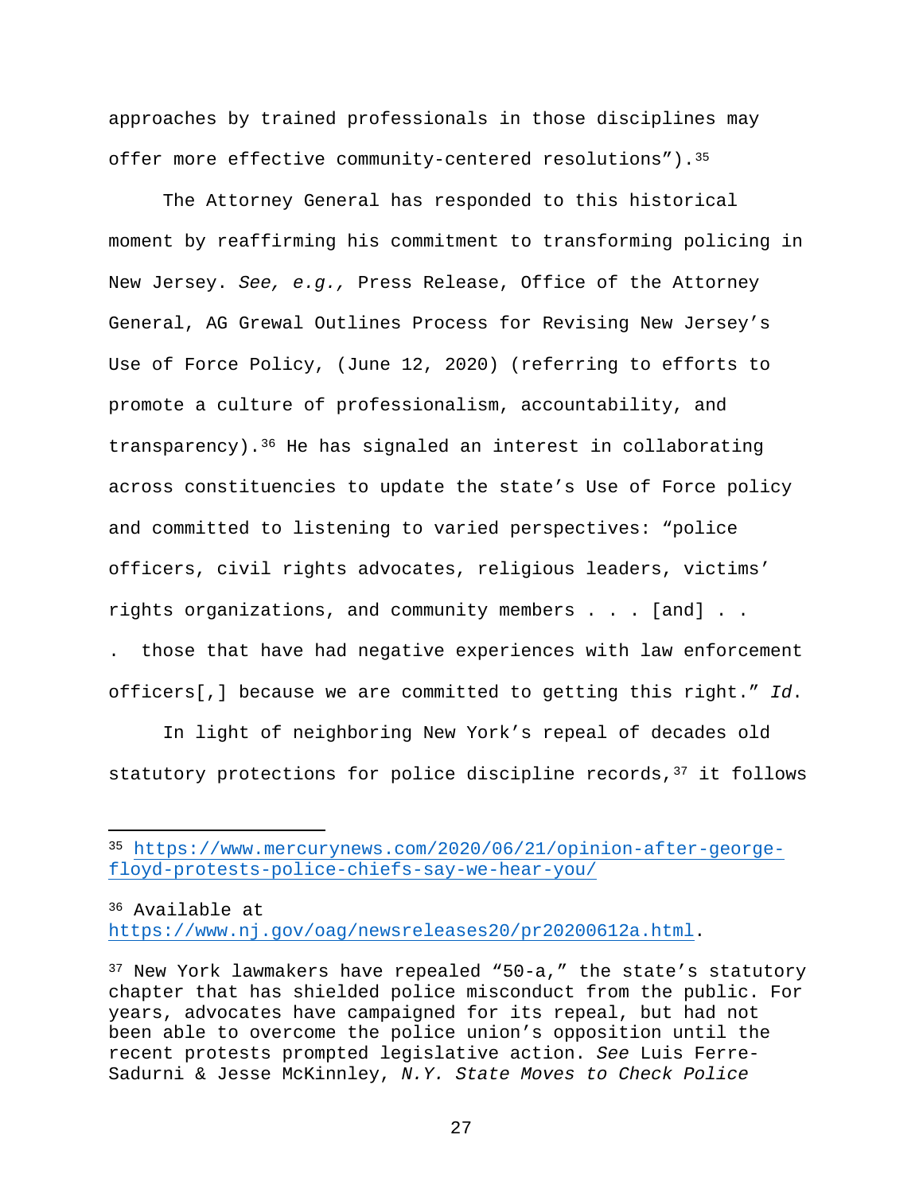approaches by trained professionals in those disciplines may offer more effective community-centered resolutions").[35]

The Attorney General has responded to this historical moment by reaffirming his commitment to transforming policing in New Jersey. *See, e.g.,* Press Release, Office of the Attorney General, AG Grewal Outlines Process for Revising New Jersey's Use of Force Policy, (June 12, 2020) (referring to efforts to promote a culture of professionalism, accountability, and transparency).[36] He has signaled an interest in collaborating across constituencies to update the state's Use of Force policy and committed to listening to varied perspectives: "police officers, civil rights advocates, religious leaders, victims' rights organizations, and community members . . . [and] . . . those that have had negative experiences with law enforcement officers[,] because we are committed to getting this right." *Id*.

In light of neighboring New York's repeal of decades old statutory protections for police discipline records,[37] it follows

---

[35] https://www.mercurynews.com/2020/06/21/opinion-after-george-floyd-protests-police-chiefs-say-we-hear-you/

[36] Available at https://www.nj.gov/oag/newsreleases20/pr20200612a.html.

[37] New York lawmakers have repealed "50-a," the state's statutory chapter that has shielded police misconduct from the public. For years, advocates have campaigned for its repeal, but had not been able to overcome the police union's opposition until the recent protests prompted legislative action. *See* Luis Ferre-Sadurni & Jesse McKinley, *N.Y. State Moves to Check Police*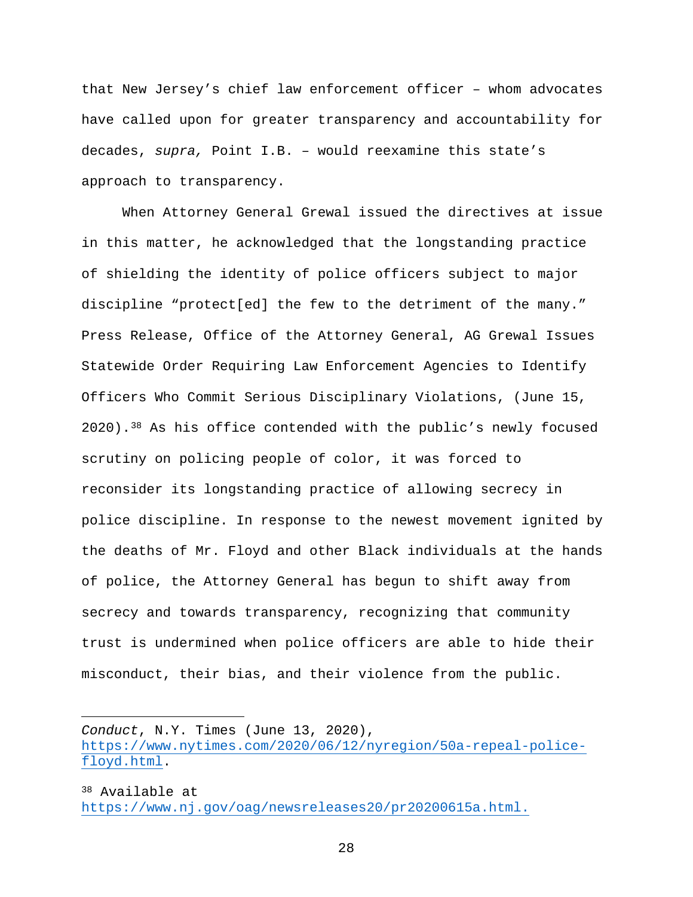that New Jersey's chief law enforcement officer – whom advocates have called upon for greater transparency and accountability for decades, *supra,* Point I.B. – would reexamine this state's approach to transparency.

When Attorney General Grewal issued the directives at issue in this matter, he acknowledged that the longstanding practice of shielding the identity of police officers subject to major discipline "protect[ed] the few to the detriment of the many." Press Release, Office of the Attorney General, AG Grewal Issues Statewide Order Requiring Law Enforcement Agencies to Identify Officers Who Commit Serious Disciplinary Violations, (June 15, 2020).[38] As his office contended with the public's newly focused scrutiny on policing people of color, it was forced to reconsider its longstanding practice of allowing secrecy in police discipline. In response to the newest movement ignited by the deaths of Mr. Floyd and other Black individuals at the hands of police, the Attorney General has begun to shift away from secrecy and towards transparency, recognizing that community trust is undermined when police officers are able to hide their misconduct, their bias, and their violence from the public.

---

*Conduct*, N.Y. Times (June 13, 2020), https://www.nytimes.com/2020/06/12/nyregion/50a-repeal-police-floyd.html.

[38] Available at https://www.nj.gov/oag/newsreleases20/pr20200615a.html.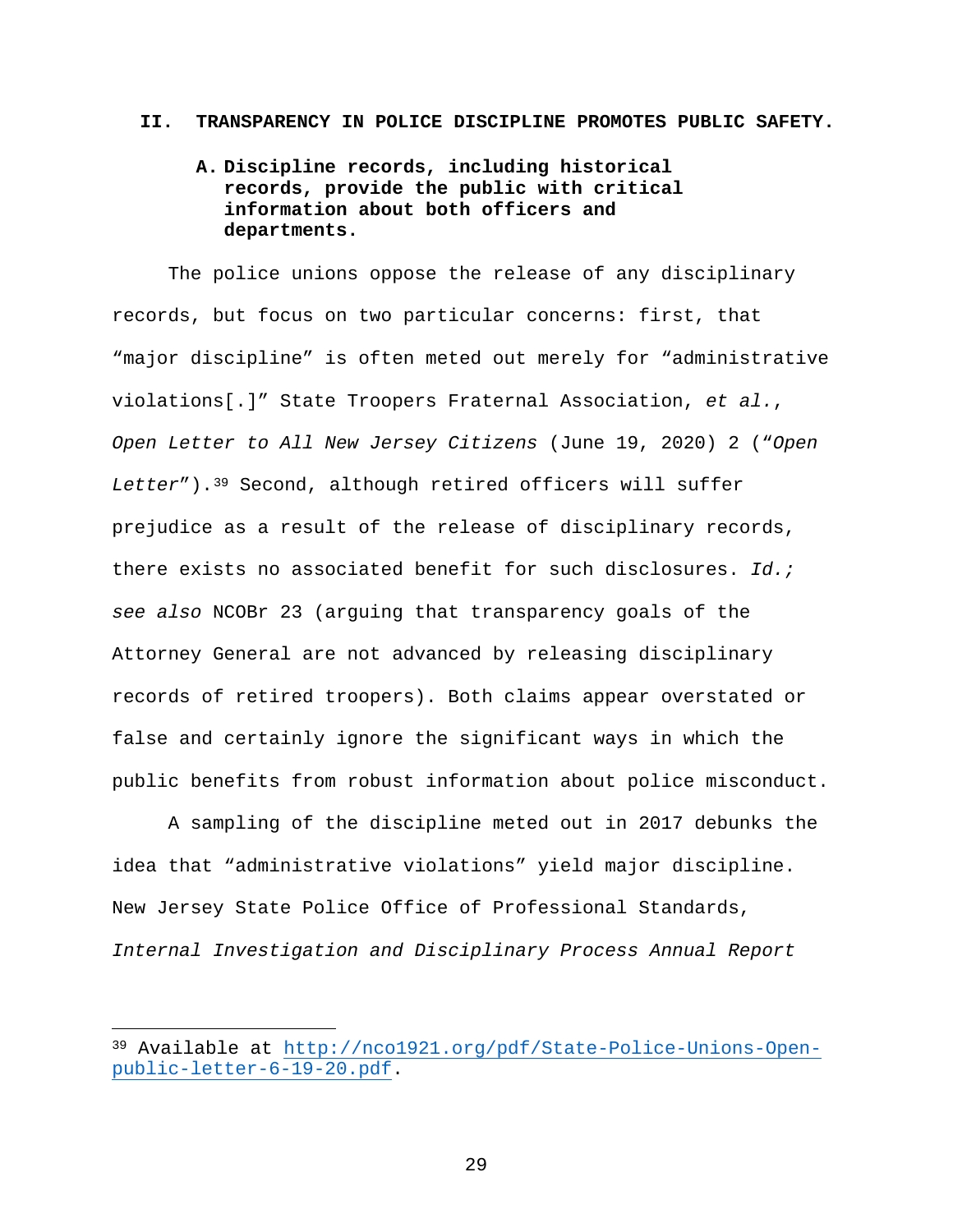## II. TRANSPARENCY IN POLICE DISCIPLINE PROMOTES PUBLIC SAFETY.

### A. Discipline records, including historical records, provide the public with critical information about both officers and departments.

The police unions oppose the release of any disciplinary records, but focus on two particular concerns: first, that "major discipline" is often meted out merely for "administrative violations[.]" State Troopers Fraternal Association, *et al.*, *Open Letter to All New Jersey Citizens* (June 19, 2020) 2 ("*Open Letter*").[39] Second, although retired officers will suffer prejudice as a result of the release of disciplinary records, there exists no associated benefit for such disclosures. *Id.; see also* NCOBr 23 (arguing that transparency goals of the Attorney General are not advanced by releasing disciplinary records of retired troopers). Both claims appear overstated or false and certainly ignore the significant ways in which the public benefits from robust information about police misconduct.

A sampling of the discipline meted out in 2017 debunks the idea that "administrative violations" yield major discipline. New Jersey State Police Office of Professional Standards, *Internal Investigation and Disciplinary Process Annual Report*

---

[39] Available at http://nco1921.org/pdf/State-Police-Unions-Open-public-letter-6-19-20.pdf.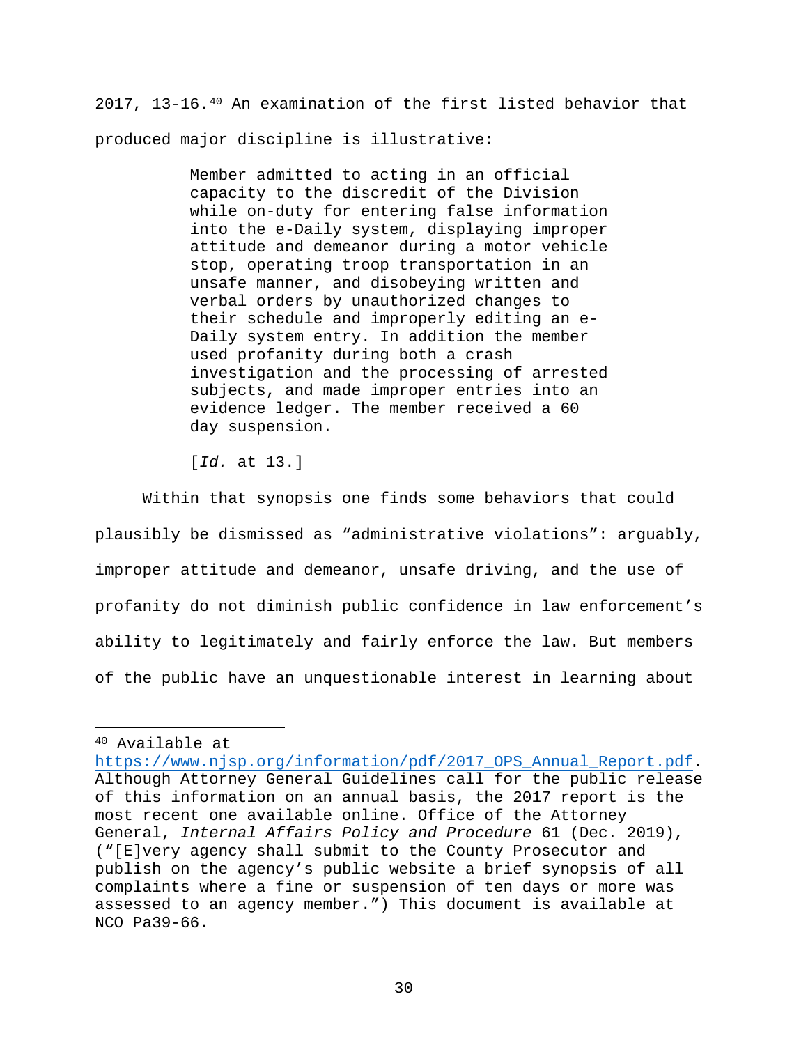2017, 13-16.[40] An examination of the first listed behavior that produced major discipline is illustrative:

> Member admitted to acting in an official capacity to the discredit of the Division while on-duty for entering false information into the e-Daily system, displaying improper attitude and demeanor during a motor vehicle stop, operating troop transportation in an unsafe manner, and disobeying written and verbal orders by unauthorized changes to their schedule and improperly editing an e-Daily system entry. In addition the member used profanity during both a crash investigation and the processing of arrested subjects, and made improper entries into an evidence ledger. The member received a 60 day suspension.
>
> [*Id.* at 13.]

Within that synopsis one finds some behaviors that could plausibly be dismissed as "administrative violations": arguably, improper attitude and demeanor, unsafe driving, and the use of profanity do not diminish public confidence in law enforcement's ability to legitimately and fairly enforce the law. But members of the public have an unquestionable interest in learning about

---

[40] Available at https://www.njsp.org/information/pdf/2017_OPS_Annual_Report.pdf. Although Attorney General Guidelines call for the public release of this information on an annual basis, the 2017 report is the most recent one available online. Office of the Attorney General, *Internal Affairs Policy and Procedure* 61 (Dec. 2019), ("[E]very agency shall submit to the County Prosecutor and publish on the agency's public website a brief synopsis of all complaints where a fine or suspension of ten days or more was assessed to an agency member.") This document is available at NCO Pa39-66.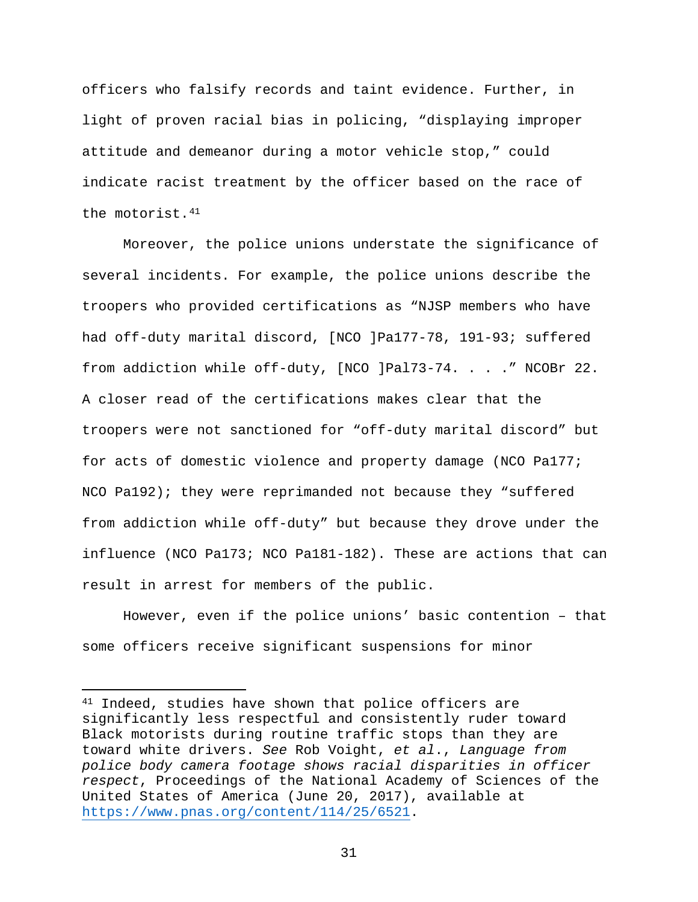officers who falsify records and taint evidence. Further, in light of proven racial bias in policing, "displaying improper attitude and demeanor during a motor vehicle stop," could indicate racist treatment by the officer based on the race of the motorist.[41]

Moreover, the police unions understate the significance of several incidents. For example, the police unions describe the troopers who provided certifications as "NJSP members who have had off-duty marital discord, [NCO ]Pa177-78, 191-93; suffered from addiction while off-duty, [NCO ]Pal73-74. . . ." NCOBr 22. A closer read of the certifications makes clear that the troopers were not sanctioned for "off-duty marital discord" but for acts of domestic violence and property damage (NCO Pa177; NCO Pa192); they were reprimanded not because they "suffered from addiction while off-duty" but because they drove under the influence (NCO Pa173; NCO Pa181-182). These are actions that can result in arrest for members of the public.

However, even if the police unions' basic contention – that some officers receive significant suspensions for minor

---

[41] Indeed, studies have shown that police officers are significantly less respectful and consistently ruder toward Black motorists during routine traffic stops than they are toward white drivers. *See* Rob Voight, *et al.*, *Language from police body camera footage shows racial disparities in officer respect*, Proceedings of the National Academy of Sciences of the United States of America (June 20, 2017), available at https://www.pnas.org/content/114/25/6521.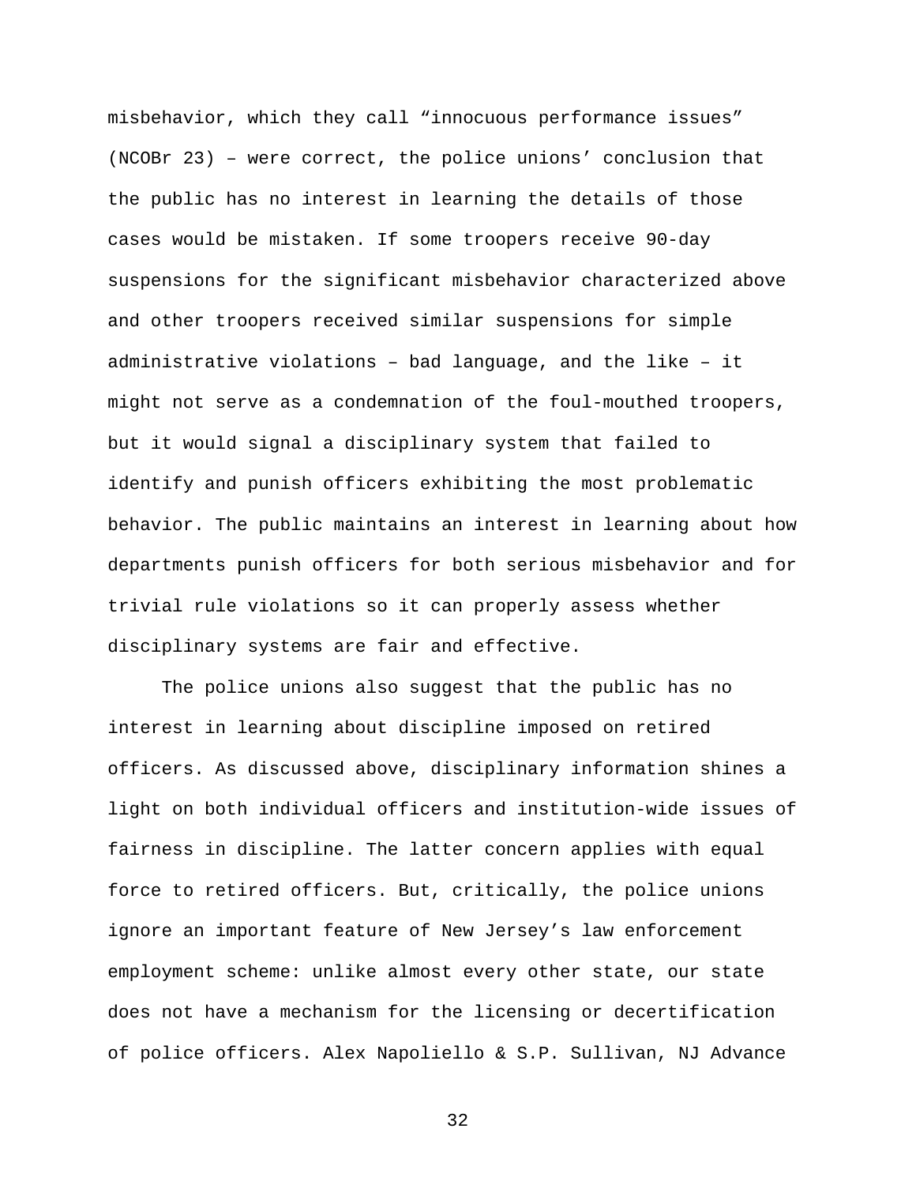misbehavior, which they call "innocuous performance issues" (NCOBr 23) – were correct, the police unions' conclusion that the public has no interest in learning the details of those cases would be mistaken. If some troopers receive 90-day suspensions for the significant misbehavior characterized above and other troopers received similar suspensions for simple administrative violations – bad language, and the like – it might not serve as a condemnation of the foul-mouthed troopers, but it would signal a disciplinary system that failed to identify and punish officers exhibiting the most problematic behavior. The public maintains an interest in learning about how departments punish officers for both serious misbehavior and for trivial rule violations so it can properly assess whether disciplinary systems are fair and effective.

The police unions also suggest that the public has no interest in learning about discipline imposed on retired officers. As discussed above, disciplinary information shines a light on both individual officers and institution-wide issues of fairness in discipline. The latter concern applies with equal force to retired officers. But, critically, the police unions ignore an important feature of New Jersey's law enforcement employment scheme: unlike almost every other state, our state does not have a mechanism for the licensing or decertification of police officers. Alex Napoliello & S.P. Sullivan, NJ Advance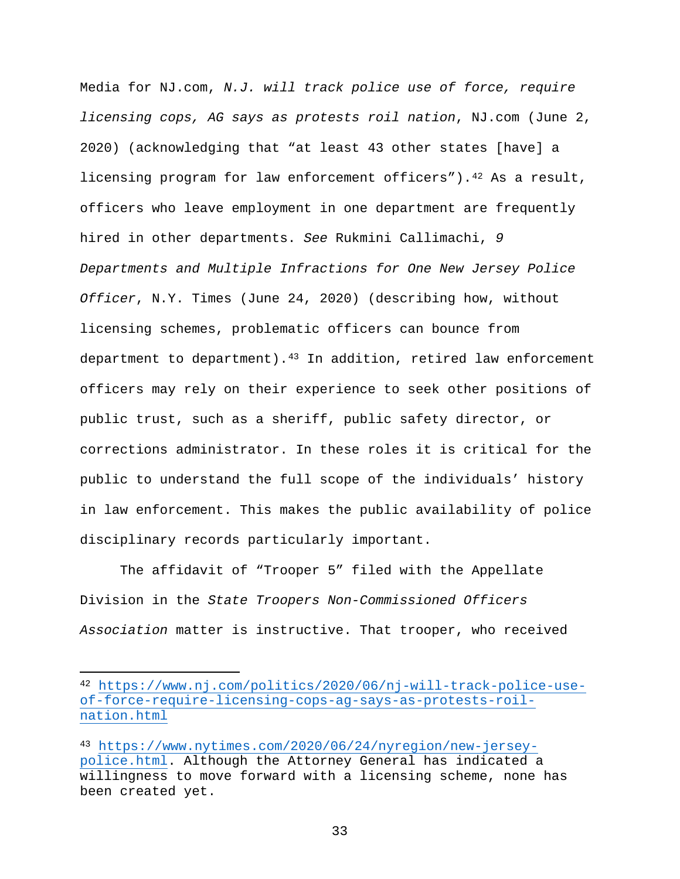Media for NJ.com, *N.J. will track police use of force, require licensing cops, AG says as protests roil nation*, NJ.com (June 2, 2020) (acknowledging that "at least 43 other states [have] a licensing program for law enforcement officers").[42] As a result, officers who leave employment in one department are frequently hired in other departments. *See* Rukmini Callimachi, *9 Departments and Multiple Infractions for One New Jersey Police Officer*, N.Y. Times (June 24, 2020) (describing how, without licensing schemes, problematic officers can bounce from department to department).[43] In addition, retired law enforcement officers may rely on their experience to seek other positions of public trust, such as a sheriff, public safety director, or corrections administrator. In these roles it is critical for the public to understand the full scope of the individuals' history in law enforcement. This makes the public availability of police disciplinary records particularly important.

The affidavit of "Trooper 5" filed with the Appellate Division in the *State Troopers Non-Commissioned Officers Association* matter is instructive. That trooper, who received

---

[42] https://www.nj.com/politics/2020/06/nj-will-track-police-use-of-force-require-licensing-cops-ag-says-as-protests-roil-nation.html

[43] https://www.nytimes.com/2020/06/24/nyregion/new-jersey-police.html. Although the Attorney General has indicated a willingness to move forward with a licensing scheme, none has been created yet.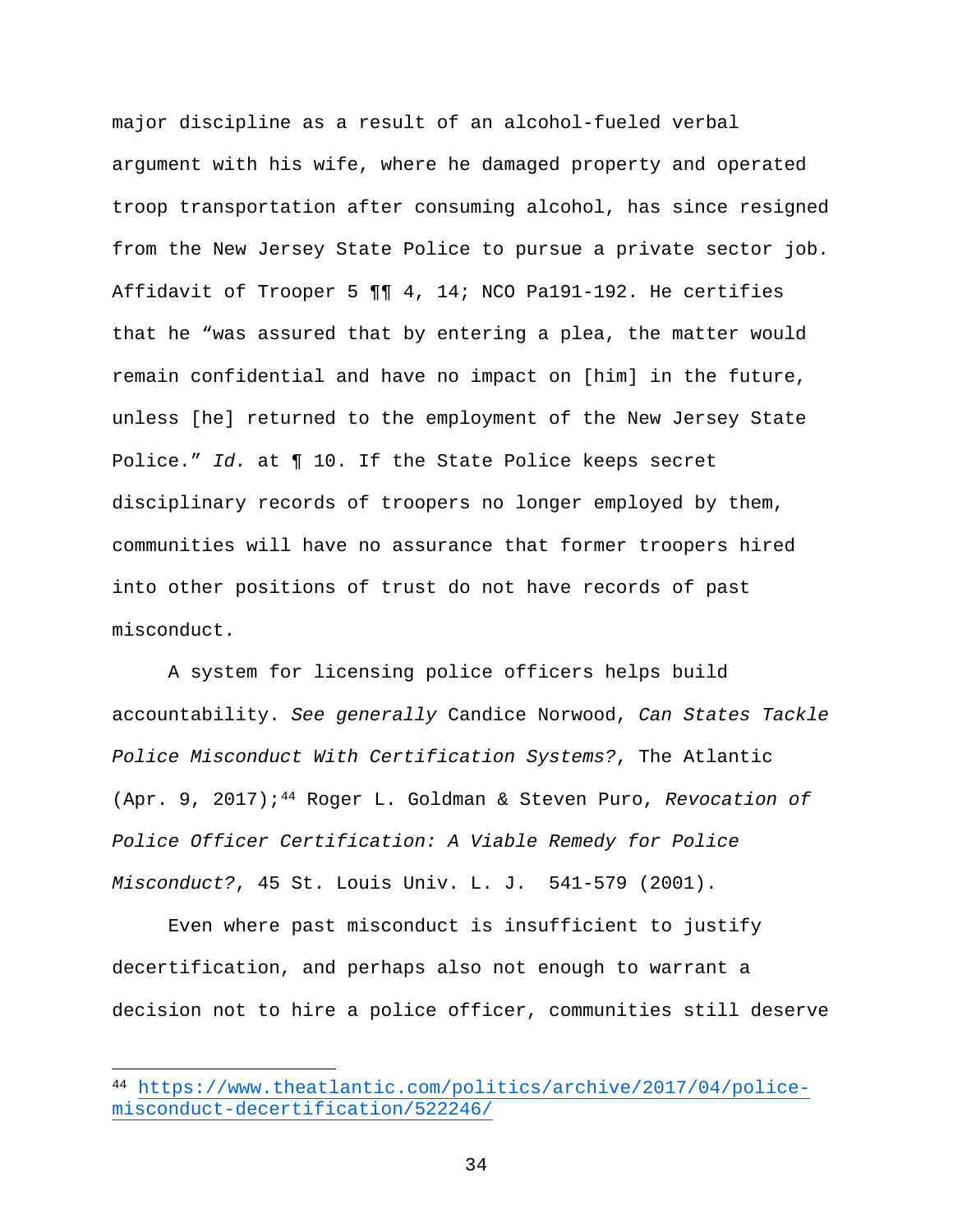major discipline as a result of an alcohol-fueled verbal argument with his wife, where he damaged property and operated troop transportation after consuming alcohol, has since resigned from the New Jersey State Police to pursue a private sector job. Affidavit of Trooper 5 ¶¶ 4, 14; NCO Pa191-192. He certifies that he "was assured that by entering a plea, the matter would remain confidential and have no impact on [him] in the future, unless [he] returned to the employment of the New Jersey State Police." *Id.* at ¶ 10. If the State Police keeps secret disciplinary records of troopers no longer employed by them, communities will have no assurance that former troopers hired into other positions of trust do not have records of past misconduct.

A system for licensing police officers helps build accountability. *See generally* Candice Norwood, *Can States Tackle Police Misconduct With Certification Systems?*, The Atlantic (Apr. 9, 2017);[44] Roger L. Goldman & Steven Puro, *Revocation of Police Officer Certification: A Viable Remedy for Police Misconduct?*, 45 St. Louis Univ. L. J. 541-579 (2001).

Even where past misconduct is insufficient to justify decertification, and perhaps also not enough to warrant a decision not to hire a police officer, communities still deserve

---

[44] https://www.theatlantic.com/politics/archive/2017/04/police-misconduct-decertification/522246/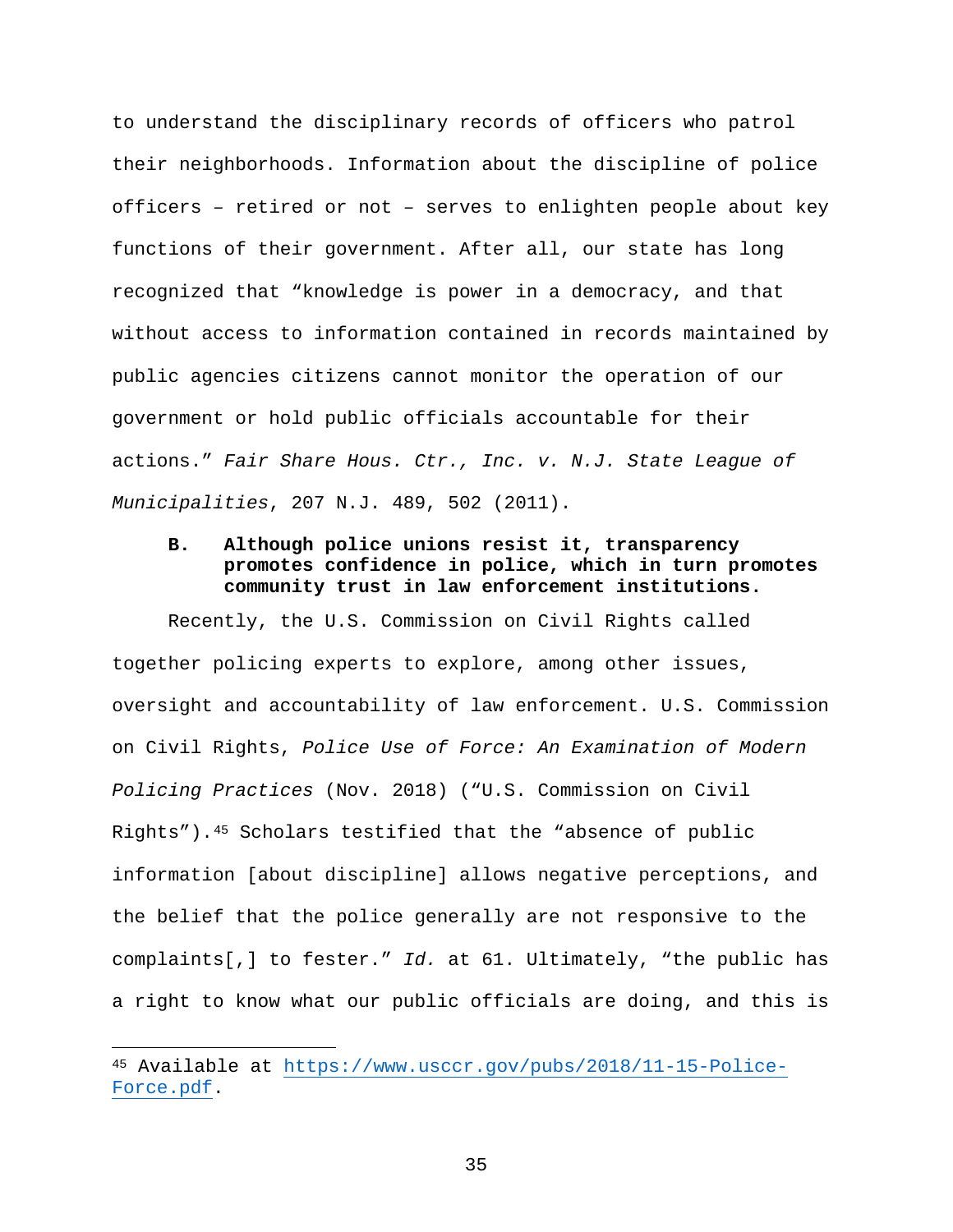to understand the disciplinary records of officers who patrol their neighborhoods. Information about the discipline of police officers – retired or not – serves to enlighten people about key functions of their government. After all, our state has long recognized that "knowledge is power in a democracy, and that without access to information contained in records maintained by public agencies citizens cannot monitor the operation of our government or hold public officials accountable for their actions." *Fair Share Hous. Ctr., Inc. v. N.J. State League of Municipalities*, 207 N.J. 489, 502 (2011).

### B. Although police unions resist it, transparency promotes confidence in police, which in turn promotes community trust in law enforcement institutions.

Recently, the U.S. Commission on Civil Rights called together policing experts to explore, among other issues, oversight and accountability of law enforcement. U.S. Commission on Civil Rights, *Police Use of Force: An Examination of Modern Policing Practices* (Nov. 2018) ("U.S. Commission on Civil Rights").[45] Scholars testified that the "absence of public information [about discipline] allows negative perceptions, and the belief that the police generally are not responsive to the complaints[,] to fester." *Id.* at 61. Ultimately, "the public has a right to know what our public officials are doing, and this is

---

[45] Available at https://www.usccr.gov/pubs/2018/11-15-Police-Force.pdf.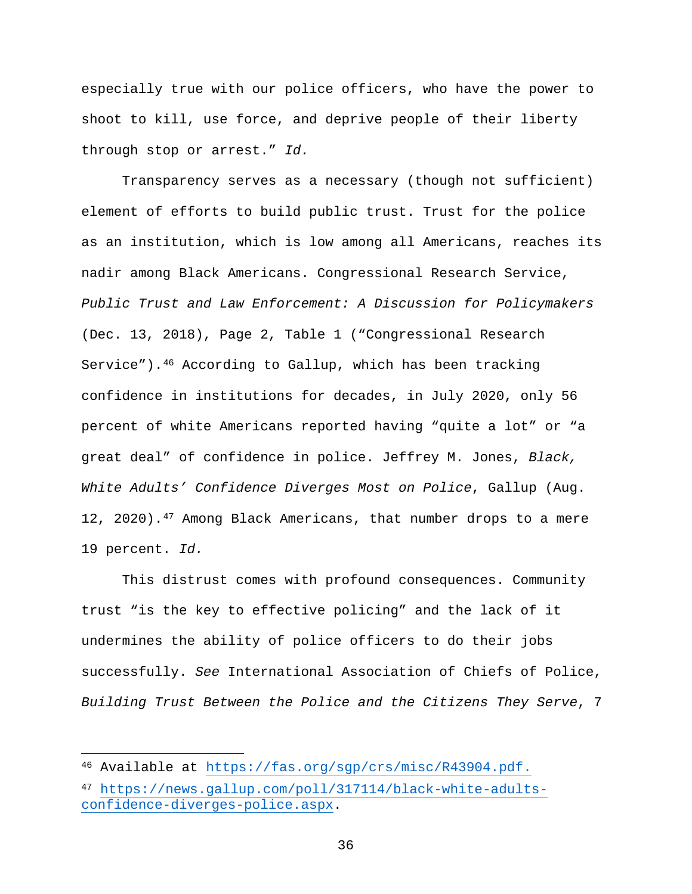especially true with our police officers, who have the power to shoot to kill, use force, and deprive people of their liberty through stop or arrest." *Id.*

Transparency serves as a necessary (though not sufficient) element of efforts to build public trust. Trust for the police as an institution, which is low among all Americans, reaches its nadir among Black Americans. Congressional Research Service, *Public Trust and Law Enforcement: A Discussion for Policymakers* (Dec. 13, 2018), Page 2, Table 1 ("Congressional Research Service").[46] According to Gallup, which has been tracking confidence in institutions for decades, in July 2020, only 56 percent of white Americans reported having "quite a lot" or "a great deal" of confidence in police. Jeffrey M. Jones, *Black, White Adults' Confidence Diverges Most on Police*, Gallup (Aug. 12, 2020).[47] Among Black Americans, that number drops to a mere 19 percent. *Id.*

This distrust comes with profound consequences. Community trust "is the key to effective policing" and the lack of it undermines the ability of police officers to do their jobs successfully. *See* International Association of Chiefs of Police, *Building Trust Between the Police and the Citizens They Serve*, 7

---

[46] Available at https://fas.org/sgp/crs/misc/R43904.pdf.

[47] https://news.gallup.com/poll/317114/black-white-adults-confidence-diverges-police.aspx.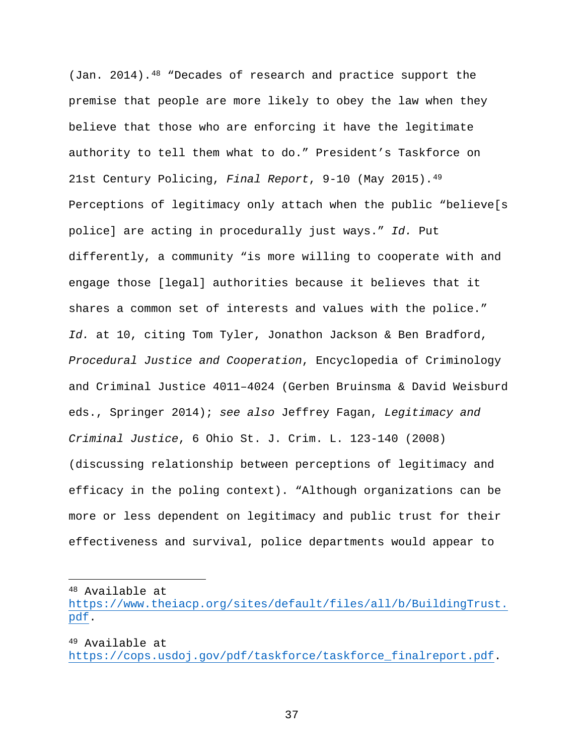(Jan. 2014).[48] "Decades of research and practice support the premise that people are more likely to obey the law when they believe that those who are enforcing it have the legitimate authority to tell them what to do." President's Taskforce on 21st Century Policing, *Final Report*, 9-10 (May 2015).[49] Perceptions of legitimacy only attach when the public "believe[s police] are acting in procedurally just ways." *Id.* Put differently, a community "is more willing to cooperate with and engage those [legal] authorities because it believes that it shares a common set of interests and values with the police." *Id.* at 10, citing Tom Tyler, Jonathon Jackson & Ben Bradford, *Procedural Justice and Cooperation*, Encyclopedia of Criminology and Criminal Justice 4011–4024 (Gerben Bruinsma & David Weisburd eds., Springer 2014); *see also* Jeffrey Fagan, *Legitimacy and Criminal Justice*, 6 Ohio St. J. Crim. L. 123-140 (2008) (discussing relationship between perceptions of legitimacy and efficacy in the poling context). "Although organizations can be more or less dependent on legitimacy and public trust for their effectiveness and survival, police departments would appear to

---

[48] Available at https://www.theiacp.org/sites/default/files/all/b/BuildingTrust.pdf.

[49] Available at https://cops.usdoj.gov/pdf/taskforce/taskforce_finalreport.pdf.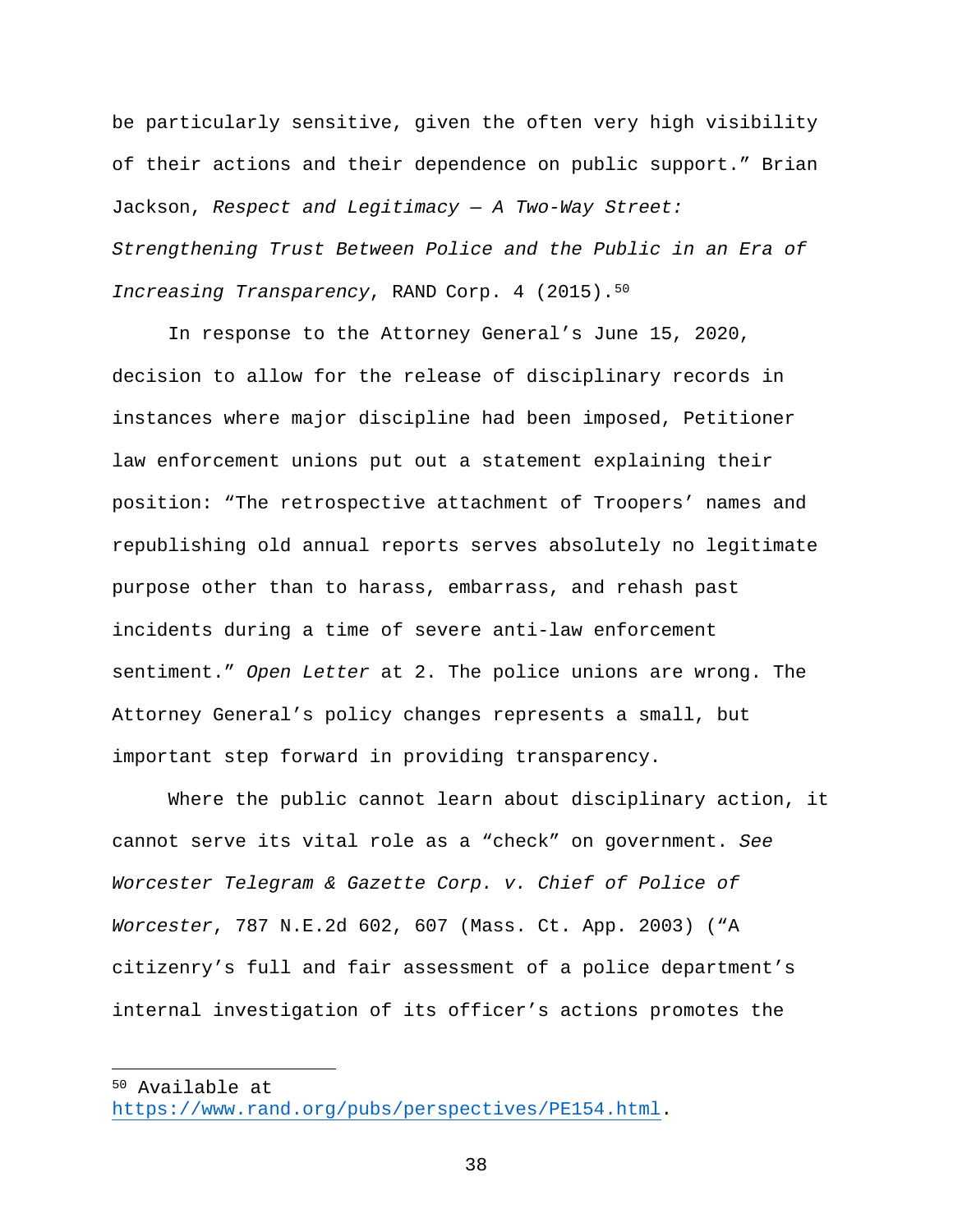be particularly sensitive, given the often very high visibility of their actions and their dependence on public support." Brian Jackson, *Respect and Legitimacy — A Two-Way Street: Strengthening Trust Between Police and the Public in an Era of Increasing Transparency*, RAND Corp. 4 (2015).[50]

In response to the Attorney General's June 15, 2020, decision to allow for the release of disciplinary records in instances where major discipline had been imposed, Petitioner law enforcement unions put out a statement explaining their position: "The retrospective attachment of Troopers' names and republishing old annual reports serves absolutely no legitimate purpose other than to harass, embarrass, and rehash past incidents during a time of severe anti-law enforcement sentiment." *Open Letter* at 2. The police unions are wrong. The Attorney General's policy changes represents a small, but important step forward in providing transparency.

Where the public cannot learn about disciplinary action, it cannot serve its vital role as a "check" on government. *See Worcester Telegram & Gazette Corp. v. Chief of Police of Worcester*, 787 N.E.2d 602, 607 (Mass. Ct. App. 2003) ("A citizenry's full and fair assessment of a police department's internal investigation of its officer's actions promotes the

---

[50] Available at https://www.rand.org/pubs/perspectives/PE154.html.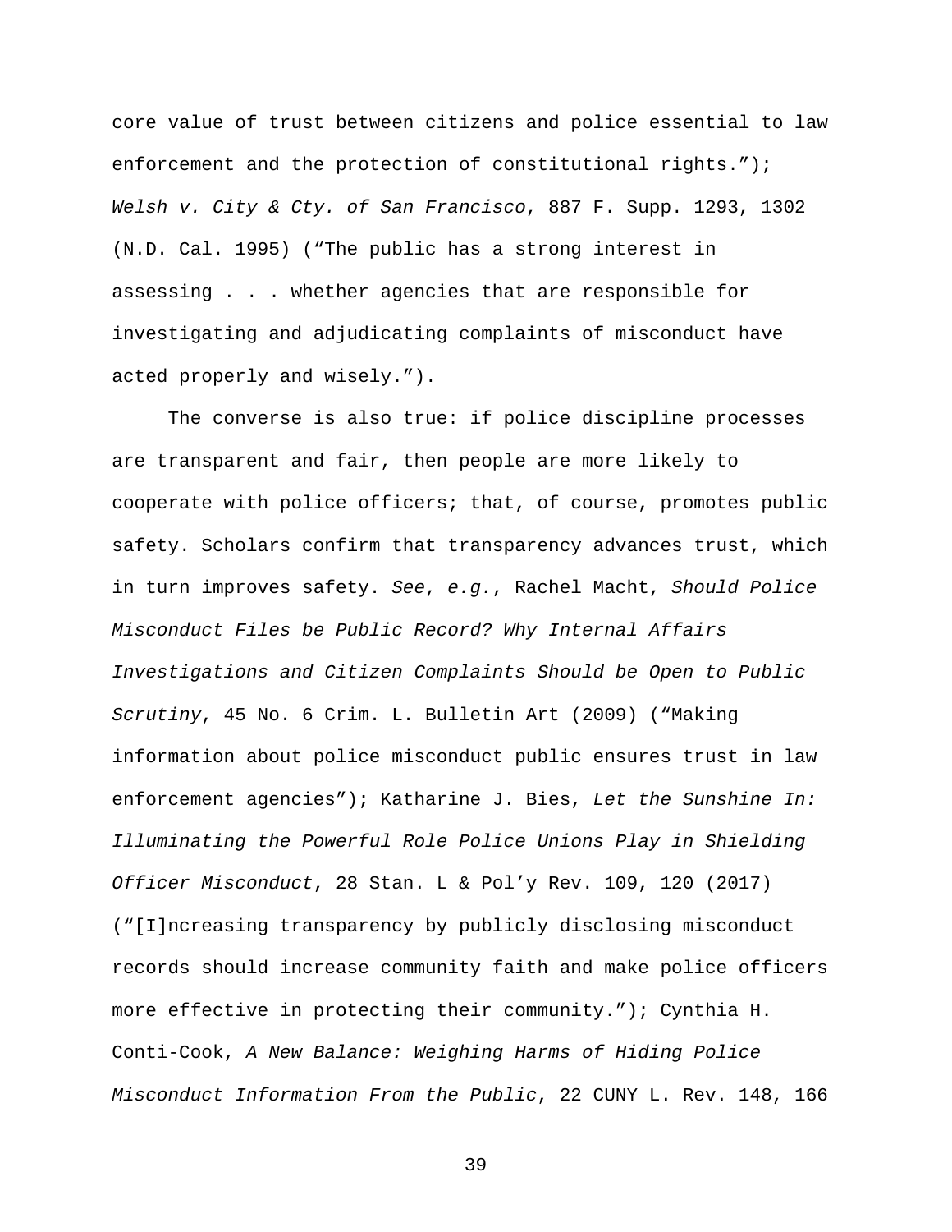core value of trust between citizens and police essential to law enforcement and the protection of constitutional rights."); *Welsh v. City & Cty. of San Francisco*, 887 F. Supp. 1293, 1302 (N.D. Cal. 1995) ("The public has a strong interest in assessing . . . whether agencies that are responsible for investigating and adjudicating complaints of misconduct have acted properly and wisely.").

The converse is also true: if police discipline processes are transparent and fair, then people are more likely to cooperate with police officers; that, of course, promotes public safety. Scholars confirm that transparency advances trust, which in turn improves safety. *See*, *e.g.*, Rachel Macht, *Should Police Misconduct Files be Public Record? Why Internal Affairs Investigations and Citizen Complaints Should be Open to Public Scrutiny*, 45 No. 6 Crim. L. Bulletin Art (2009) ("Making information about police misconduct public ensures trust in law enforcement agencies"); Katharine J. Bies, *Let the Sunshine In: Illuminating the Powerful Role Police Unions Play in Shielding Officer Misconduct*, 28 Stan. L & Pol'y Rev. 109, 120 (2017) ("[I]ncreasing transparency by publicly disclosing misconduct records should increase community faith and make police officers more effective in protecting their community."); Cynthia H. Conti-Cook, *A New Balance: Weighing Harms of Hiding Police Misconduct Information From the Public*, 22 CUNY L. Rev. 148, 166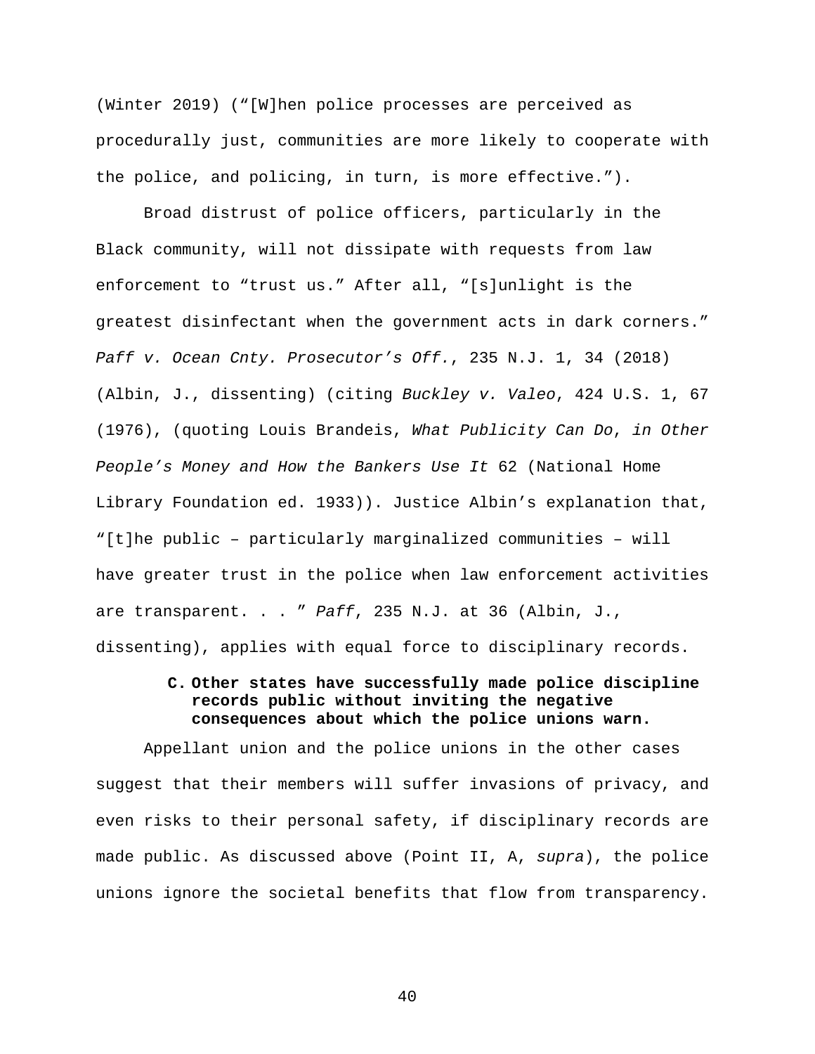(Winter 2019) ("[W]hen police processes are perceived as procedurally just, communities are more likely to cooperate with the police, and policing, in turn, is more effective.").

Broad distrust of police officers, particularly in the Black community, will not dissipate with requests from law enforcement to "trust us." After all, "[s]unlight is the greatest disinfectant when the government acts in dark corners." *Paff v. Ocean Cnty. Prosecutor's Off.*, 235 N.J. 1, 34 (2018) (Albin, J., dissenting) (citing *Buckley v. Valeo*, 424 U.S. 1, 67 (1976), (quoting Louis Brandeis, *What Publicity Can Do*, *in Other People's Money and How the Bankers Use It* 62 (National Home Library Foundation ed. 1933)). Justice Albin's explanation that, "[t]he public – particularly marginalized communities – will have greater trust in the police when law enforcement activities are transparent. . . " *Paff*, 235 N.J. at 36 (Albin, J., dissenting), applies with equal force to disciplinary records.

**C. Other states have successfully made police discipline records public without inviting the negative consequences about which the police unions warn.**

Appellant union and the police unions in the other cases suggest that their members will suffer invasions of privacy, and even risks to their personal safety, if disciplinary records are made public. As discussed above (Point II, A, *supra*), the police unions ignore the societal benefits that flow from transparency.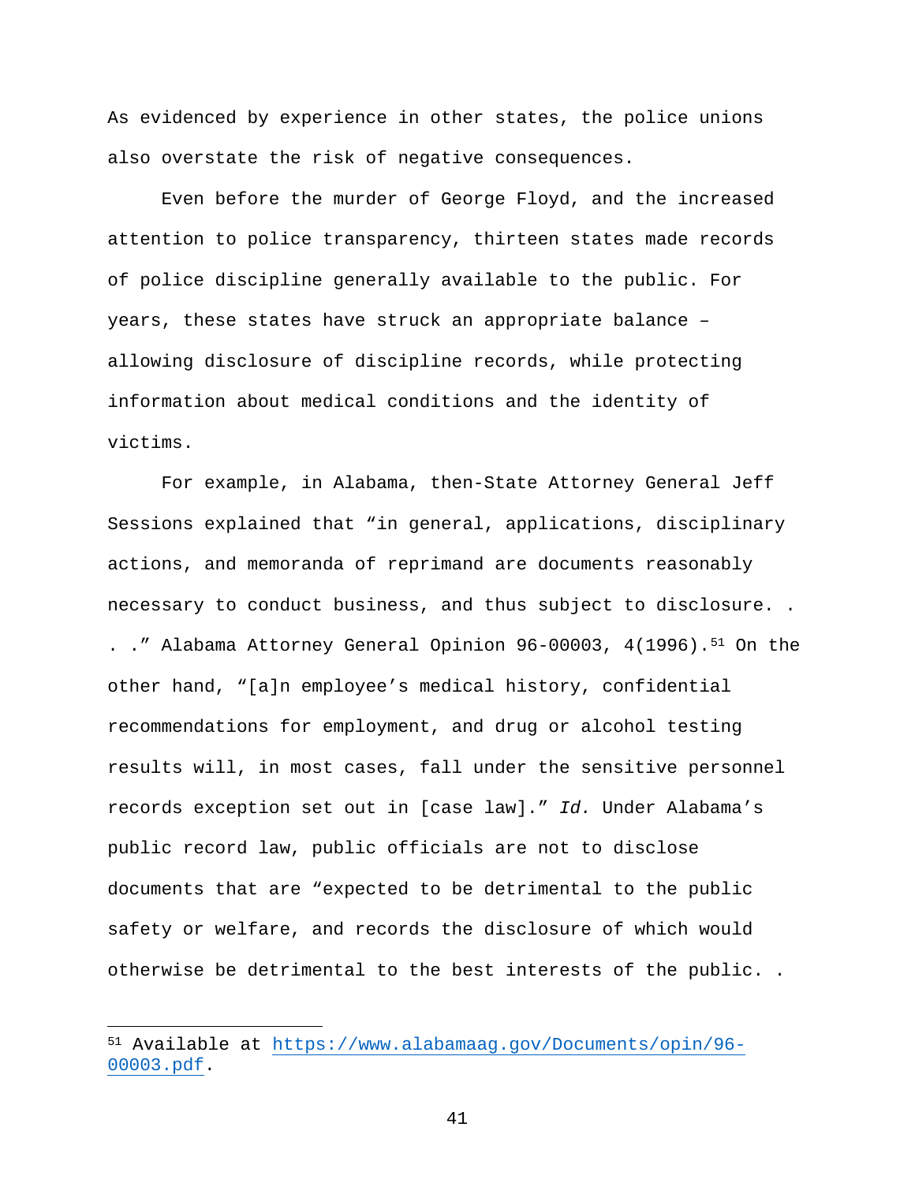As evidenced by experience in other states, the police unions also overstate the risk of negative consequences.

Even before the murder of George Floyd, and the increased attention to police transparency, thirteen states made records of police discipline generally available to the public. For years, these states have struck an appropriate balance – allowing disclosure of discipline records, while protecting information about medical conditions and the identity of victims.

For example, in Alabama, then-State Attorney General Jeff Sessions explained that "in general, applications, disciplinary actions, and memoranda of reprimand are documents reasonably necessary to conduct business, and thus subject to disclosure. . . ." Alabama Attorney General Opinion 96-00003, 4(1996).[51] On the other hand, "[a]n employee's medical history, confidential recommendations for employment, and drug or alcohol testing results will, in most cases, fall under the sensitive personnel records exception set out in [case law]." *Id.* Under Alabama's public record law, public officials are not to disclose documents that are "expected to be detrimental to the public safety or welfare, and records the disclosure of which would otherwise be detrimental to the best interests of the public. .

---

[51] Available at https://www.alabamaag.gov/Documents/opin/96-00003.pdf.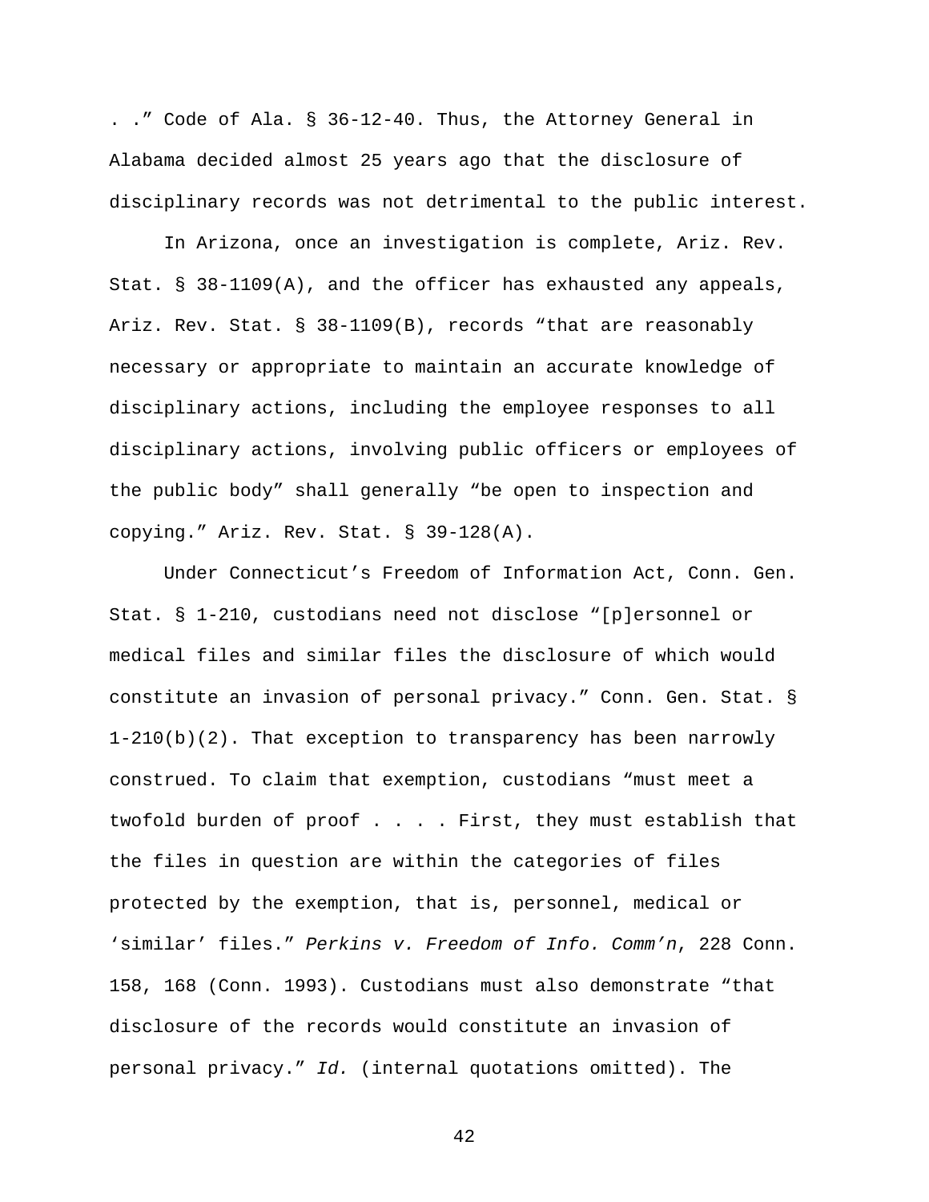. .” Code of Ala. § 36-12-40. Thus, the Attorney General in Alabama decided almost 25 years ago that the disclosure of disciplinary records was not detrimental to the public interest.

In Arizona, once an investigation is complete, Ariz. Rev. Stat. § 38-1109(A), and the officer has exhausted any appeals, Ariz. Rev. Stat. § 38-1109(B), records “that are reasonably necessary or appropriate to maintain an accurate knowledge of disciplinary actions, including the employee responses to all disciplinary actions, involving public officers or employees of the public body” shall generally “be open to inspection and copying.” Ariz. Rev. Stat. § 39-128(A).

Under Connecticut’s Freedom of Information Act, Conn. Gen. Stat. § 1-210, custodians need not disclose “[p]ersonnel or medical files and similar files the disclosure of which would constitute an invasion of personal privacy.” Conn. Gen. Stat. § 1-210(b)(2). That exception to transparency has been narrowly construed. To claim that exemption, custodians “must meet a twofold burden of proof . . . . First, they must establish that the files in question are within the categories of files protected by the exemption, that is, personnel, medical or ‘similar’ files.” *Perkins v. Freedom of Info. Comm’n*, 228 Conn. 158, 168 (Conn. 1993). Custodians must also demonstrate “that disclosure of the records would constitute an invasion of personal privacy.” *Id.* (internal quotations omitted). The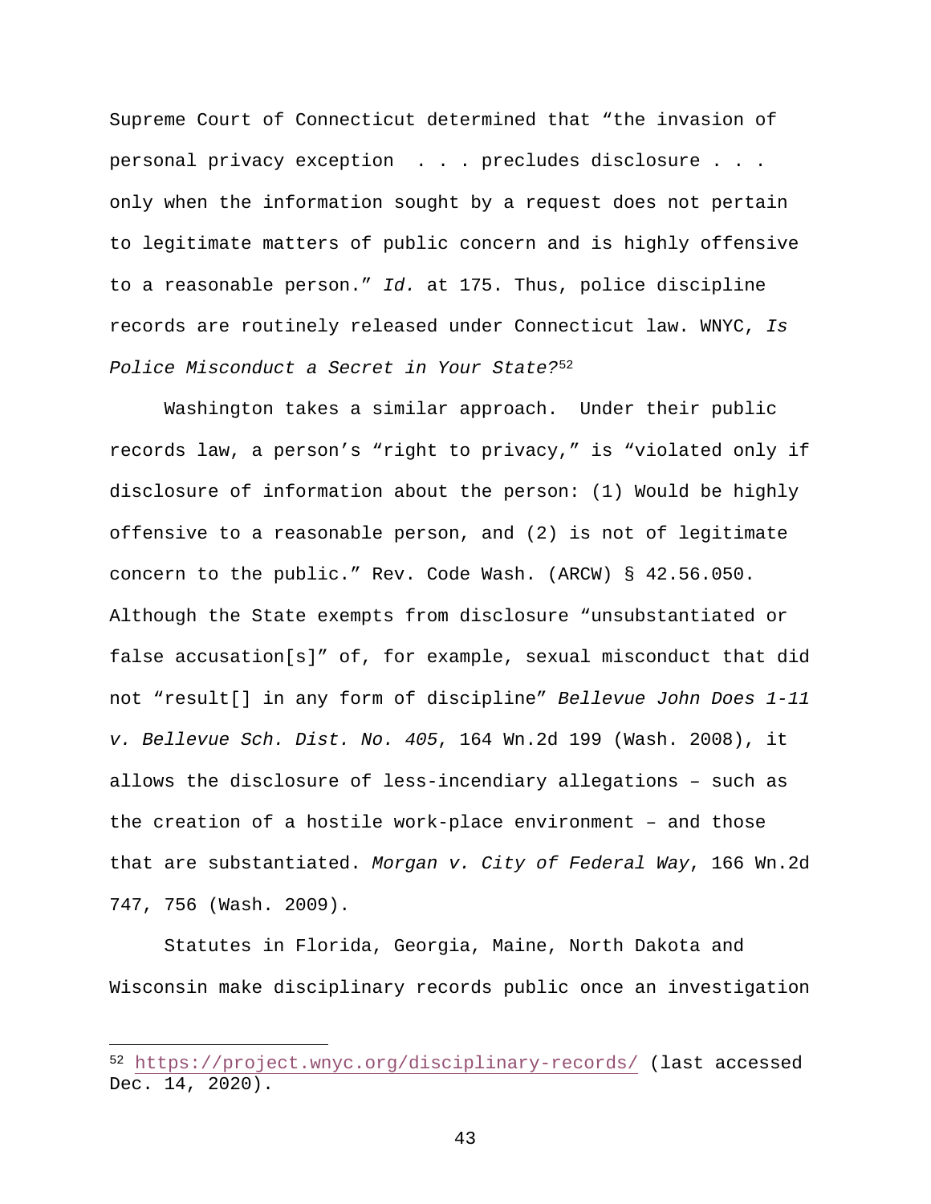Supreme Court of Connecticut determined that "the invasion of personal privacy exception . . . precludes disclosure . . . only when the information sought by a request does not pertain to legitimate matters of public concern and is highly offensive to a reasonable person." *Id.* at 175. Thus, police discipline records are routinely released under Connecticut law. WNYC, *Is Police Misconduct a Secret in Your State?*[52]

Washington takes a similar approach. Under their public records law, a person's "right to privacy," is "violated only if disclosure of information about the person: (1) Would be highly offensive to a reasonable person, and (2) is not of legitimate concern to the public." Rev. Code Wash. (ARCW) § 42.56.050. Although the State exempts from disclosure "unsubstantiated or false accusation[s]" of, for example, sexual misconduct that did not "result[] in any form of discipline" *Bellevue John Does 1-11 v. Bellevue Sch. Dist. No. 405*, 164 Wn.2d 199 (Wash. 2008), it allows the disclosure of less-incendiary allegations – such as the creation of a hostile work-place environment – and those that are substantiated. *Morgan v. City of Federal Way*, 166 Wn.2d 747, 756 (Wash. 2009).

Statutes in Florida, Georgia, Maine, North Dakota and Wisconsin make disciplinary records public once an investigation

---

[52] https://project.wnyc.org/disciplinary-records/ (last accessed Dec. 14, 2020).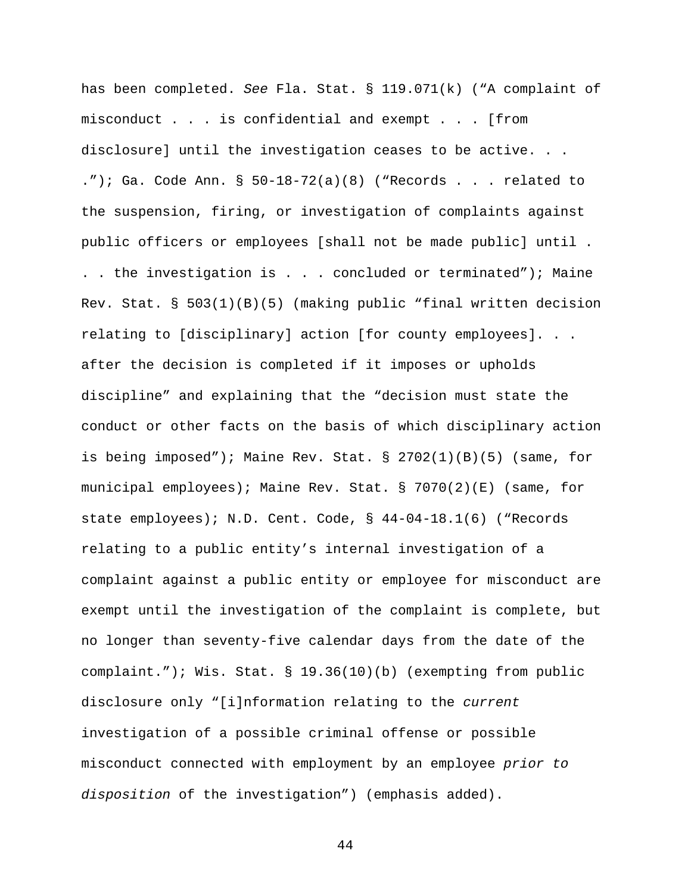has been completed. *See* Fla. Stat. § 119.071(k) ("A complaint of misconduct . . . is confidential and exempt . . . [from disclosure] until the investigation ceases to be active. . . ."); Ga. Code Ann. § 50-18-72(a)(8) ("Records . . . related to the suspension, firing, or investigation of complaints against public officers or employees [shall not be made public] until . . . the investigation is . . . concluded or terminated"); Maine Rev. Stat. § 503(1)(B)(5) (making public "final written decision relating to [disciplinary] action [for county employees]. . . after the decision is completed if it imposes or upholds discipline" and explaining that the "decision must state the conduct or other facts on the basis of which disciplinary action is being imposed"); Maine Rev. Stat. § 2702(1)(B)(5) (same, for municipal employees); Maine Rev. Stat. § 7070(2)(E) (same, for state employees); N.D. Cent. Code, § 44-04-18.1(6) ("Records relating to a public entity's internal investigation of a complaint against a public entity or employee for misconduct are exempt until the investigation of the complaint is complete, but no longer than seventy-five calendar days from the date of the complaint."); Wis. Stat. § 19.36(10)(b) (exempting from public disclosure only "[i]nformation relating to the *current* investigation of a possible criminal offense or possible misconduct connected with employment by an employee *prior to disposition* of the investigation") (emphasis added).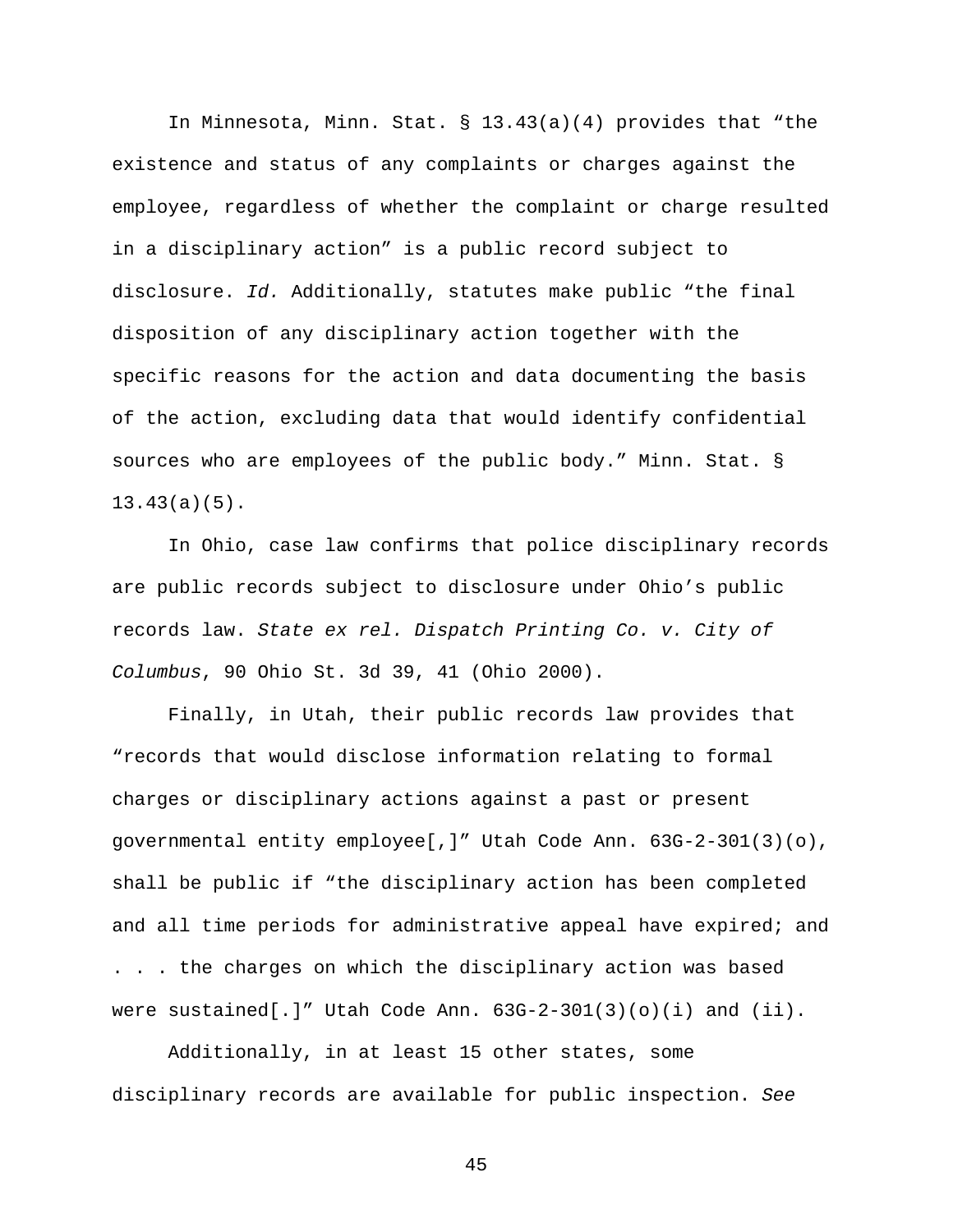In Minnesota, Minn. Stat. § 13.43(a)(4) provides that "the existence and status of any complaints or charges against the employee, regardless of whether the complaint or charge resulted in a disciplinary action" is a public record subject to disclosure. *Id.* Additionally, statutes make public "the final disposition of any disciplinary action together with the specific reasons for the action and data documenting the basis of the action, excluding data that would identify confidential sources who are employees of the public body." Minn. Stat. § 13.43(a)(5).

In Ohio, case law confirms that police disciplinary records are public records subject to disclosure under Ohio's public records law. *State ex rel. Dispatch Printing Co. v. City of Columbus*, 90 Ohio St. 3d 39, 41 (Ohio 2000).

Finally, in Utah, their public records law provides that "records that would disclose information relating to formal charges or disciplinary actions against a past or present governmental entity employee[,]" Utah Code Ann. 63G-2-301(3)(o), shall be public if "the disciplinary action has been completed and all time periods for administrative appeal have expired; and . . . the charges on which the disciplinary action was based were sustained[.]" Utah Code Ann. 63G-2-301(3)(o)(i) and (ii).

Additionally, in at least 15 other states, some disciplinary records are available for public inspection. *See*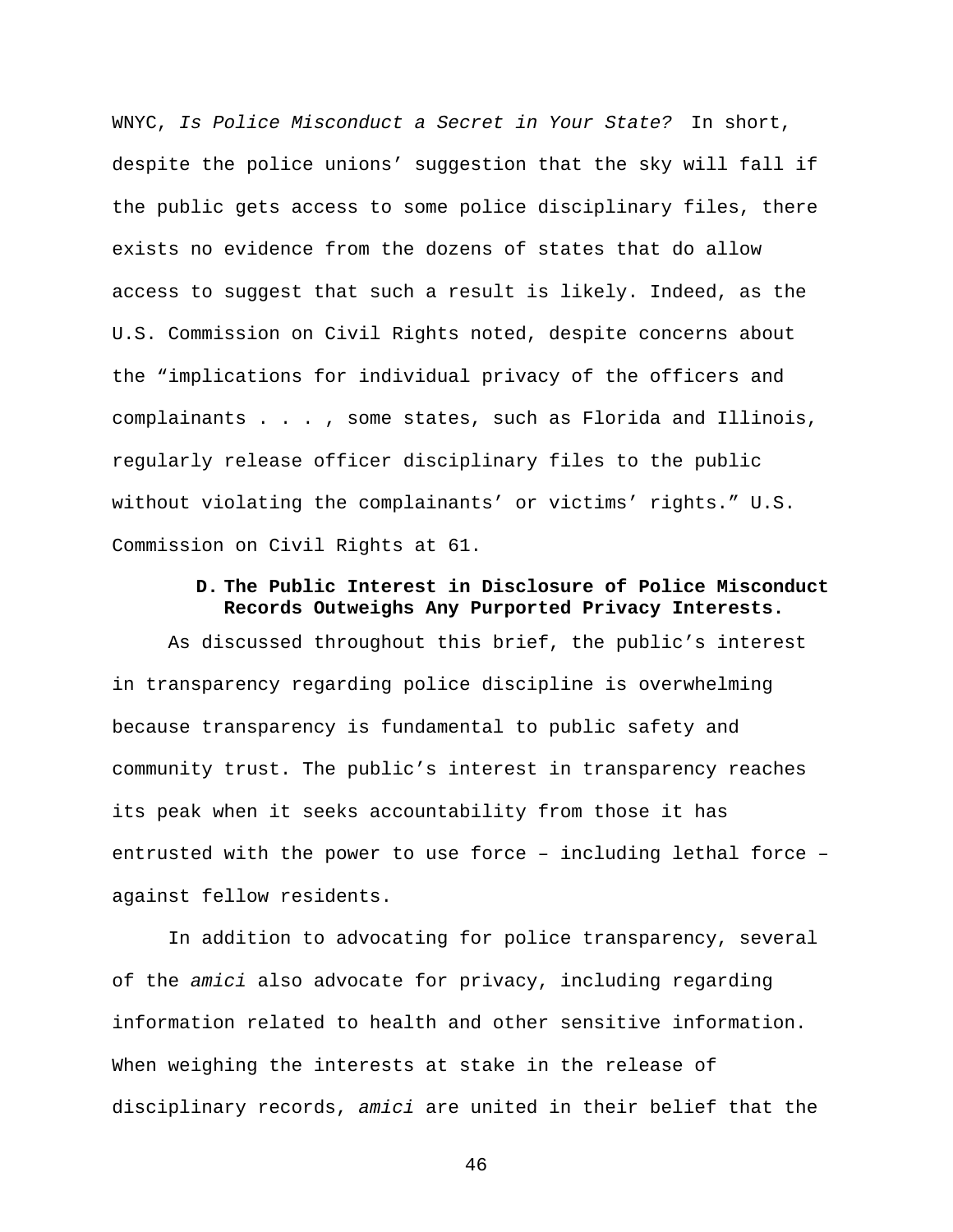WNYC, *Is Police Misconduct a Secret in Your State?* In short, despite the police unions' suggestion that the sky will fall if the public gets access to some police disciplinary files, there exists no evidence from the dozens of states that do allow access to suggest that such a result is likely. Indeed, as the U.S. Commission on Civil Rights noted, despite concerns about the "implications for individual privacy of the officers and complainants . . . , some states, such as Florida and Illinois, regularly release officer disciplinary files to the public without violating the complainants' or victims' rights." U.S. Commission on Civil Rights at 61.

### D. The Public Interest in Disclosure of Police Misconduct Records Outweighs Any Purported Privacy Interests.

As discussed throughout this brief, the public's interest in transparency regarding police discipline is overwhelming because transparency is fundamental to public safety and community trust. The public's interest in transparency reaches its peak when it seeks accountability from those it has entrusted with the power to use force – including lethal force – against fellow residents.

In addition to advocating for police transparency, several of the *amici* also advocate for privacy, including regarding information related to health and other sensitive information. When weighing the interests at stake in the release of disciplinary records, *amici* are united in their belief that the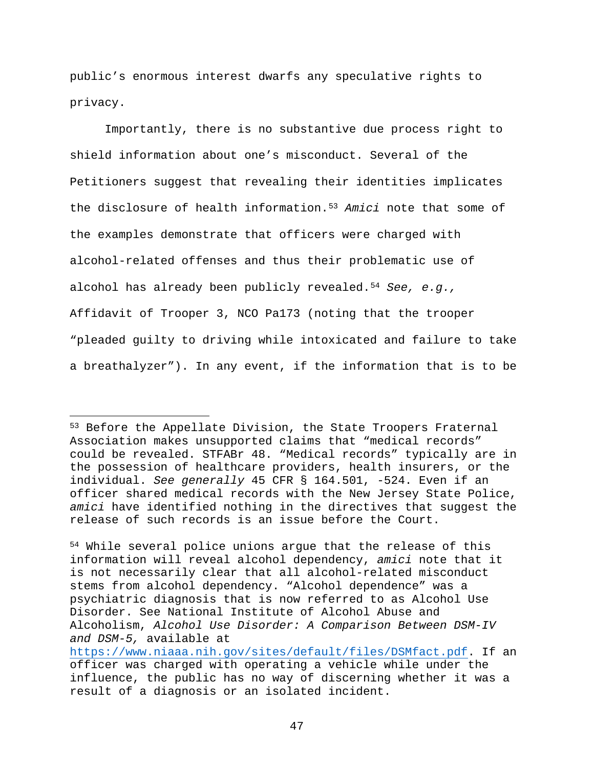public's enormous interest dwarfs any speculative rights to privacy.

Importantly, there is no substantive due process right to shield information about one's misconduct. Several of the Petitioners suggest that revealing their identities implicates the disclosure of health information.[53] *Amici* note that some of the examples demonstrate that officers were charged with alcohol-related offenses and thus their problematic use of alcohol has already been publicly revealed.[54] *See, e.g.,* Affidavit of Trooper 3, NCO Pa173 (noting that the trooper "pleaded guilty to driving while intoxicated and failure to take a breathalyzer"). In any event, if the information that is to be

---

[53] Before the Appellate Division, the State Troopers Fraternal Association makes unsupported claims that "medical records" could be revealed. STFABr 48. "Medical records" typically are in the possession of healthcare providers, health insurers, or the individual. *See generally* 45 CFR § 164.501, -524. Even if an officer shared medical records with the New Jersey State Police, *amici* have identified nothing in the directives that suggest the release of such records is an issue before the Court.

[54] While several police unions argue that the release of this information will reveal alcohol dependency, *amici* note that it is not necessarily clear that all alcohol-related misconduct stems from alcohol dependency. "Alcohol dependence" was a psychiatric diagnosis that is now referred to as Alcohol Use Disorder. See National Institute of Alcohol Abuse and Alcoholism, *Alcohol Use Disorder: A Comparison Between DSM-IV and DSM-5,* available at https://www.niaaa.nih.gov/sites/default/files/DSMfact.pdf. If an officer was charged with operating a vehicle while under the influence, the public has no way of discerning whether it was a result of a diagnosis or an isolated incident.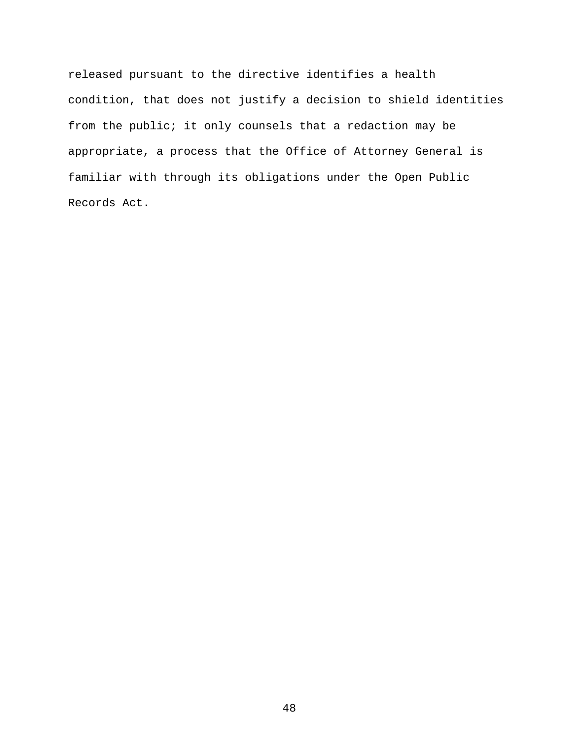released pursuant to the directive identifies a health condition, that does not justify a decision to shield identities from the public; it only counsels that a redaction may be appropriate, a process that the Office of Attorney General is familiar with through its obligations under the Open Public Records Act.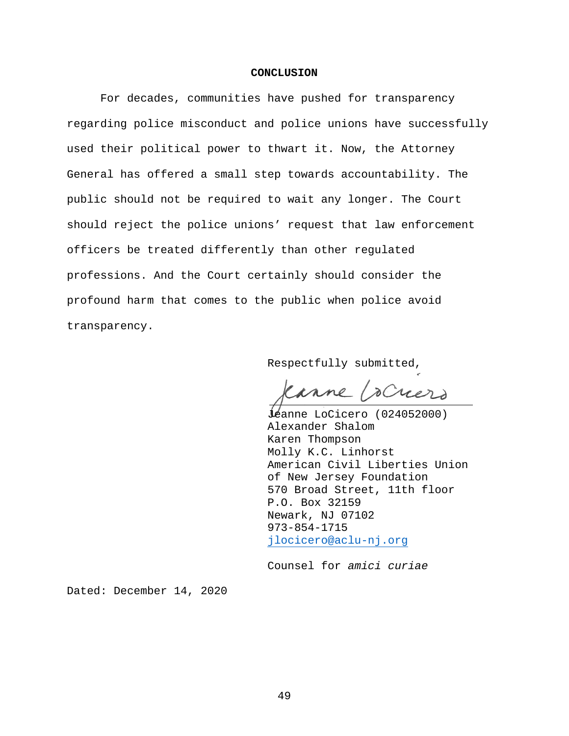## CONCLUSION

For decades, communities have pushed for transparency regarding police misconduct and police unions have successfully used their political power to thwart it. Now, the Attorney General has offered a small step towards accountability. The public should not be required to wait any longer. The Court should reject the police unions' request that law enforcement officers be treated differently than other regulated professions. And the Court certainly should consider the profound harm that comes to the public when police avoid transparency.

Respectfully submitted,

Jeanne LoCicero (024052000)
Alexander Shalom
Karen Thompson
Molly K.C. Linhorst
American Civil Liberties Union
of New Jersey Foundation
570 Broad Street, 11th floor
P.O. Box 32159
Newark, NJ 07102
973-854-1715
jlocicero@aclu-nj.org

Counsel for *amici curiae*

Dated: December 14, 2020